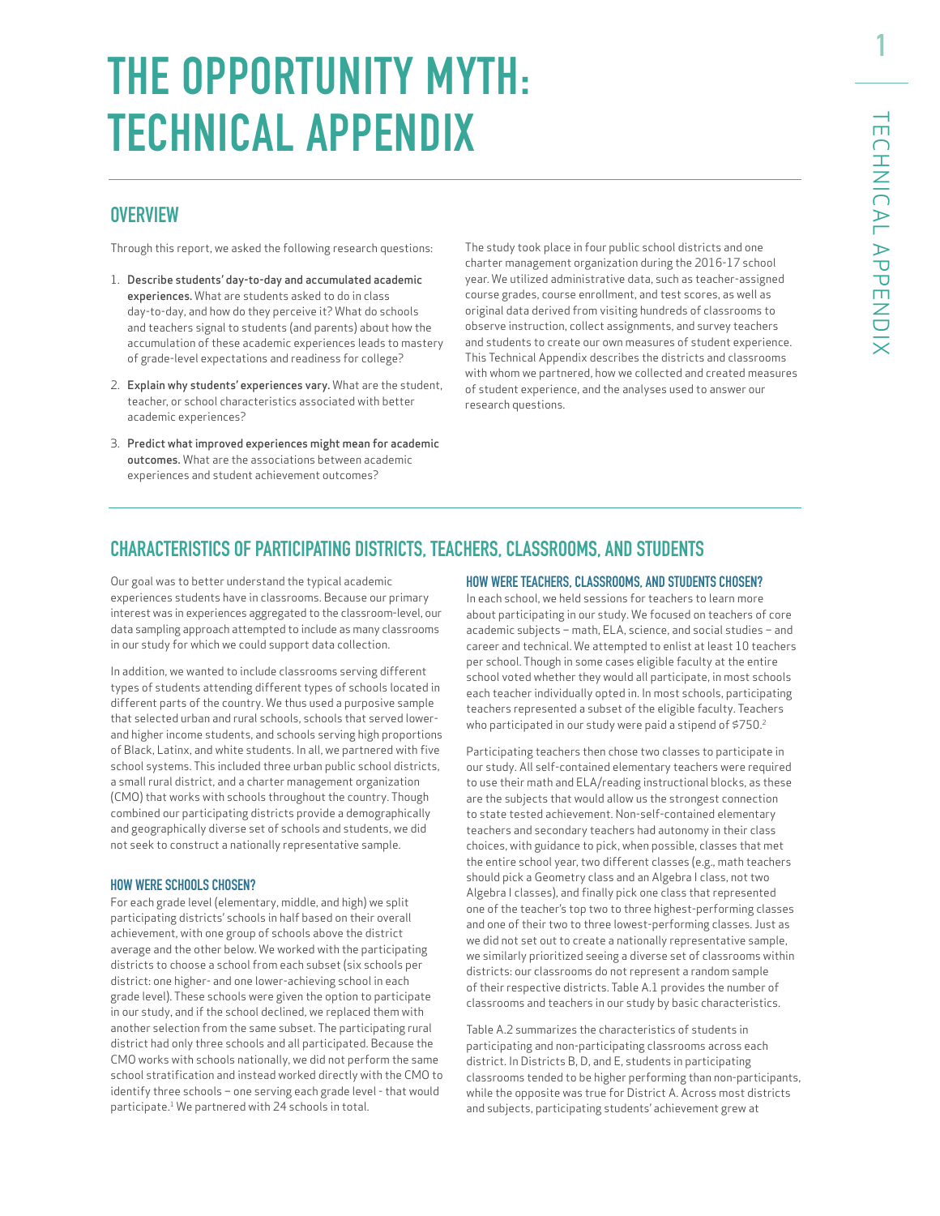# THE OPPORTUNITY MYTH: TECHNICAL APPENDIX

## OVERVIEW

Through this report, we asked the following research questions:

1. **Describe students' day-to-day and accumulated academic experiences.** What are students asked to do in class day-to-day, and how do they perceive it? What do schools and teachers signal to students (and parents) about how the accumulation of these academic experiences leads to mastery of grade-level expectations and readiness for college?
2. **Explain why students' experiences vary.** What are the student, teacher, or school characteristics associated with better academic experiences?
3. **Predict what improved experiences might mean for academic outcomes.** What are the associations between academic experiences and student achievement outcomes?

The study took place in four public school districts and one charter management organization during the 2016-17 school year. We utilized administrative data, such as teacher-assigned course grades, course enrollment, and test scores, as well as original data derived from visiting hundreds of classrooms to observe instruction, collect assignments, and survey teachers and students to create our own measures of student experience. This Technical Appendix describes the districts and classrooms with whom we partnered, how we collected and created measures of student experience, and the analyses used to answer our research questions.

## CHARACTERISTICS OF PARTICIPATING DISTRICTS, TEACHERS, CLASSROOMS, AND STUDENTS

Our goal was to better understand the typical academic experiences students have in classrooms. Because our primary interest was in experiences aggregated to the classroom-level, our data sampling approach attempted to include as many classrooms in our study for which we could support data collection.

In addition, we wanted to include classrooms serving different types of students attending different types of schools located in different parts of the country. We thus used a purposive sample that selected urban and rural schools, schools that served lower- and higher income students, and schools serving high proportions of Black, Latinx, and white students. In all, we partnered with five school systems. This included three urban public school districts, a small rural district, and a charter management organization (CMO) that works with schools throughout the country. Though combined our participating districts provide a demographically and geographically diverse set of schools and students, we did not seek to construct a nationally representative sample.

### HOW WERE SCHOOLS CHOSEN?

For each grade level (elementary, middle, and high) we split participating districts' schools in half based on their overall achievement, with one group of schools above the district average and the other below. We worked with the participating districts to choose a school from each subset (six schools per district: one higher- and one lower-achieving school in each grade level). These schools were given the option to participate in our study, and if the school declined, we replaced them with another selection from the same subset. The participating rural district had only three schools and all participated. Because the CMO works with schools nationally, we did not perform the same school stratification and instead worked directly with the CMO to identify three schools – one serving each grade level - that would participate.[1] We partnered with 24 schools in total.

### HOW WERE TEACHERS, CLASSROOMS, AND STUDENTS CHOSEN?

In each school, we held sessions for teachers to learn more about participating in our study. We focused on teachers of core academic subjects – math, ELA, science, and social studies – and career and technical. We attempted to enlist at least 10 teachers per school. Though in some cases eligible faculty at the entire school voted whether they would all participate, in most schools each teacher individually opted in. In most schools, participating teachers represented a subset of the eligible faculty. Teachers who participated in our study were paid a stipend of $750.[2]

Participating teachers then chose two classes to participate in our study. All self-contained elementary teachers were required to use their math and ELA/reading instructional blocks, as these are the subjects that would allow us the strongest connection to state tested achievement. Non-self-contained elementary teachers and secondary teachers had autonomy in their class choices, with guidance to pick, when possible, classes that met the entire school year, two different classes (e.g., math teachers should pick a Geometry class and an Algebra I class, not two Algebra I classes), and finally pick one class that represented one of the teacher's top two to three highest-performing classes and one of their two to three lowest-performing classes. Just as we did not set out to create a nationally representative sample, we similarly prioritized seeing a diverse set of classrooms within districts: our classrooms do not represent a random sample of their respective districts. Table A.1 provides the number of classrooms and teachers in our study by basic characteristics.

Table A.2 summarizes the characteristics of students in participating and non-participating classrooms across each district. In Districts B, D, and E, students in participating classrooms tended to be higher performing than non-participants, while the opposite was true for District A. Across most districts and subjects, participating students' achievement grew at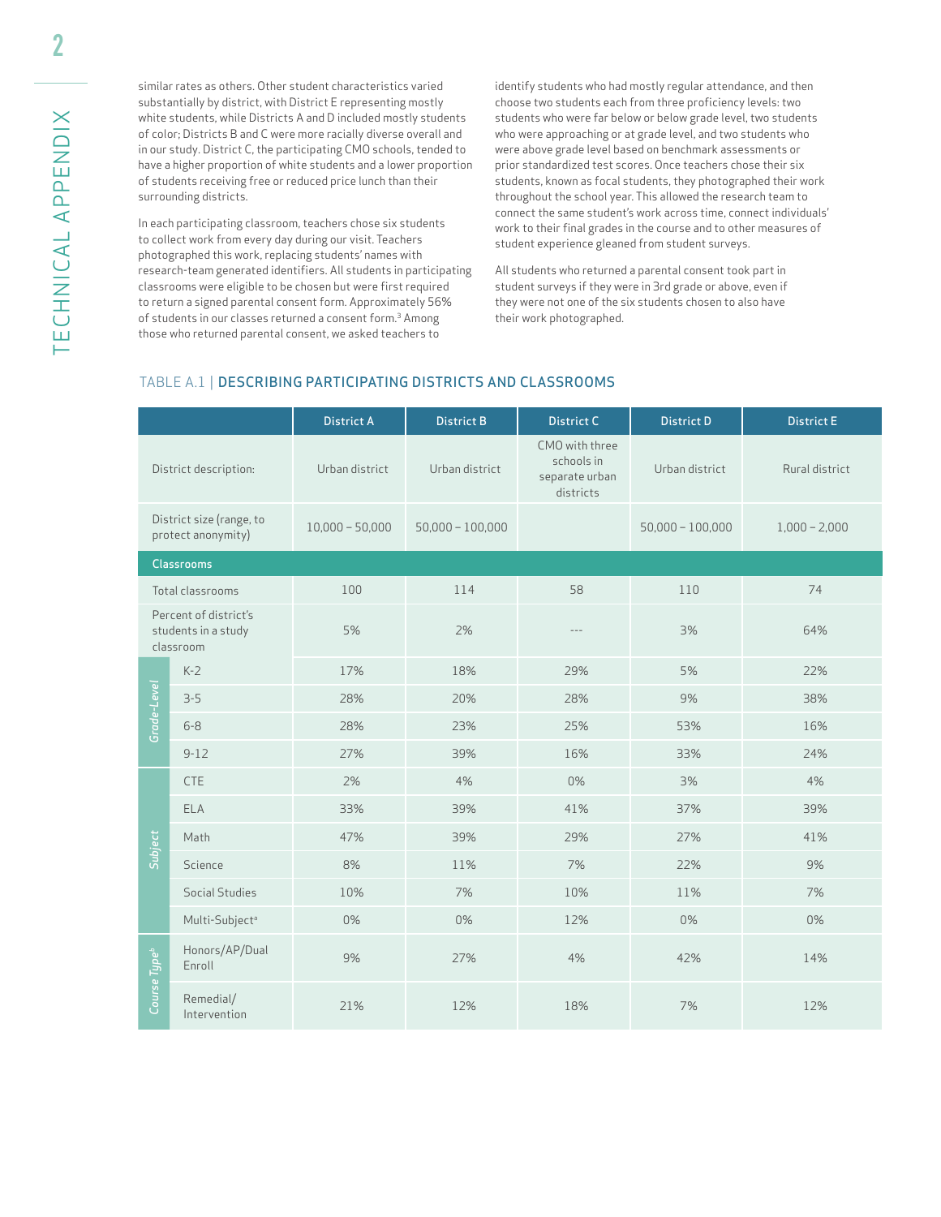similar rates as others. Other student characteristics varied substantially by district, with District E representing mostly white students, while Districts A and D included mostly students of color; Districts B and C were more racially diverse overall and in our study. District C, the participating CMO schools, tended to have a higher proportion of white students and a lower proportion of students receiving free or reduced price lunch than their surrounding districts.

In each participating classroom, teachers chose six students to collect work from every day during our visit. Teachers photographed this work, replacing students' names with research-team generated identifiers. All students in participating classrooms were eligible to be chosen but were first required to return a signed parental consent form. Approximately 56% of students in our classes returned a consent form.[3] Among those who returned parental consent, we asked teachers to identify students who had mostly regular attendance, and then choose two students each from three proficiency levels: two students who were far below or below grade level, two students who were approaching or at grade level, and two students who were above grade level based on benchmark assessments or prior standardized test scores. Once teachers chose their six students, known as focal students, they photographed their work throughout the school year. This allowed the research team to connect the same student's work across time, connect individuals' work to their final grades in the course and to other measures of student experience gleaned from student surveys.

All students who returned a parental consent took part in student surveys if they were in 3rd grade or above, even if they were not one of the six students chosen to also have their work photographed.

## TABLE A.1 | DESCRIBING PARTICIPATING DISTRICTS AND CLASSROOMS

| | | District A | District B | District C | District D | District E |
|---|---|---|---|---|---|---|
| District description: | | Urban district | Urban district | CMO with three schools in separate urban districts | Urban district | Rural district |
| District size (range, to protect anonymity) | | 10,000 – 50,000 | 50,000 – 100,000 | | 50,000 – 100,000 | 1,000 – 2,000 |
| **Classrooms** | | | | | | |
| Total classrooms | | 100 | 114 | 58 | 110 | 74 |
| Percent of district's students in a study classroom | | 5% | 2% | --- | 3% | 64% |
| Grade-Level | K-2 | 17% | 18% | 29% | 5% | 22% |
| | 3-5 | 28% | 20% | 28% | 9% | 38% |
| | 6-8 | 28% | 23% | 25% | 53% | 16% |
| | 9-12 | 27% | 39% | 16% | 33% | 24% |
| Subject | CTE | 2% | 4% | 0% | 3% | 4% |
| | ELA | 33% | 39% | 41% | 37% | 39% |
| | Math | 47% | 39% | 29% | 27% | 41% |
| | Science | 8% | 11% | 7% | 22% | 9% |
| | Social Studies | 10% | 7% | 10% | 11% | 7% |
| | Multi-Subject[a] | 0% | 0% | 12% | 0% | 0% |
| Course Type[b] | Honors/AP/Dual Enroll | 9% | 27% | 4% | 42% | 14% |
| | Remedial/ Intervention | 21% | 12% | 18% | 7% | 12% |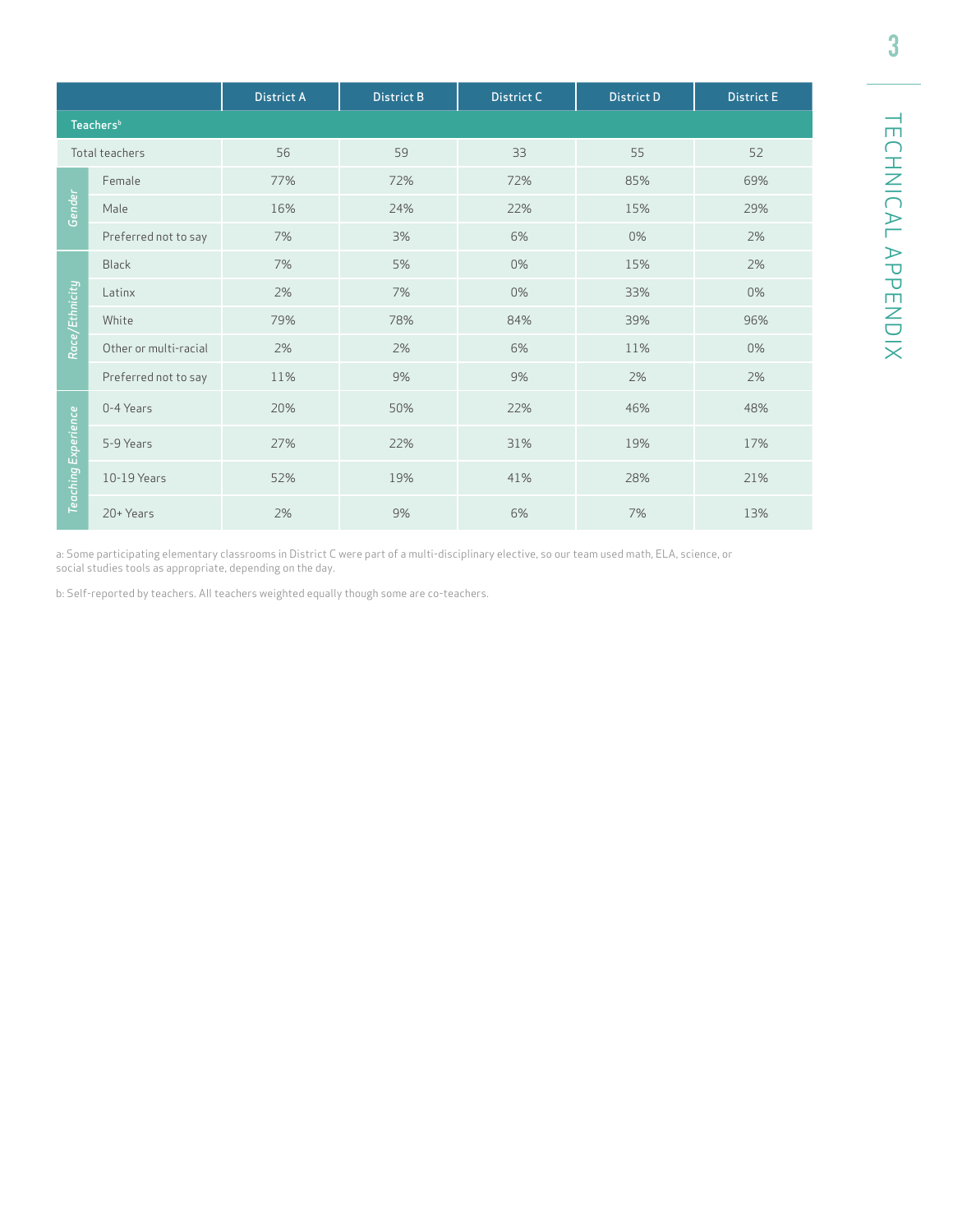| | | District A | District B | District C | District D | District E |
|---|---|---|---|---|---|---|
| **Teachers[b]** | | | | | | |
| Total teachers | | 56 | 59 | 33 | 55 | 52 |
| *Gender* | Female | 77% | 72% | 72% | 85% | 69% |
| | Male | 16% | 24% | 22% | 15% | 29% |
| | Preferred not to say | 7% | 3% | 6% | 0% | 2% |
| *Race/Ethnicity* | Black | 7% | 5% | 0% | 15% | 2% |
| | Latinx | 2% | 7% | 0% | 33% | 0% |
| | White | 79% | 78% | 84% | 39% | 96% |
| | Other or multi-racial | 2% | 2% | 6% | 11% | 0% |
| | Preferred not to say | 11% | 9% | 9% | 2% | 2% |
| *Teaching Experience* | 0-4 Years | 20% | 50% | 22% | 46% | 48% |
| | 5-9 Years | 27% | 22% | 31% | 19% | 17% |
| | 10-19 Years | 52% | 19% | 41% | 28% | 21% |
| | 20+ Years | 2% | 9% | 6% | 7% | 13% |

a: Some participating elementary classrooms in District C were part of a multi-disciplinary elective, so our team used math, ELA, science, or social studies tools as appropriate, depending on the day.

b: Self-reported by teachers. All teachers weighted equally though some are co-teachers.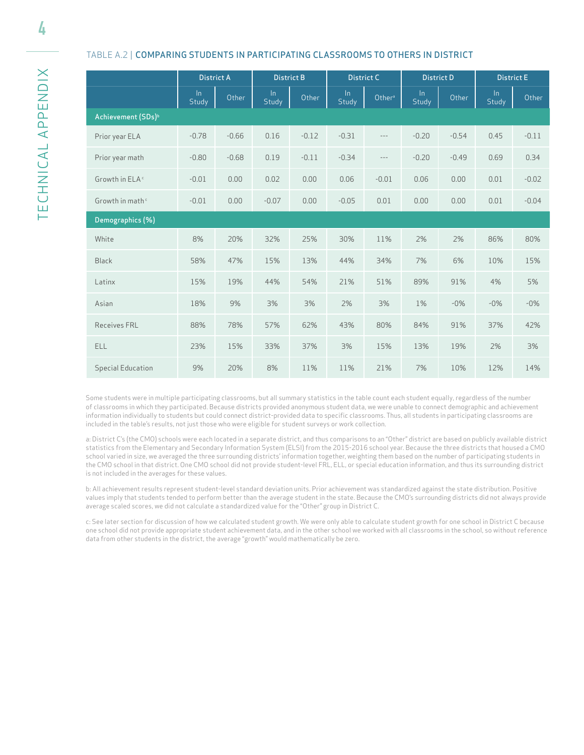TABLE A.2 | COMPARING STUDENTS IN PARTICIPATING CLASSROOMS TO OTHERS IN DISTRICT

| | District A | | District B | | District C | | District D | | District E | |
|---|---|---|---|---|---|---|---|---|---|---|
| | In Study | Other | In Study | Other | In Study | Other[a] | In Study | Other | In Study | Other |
| **Achievement (SDs)[b]** | | | | | | | | | | |
| Prior year ELA | -0.78 | -0.66 | 0.16 | -0.12 | -0.31 | --- | -0.20 | -0.54 | 0.45 | -0.11 |
| Prior year math | -0.80 | -0.68 | 0.19 | -0.11 | -0.34 | --- | -0.20 | -0.49 | 0.69 | 0.34 |
| Growth in ELA[c] | -0.01 | 0.00 | 0.02 | 0.00 | 0.06 | -0.01 | 0.06 | 0.00 | 0.01 | -0.02 |
| Growth in math[c] | -0.01 | 0.00 | -0.07 | 0.00 | -0.05 | 0.01 | 0.00 | 0.00 | 0.01 | -0.04 |
| **Demographics (%)** | | | | | | | | | | |
| White | 8% | 20% | 32% | 25% | 30% | 11% | 2% | 2% | 86% | 80% |
| Black | 58% | 47% | 15% | 13% | 44% | 34% | 7% | 6% | 10% | 15% |
| Latinx | 15% | 19% | 44% | 54% | 21% | 51% | 89% | 91% | 4% | 5% |
| Asian | 18% | 9% | 3% | 3% | 2% | 3% | 1% | -0% | -0% | -0% |
| Receives FRL | 88% | 78% | 57% | 62% | 43% | 80% | 84% | 91% | 37% | 42% |
| ELL | 23% | 15% | 33% | 37% | 3% | 15% | 13% | 19% | 2% | 3% |
| Special Education | 9% | 20% | 8% | 11% | 11% | 21% | 7% | 10% | 12% | 14% |

Some students were in multiple participating classrooms, but all summary statistics in the table count each student equally, regardless of the number of classrooms in which they participated. Because districts provided anonymous student data, we were unable to connect demographic and achievement information individually to students but could connect district-provided data to specific classrooms. Thus, all students in participating classrooms are included in the table's results, not just those who were eligible for student surveys or work collection.

a: District C's (the CMO) schools were each located in a separate district, and thus comparisons to an "Other" district are based on publicly available district statistics from the Elementary and Secondary Information System (ELSI) from the 2015-2016 school year. Because the three districts that housed a CMO school varied in size, we averaged the three surrounding districts' information together, weighting them based on the number of participating students in the CMO school in that district. One CMO school did not provide student-level FRL, ELL, or special education information, and thus its surrounding district is not included in the averages for these values.

b: All achievement results represent student-level standard deviation units. Prior achievement was standardized against the state distribution. Positive values imply that students tended to perform better than the average student in the state. Because the CMO's surrounding districts did not always provide average scaled scores, we did not calculate a standardized value for the "Other" group in District C.

c: See later section for discussion of how we calculated student growth. We were only able to calculate student growth for one school in District C because one school did not provide appropriate student achievement data, and in the other school we worked with all classrooms in the school, so without reference data from other students in the district, the average "growth" would mathematically be zero.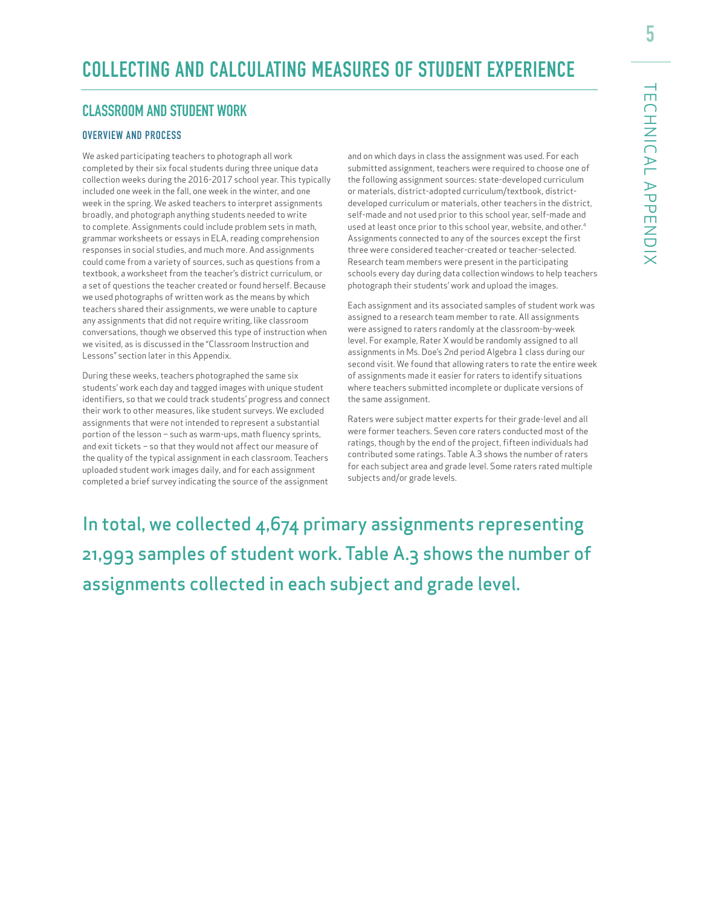# COLLECTING AND CALCULATING MEASURES OF STUDENT EXPERIENCE

## CLASSROOM AND STUDENT WORK

### OVERVIEW AND PROCESS

We asked participating teachers to photograph all work completed by their six focal students during three unique data collection weeks during the 2016-2017 school year. This typically included one week in the fall, one week in the winter, and one week in the spring. We asked teachers to interpret assignments broadly, and photograph anything students needed to write to complete. Assignments could include problem sets in math, grammar worksheets or essays in ELA, reading comprehension responses in social studies, and much more. And assignments could come from a variety of sources, such as questions from a textbook, a worksheet from the teacher's district curriculum, or a set of questions the teacher created or found herself. Because we used photographs of written work as the means by which teachers shared their assignments, we were unable to capture any assignments that did not require writing, like classroom conversations, though we observed this type of instruction when we visited, as is discussed in the "Classroom Instruction and Lessons" section later in this Appendix.

During these weeks, teachers photographed the same six students' work each day and tagged images with unique student identifiers, so that we could track students' progress and connect their work to other measures, like student surveys. We excluded assignments that were not intended to represent a substantial portion of the lesson – such as warm-ups, math fluency sprints, and exit tickets – so that they would not affect our measure of the quality of the typical assignment in each classroom. Teachers uploaded student work images daily, and for each assignment completed a brief survey indicating the source of the assignment and on which days in class the assignment was used. For each submitted assignment, teachers were required to choose one of the following assignment sources: state-developed curriculum or materials, district-adopted curriculum/textbook, district-developed curriculum or materials, other teachers in the district, self-made and not used prior to this school year, self-made and used at least once prior to this school year, website, and other.[4] Assignments connected to any of the sources except the first three were considered teacher-created or teacher-selected. Research team members were present in the participating schools every day during data collection windows to help teachers photograph their students' work and upload the images.

Each assignment and its associated samples of student work was assigned to a research team member to rate. All assignments were assigned to raters randomly at the classroom-by-week level. For example, Rater X would be randomly assigned to all assignments in Ms. Doe's 2nd period Algebra 1 class during our second visit. We found that allowing raters to rate the entire week of assignments made it easier for raters to identify situations where teachers submitted incomplete or duplicate versions of the same assignment.

Raters were subject matter experts for their grade-level and all were former teachers. Seven core raters conducted most of the ratings, though by the end of the project, fifteen individuals had contributed some ratings. Table A.3 shows the number of raters for each subject area and grade level. Some raters rated multiple subjects and/or grade levels.

In total, we collected 4,674 primary assignments representing 21,993 samples of student work. Table A.3 shows the number of assignments collected in each subject and grade level.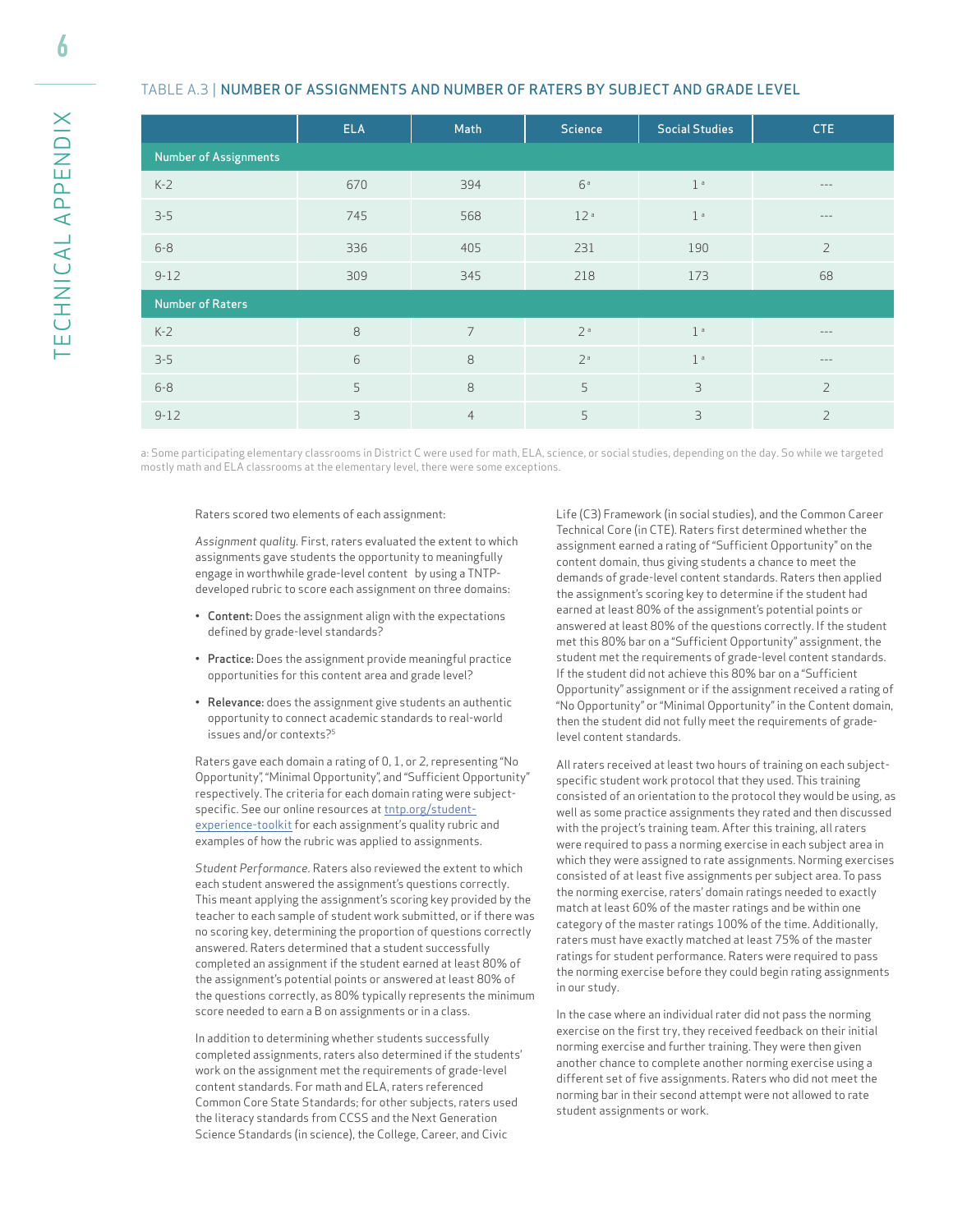TABLE A.3 | NUMBER OF ASSIGNMENTS AND NUMBER OF RATERS BY SUBJECT AND GRADE LEVEL

| | ELA | Math | Science | Social Studies | CTE |
|---|---|---|---|---|---|
| **Number of Assignments** | | | | | |
| K-2 | 670 | 394 | 6 [a] | 1 [a] | --- |
| 3-5 | 745 | 568 | 12 [a] | 1 [a] | --- |
| 6-8 | 336 | 405 | 231 | 190 | 2 |
| 9-12 | 309 | 345 | 218 | 173 | 68 |
| **Number of Raters** | | | | | |
| K-2 | 8 | 7 | 2 [a] | 1 [a] | --- |
| 3-5 | 6 | 8 | 2 [a] | 1 [a] | --- |
| 6-8 | 5 | 8 | 5 | 3 | 2 |
| 9-12 | 3 | 4 | 5 | 3 | 2 |

a: Some participating elementary classrooms in District C were used for math, ELA, science, or social studies, depending on the day. So while we targeted mostly math and ELA classrooms at the elementary level, there were some exceptions.

Raters scored two elements of each assignment:

*Assignment quality.* First, raters evaluated the extent to which assignments gave students the opportunity to meaningfully engage in worthwhile grade-level content by using a TNTP-developed rubric to score each assignment on three domains:

- **Content:** Does the assignment align with the expectations defined by grade-level standards?
- **Practice:** Does the assignment provide meaningful practice opportunities for this content area and grade level?
- **Relevance:** does the assignment give students an authentic opportunity to connect academic standards to real-world issues and/or contexts?[5]

Raters gave each domain a rating of 0, 1, or 2, representing "No Opportunity", "Minimal Opportunity", and "Sufficient Opportunity" respectively. The criteria for each domain rating were subject-specific. See our online resources at tntp.org/student-experience-toolkit for each assignment's quality rubric and examples of how the rubric was applied to assignments.

*Student Performance.* Raters also reviewed the extent to which each student answered the assignment's questions correctly. This meant applying the assignment's scoring key provided by the teacher to each sample of student work submitted, or if there was no scoring key, determining the proportion of questions correctly answered. Raters determined that a student successfully completed an assignment if the student earned at least 80% of the assignment's potential points or answered at least 80% of the questions correctly, as 80% typically represents the minimum score needed to earn a B on assignments or in a class.

In addition to determining whether students successfully completed assignments, raters also determined if the students' work on the assignment met the requirements of grade-level content standards. For math and ELA, raters referenced Common Core State Standards; for other subjects, raters used the literacy standards from CCSS and the Next Generation Science Standards (in science), the College, Career, and Civic Life (C3) Framework (in social studies), and the Common Career Technical Core (in CTE). Raters first determined whether the assignment earned a rating of "Sufficient Opportunity" on the content domain, thus giving students a chance to meet the demands of grade-level content standards. Raters then applied the assignment's scoring key to determine if the student had earned at least 80% of the assignment's potential points or answered at least 80% of the questions correctly. If the student met this 80% bar on a "Sufficient Opportunity" assignment, the student met the requirements of grade-level content standards. If the student did not achieve this 80% bar on a "Sufficient Opportunity" assignment or if the assignment received a rating of "No Opportunity" or "Minimal Opportunity" in the Content domain, then the student did not fully meet the requirements of grade-level content standards.

All raters received at least two hours of training on each subject-specific student work protocol that they used. This training consisted of an orientation to the protocol they would be using, as well as some practice assignments they rated and then discussed with the project's training team. After this training, all raters were required to pass a norming exercise in each subject area in which they were assigned to rate assignments. Norming exercises consisted of at least five assignments per subject area. To pass the norming exercise, raters' domain ratings needed to exactly match at least 60% of the master ratings and be within one category of the master ratings 100% of the time. Additionally, raters must have exactly matched at least 75% of the master ratings for student performance. Raters were required to pass the norming exercise before they could begin rating assignments in our study.

In the case where an individual rater did not pass the norming exercise on the first try, they received feedback on their initial norming exercise and further training. They were then given another chance to complete another norming exercise using a different set of five assignments. Raters who did not meet the norming bar in their second attempt were not allowed to rate student assignments or work.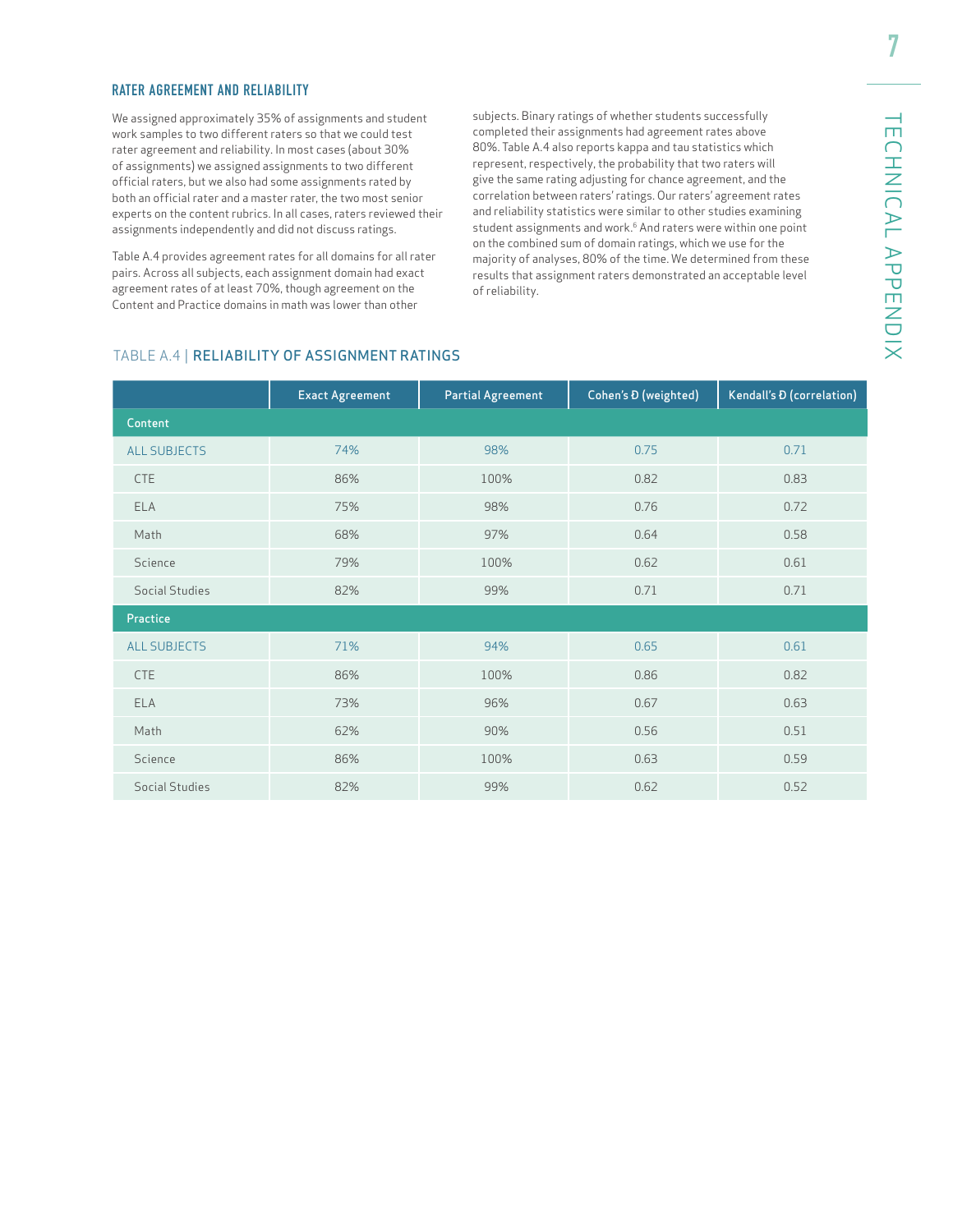## RATER AGREEMENT AND RELIABILITY

We assigned approximately 35% of assignments and student work samples to two different raters so that we could test rater agreement and reliability. In most cases (about 30% of assignments) we assigned assignments to two different official raters, but we also had some assignments rated by both an official rater and a master rater, the two most senior experts on the content rubrics. In all cases, raters reviewed their assignments independently and did not discuss ratings.

Table A.4 provides agreement rates for all domains for all rater pairs. Across all subjects, each assignment domain had exact agreement rates of at least 70%, though agreement on the Content and Practice domains in math was lower than other subjects. Binary ratings of whether students successfully completed their assignments had agreement rates above 80%. Table A.4 also reports kappa and tau statistics which represent, respectively, the probability that two raters will give the same rating adjusting for chance agreement, and the correlation between raters' ratings. Our raters' agreement rates and reliability statistics were similar to other studies examining student assignments and work.[6] And raters were within one point on the combined sum of domain ratings, which we use for the majority of analyses, 80% of the time. We determined from these results that assignment raters demonstrated an acceptable level of reliability.

TABLE A.4 | **RELIABILITY OF ASSIGNMENT RATINGS**

| | Exact Agreement | Partial Agreement | Cohen's Ð (weighted) | Kendall's Ð (correlation) |
|---|---|---|---|---|
| **Content** | | | | |
| ALL SUBJECTS | 74% | 98% | 0.75 | 0.71 |
| CTE | 86% | 100% | 0.82 | 0.83 |
| ELA | 75% | 98% | 0.76 | 0.72 |
| Math | 68% | 97% | 0.64 | 0.58 |
| Science | 79% | 100% | 0.62 | 0.61 |
| Social Studies | 82% | 99% | 0.71 | 0.71 |
| **Practice** | | | | |
| ALL SUBJECTS | 71% | 94% | 0.65 | 0.61 |
| CTE | 86% | 100% | 0.86 | 0.82 |
| ELA | 73% | 96% | 0.67 | 0.63 |
| Math | 62% | 90% | 0.56 | 0.51 |
| Science | 86% | 100% | 0.63 | 0.59 |
| Social Studies | 82% | 99% | 0.62 | 0.52 |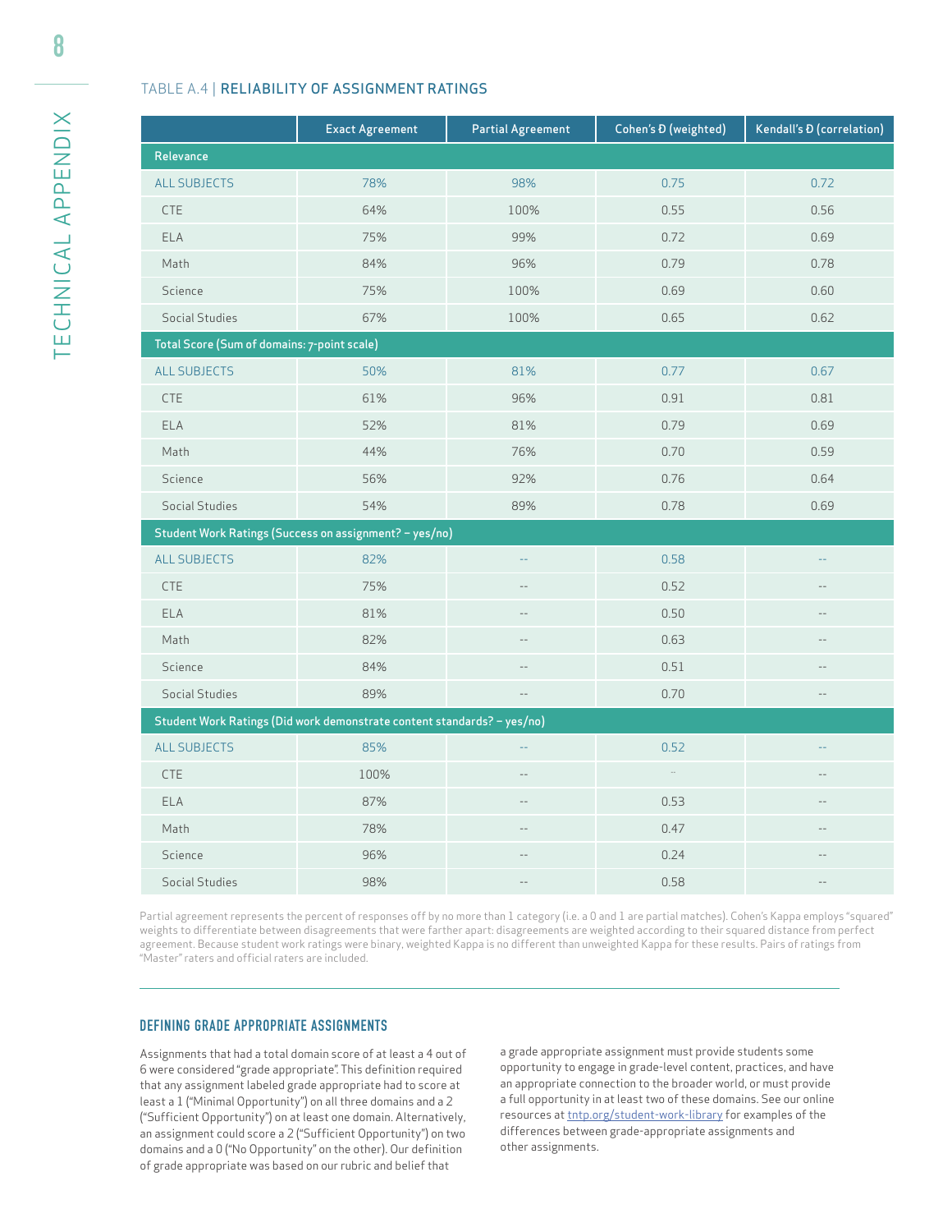### TABLE A.4 | RELIABILITY OF ASSIGNMENT RATINGS

| | Exact Agreement | Partial Agreement | Cohen's Ð (weighted) | Kendall's Ð (correlation) |
|---|---|---|---|---|
| **Relevance** | | | | |
| ALL SUBJECTS | 78% | 98% | 0.75 | 0.72 |
| CTE | 64% | 100% | 0.55 | 0.56 |
| ELA | 75% | 99% | 0.72 | 0.69 |
| Math | 84% | 96% | 0.79 | 0.78 |
| Science | 75% | 100% | 0.69 | 0.60 |
| Social Studies | 67% | 100% | 0.65 | 0.62 |
| **Total Score (Sum of domains: 7-point scale)** | | | | |
| ALL SUBJECTS | 50% | 81% | 0.77 | 0.67 |
| CTE | 61% | 96% | 0.91 | 0.81 |
| ELA | 52% | 81% | 0.79 | 0.69 |
| Math | 44% | 76% | 0.70 | 0.59 |
| Science | 56% | 92% | 0.76 | 0.64 |
| Social Studies | 54% | 89% | 0.78 | 0.69 |
| **Student Work Ratings (Success on assignment? – yes/no)** | | | | |
| ALL SUBJECTS | 82% | -- | 0.58 | -- |
| CTE | 75% | -- | 0.52 | -- |
| ELA | 81% | -- | 0.50 | -- |
| Math | 82% | -- | 0.63 | -- |
| Science | 84% | -- | 0.51 | -- |
| Social Studies | 89% | -- | 0.70 | -- |
| **Student Work Ratings (Did work demonstrate content standards? – yes/no)** | | | | |
| ALL SUBJECTS | 85% | -- | 0.52 | -- |
| CTE | 100% | -- | -- | -- |
| ELA | 87% | -- | 0.53 | -- |
| Math | 78% | -- | 0.47 | -- |
| Science | 96% | -- | 0.24 | -- |
| Social Studies | 98% | -- | 0.58 | -- |

Partial agreement represents the percent of responses off by no more than 1 category (i.e. a 0 and 1 are partial matches). Cohen's Kappa employs "squared" weights to differentiate between disagreements that were farther apart: disagreements are weighted according to their squared distance from perfect agreement. Because student work ratings were binary, weighted Kappa is no different than unweighted Kappa for these results. Pairs of ratings from "Master" raters and official raters are included.

### DEFINING GRADE APPROPRIATE ASSIGNMENTS

Assignments that had a total domain score of at least a 4 out of 6 were considered "grade appropriate". This definition required that any assignment labeled grade appropriate had to score at least a 1 ("Minimal Opportunity") on all three domains and a 2 ("Sufficient Opportunity") on at least one domain. Alternatively, an assignment could score a 2 ("Sufficient Opportunity") on two domains and a 0 ("No Opportunity" on the other). Our definition of grade appropriate was based on our rubric and belief that a grade appropriate assignment must provide students some opportunity to engage in grade-level content, practices, and have an appropriate connection to the broader world, or must provide a full opportunity in at least two of these domains. See our online resources at tntp.org/student-work-library for examples of the differences between grade-appropriate assignments and other assignments.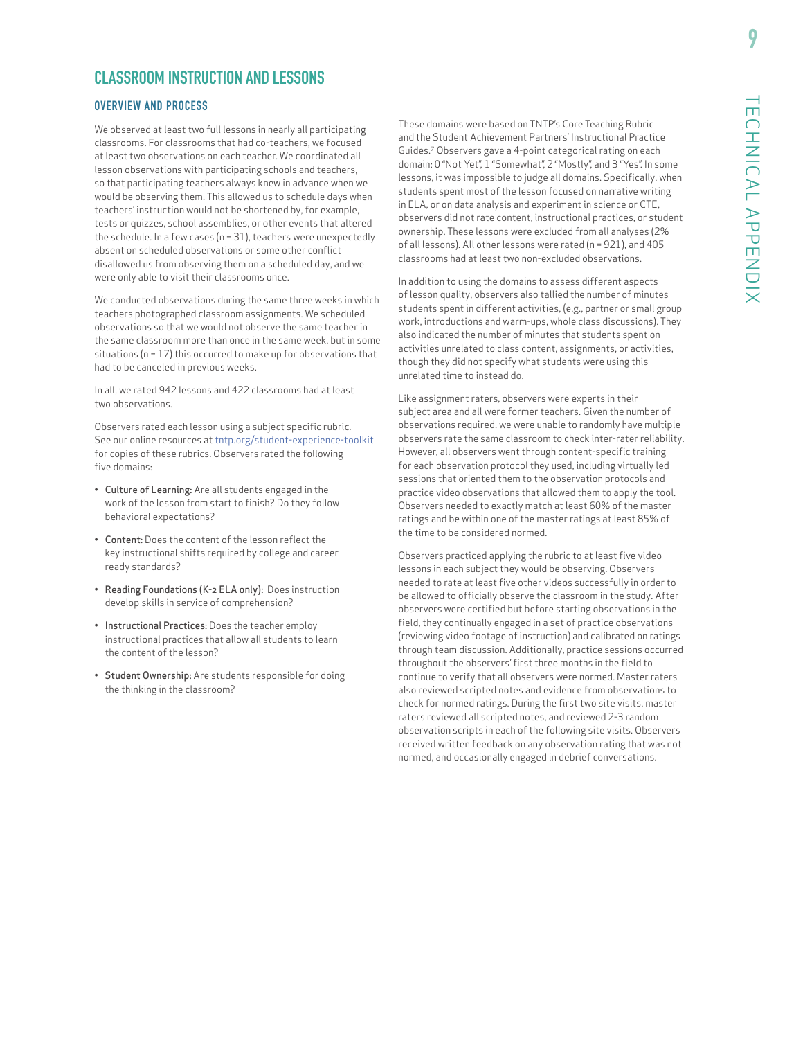## CLASSROOM INSTRUCTION AND LESSONS

### OVERVIEW AND PROCESS

We observed at least two full lessons in nearly all participating classrooms. For classrooms that had co-teachers, we focused at least two observations on each teacher. We coordinated all lesson observations with participating schools and teachers, so that participating teachers always knew in advance when we would be observing them. This allowed us to schedule days when teachers' instruction would not be shortened by, for example, tests or quizzes, school assemblies, or other events that altered the schedule. In a few cases (n = 31), teachers were unexpectedly absent on scheduled observations or some other conflict disallowed us from observing them on a scheduled day, and we were only able to visit their classrooms once.

We conducted observations during the same three weeks in which teachers photographed classroom assignments. We scheduled observations so that we would not observe the same teacher in the same classroom more than once in the same week, but in some situations (n = 17) this occurred to make up for observations that had to be canceled in previous weeks.

In all, we rated 942 lessons and 422 classrooms had at least two observations.

Observers rated each lesson using a subject specific rubric. See our online resources at tntp.org/student-experience-toolkit for copies of these rubrics. Observers rated the following five domains:

- **Culture of Learning:** Are all students engaged in the work of the lesson from start to finish? Do they follow behavioral expectations?
- **Content:** Does the content of the lesson reflect the key instructional shifts required by college and career ready standards?
- **Reading Foundations (K-2 ELA only):** Does instruction develop skills in service of comprehension?
- **Instructional Practices:** Does the teacher employ instructional practices that allow all students to learn the content of the lesson?
- **Student Ownership:** Are students responsible for doing the thinking in the classroom?

These domains were based on TNTP's Core Teaching Rubric and the Student Achievement Partners' Instructional Practice Guides.[7] Observers gave a 4-point categorical rating on each domain: 0 "Not Yet", 1 "Somewhat", 2 "Mostly", and 3 "Yes". In some lessons, it was impossible to judge all domains. Specifically, when students spent most of the lesson focused on narrative writing in ELA, or on data analysis and experiment in science or CTE, observers did not rate content, instructional practices, or student ownership. These lessons were excluded from all analyses (2% of all lessons). All other lessons were rated (n = 921), and 405 classrooms had at least two non-excluded observations.

In addition to using the domains to assess different aspects of lesson quality, observers also tallied the number of minutes students spent in different activities, (e.g., partner or small group work, introductions and warm-ups, whole class discussions). They also indicated the number of minutes that students spent on activities unrelated to class content, assignments, or activities, though they did not specify what students were using this unrelated time to instead do.

Like assignment raters, observers were experts in their subject area and all were former teachers. Given the number of observations required, we were unable to randomly have multiple observers rate the same classroom to check inter-rater reliability. However, all observers went through content-specific training for each observation protocol they used, including virtually led sessions that oriented them to the observation protocols and practice video observations that allowed them to apply the tool. Observers needed to exactly match at least 60% of the master ratings and be within one of the master ratings at least 85% of the time to be considered normed.

Observers practiced applying the rubric to at least five video lessons in each subject they would be observing. Observers needed to rate at least five other videos successfully in order to be allowed to officially observe the classroom in the study. After observers were certified but before starting observations in the field, they continually engaged in a set of practice observations (reviewing video footage of instruction) and calibrated on ratings through team discussion. Additionally, practice sessions occurred throughout the observers' first three months in the field to continue to verify that all observers were normed. Master raters also reviewed scripted notes and evidence from observations to check for normed ratings. During the first two site visits, master raters reviewed all scripted notes, and reviewed 2-3 random observation scripts in each of the following site visits. Observers received written feedback on any observation rating that was not normed, and occasionally engaged in debrief conversations.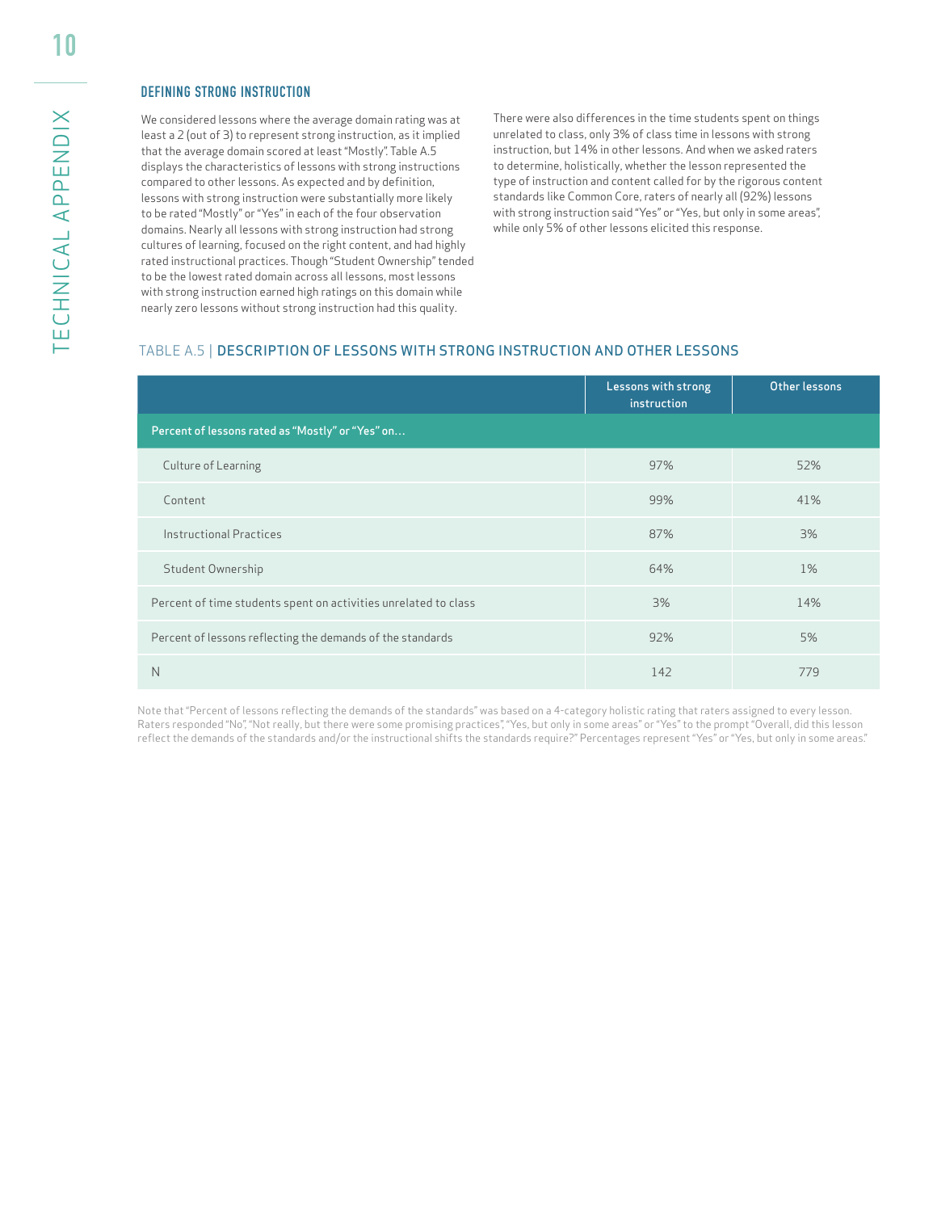### DEFINING STRONG INSTRUCTION

We considered lessons where the average domain rating was at least a 2 (out of 3) to represent strong instruction, as it implied that the average domain scored at least "Mostly". Table A.5 displays the characteristics of lessons with strong instructions compared to other lessons. As expected and by definition, lessons with strong instruction were substantially more likely to be rated "Mostly" or "Yes" in each of the four observation domains. Nearly all lessons with strong instruction had strong cultures of learning, focused on the right content, and had highly rated instructional practices. Though "Student Ownership" tended to be the lowest rated domain across all lessons, most lessons with strong instruction earned high ratings on this domain while nearly zero lessons without strong instruction had this quality.

There were also differences in the time students spent on things unrelated to class, only 3% of class time in lessons with strong instruction, but 14% in other lessons. And when we asked raters to determine, holistically, whether the lesson represented the type of instruction and content called for by the rigorous content standards like Common Core, raters of nearly all (92%) lessons with strong instruction said "Yes" or "Yes, but only in some areas", while only 5% of other lessons elicited this response.

TABLE A.5 | DESCRIPTION OF LESSONS WITH STRONG INSTRUCTION AND OTHER LESSONS

| | Lessons with strong instruction | Other lessons |
|---|---|---|
| **Percent of lessons rated as "Mostly" or "Yes" on...** | | |
| Culture of Learning | 97% | 52% |
| Content | 99% | 41% |
| Instructional Practices | 87% | 3% |
| Student Ownership | 64% | 1% |
| Percent of time students spent on activities unrelated to class | 3% | 14% |
| Percent of lessons reflecting the demands of the standards | 92% | 5% |
| N | 142 | 779 |

Note that "Percent of lessons reflecting the demands of the standards" was based on a 4-category holistic rating that raters assigned to every lesson. Raters responded "No", "Not really, but there were some promising practices", "Yes, but only in some areas" or "Yes" to the prompt "Overall, did this lesson reflect the demands of the standards and/or the instructional shifts the standards require?" Percentages represent "Yes" or "Yes, but only in some areas."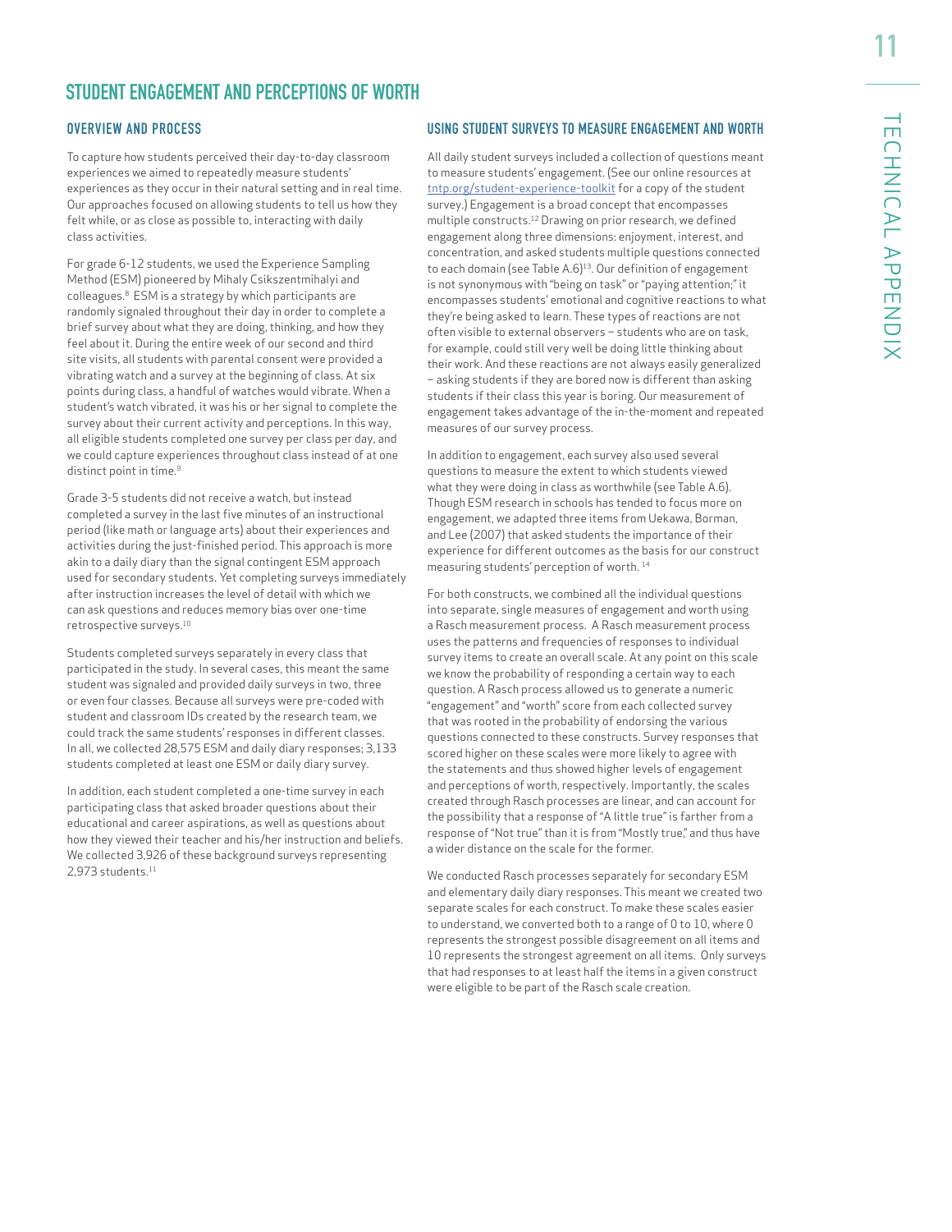## STUDENT ENGAGEMENT AND PERCEPTIONS OF WORTH

### OVERVIEW AND PROCESS

To capture how students perceived their day-to-day classroom experiences we aimed to repeatedly measure students' experiences as they occur in their natural setting and in real time. Our approaches focused on allowing students to tell us how they felt while, or as close as possible to, interacting with daily class activities.

For grade 6-12 students, we used the Experience Sampling Method (ESM) pioneered by Mihaly Csikszentmihalyi and colleagues.[8] ESM is a strategy by which participants are randomly signaled throughout their day in order to complete a brief survey about what they are doing, thinking, and how they feel about it. During the entire week of our second and third site visits, all students with parental consent were provided a vibrating watch and a survey at the beginning of class. At six points during class, a handful of watches would vibrate. When a student's watch vibrated, it was his or her signal to complete the survey about their current activity and perceptions. In this way, all eligible students completed one survey per class per day, and we could capture experiences throughout class instead of at one distinct point in time.[9]

Grade 3-5 students did not receive a watch, but instead completed a survey in the last five minutes of an instructional period (like math or language arts) about their experiences and activities during the just-finished period. This approach is more akin to a daily diary than the signal contingent ESM approach used for secondary students. Yet completing surveys immediately after instruction increases the level of detail with which we can ask questions and reduces memory bias over one-time retrospective surveys.[10]

Students completed surveys separately in every class that participated in the study. In several cases, this meant the same student was signaled and provided daily surveys in two, three or even four classes. Because all surveys were pre-coded with student and classroom IDs created by the research team, we could track the same students' responses in different classes. In all, we collected 28,575 ESM and daily diary responses; 3,133 students completed at least one ESM or daily diary survey.

In addition, each student completed a one-time survey in each participating class that asked broader questions about their educational and career aspirations, as well as questions about how they viewed their teacher and his/her instruction and beliefs. We collected 3,926 of these background surveys representing 2,973 students.[11]

### USING STUDENT SURVEYS TO MEASURE ENGAGEMENT AND WORTH

All daily student surveys included a collection of questions meant to measure students' engagement. (See our online resources at tntp.org/student-experience-toolkit for a copy of the student survey.) Engagement is a broad concept that encompasses multiple constructs.[12] Drawing on prior research, we defined engagement along three dimensions: enjoyment, interest, and concentration, and asked students multiple questions connected to each domain (see Table A.6)[13]. Our definition of engagement is not synonymous with "being on task" or "paying attention;" it encompasses students' emotional and cognitive reactions to what they're being asked to learn. These types of reactions are not often visible to external observers – students who are on task, for example, could still very well be doing little thinking about their work. And these reactions are not always easily generalized – asking students if they are bored now is different than asking students if their class this year is boring. Our measurement of engagement takes advantage of the in-the-moment and repeated measures of our survey process.

In addition to engagement, each survey also used several questions to measure the extent to which students viewed what they were doing in class as worthwhile (see Table A.6). Though ESM research in schools has tended to focus more on engagement, we adapted three items from Uekawa, Borman, and Lee (2007) that asked students the importance of their experience for different outcomes as the basis for our construct measuring students' perception of worth.[14]

For both constructs, we combined all the individual questions into separate, single measures of engagement and worth using a Rasch measurement process. A Rasch measurement process uses the patterns and frequencies of responses to individual survey items to create an overall scale. At any point on this scale we know the probability of responding a certain way to each question. A Rasch process allowed us to generate a numeric "engagement" and "worth" score from each collected survey that was rooted in the probability of endorsing the various questions connected to these constructs. Survey responses that scored higher on these scales were more likely to agree with the statements and thus showed higher levels of engagement and perceptions of worth, respectively. Importantly, the scales created through Rasch processes are linear, and can account for the possibility that a response of "A little true" is farther from a response of "Not true" than it is from "Mostly true," and thus have a wider distance on the scale for the former.

We conducted Rasch processes separately for secondary ESM and elementary daily diary responses. This meant we created two separate scales for each construct. To make these scales easier to understand, we converted both to a range of 0 to 10, where 0 represents the strongest possible disagreement on all items and 10 represents the strongest agreement on all items. Only surveys that had responses to at least half the items in a given construct were eligible to be part of the Rasch scale creation.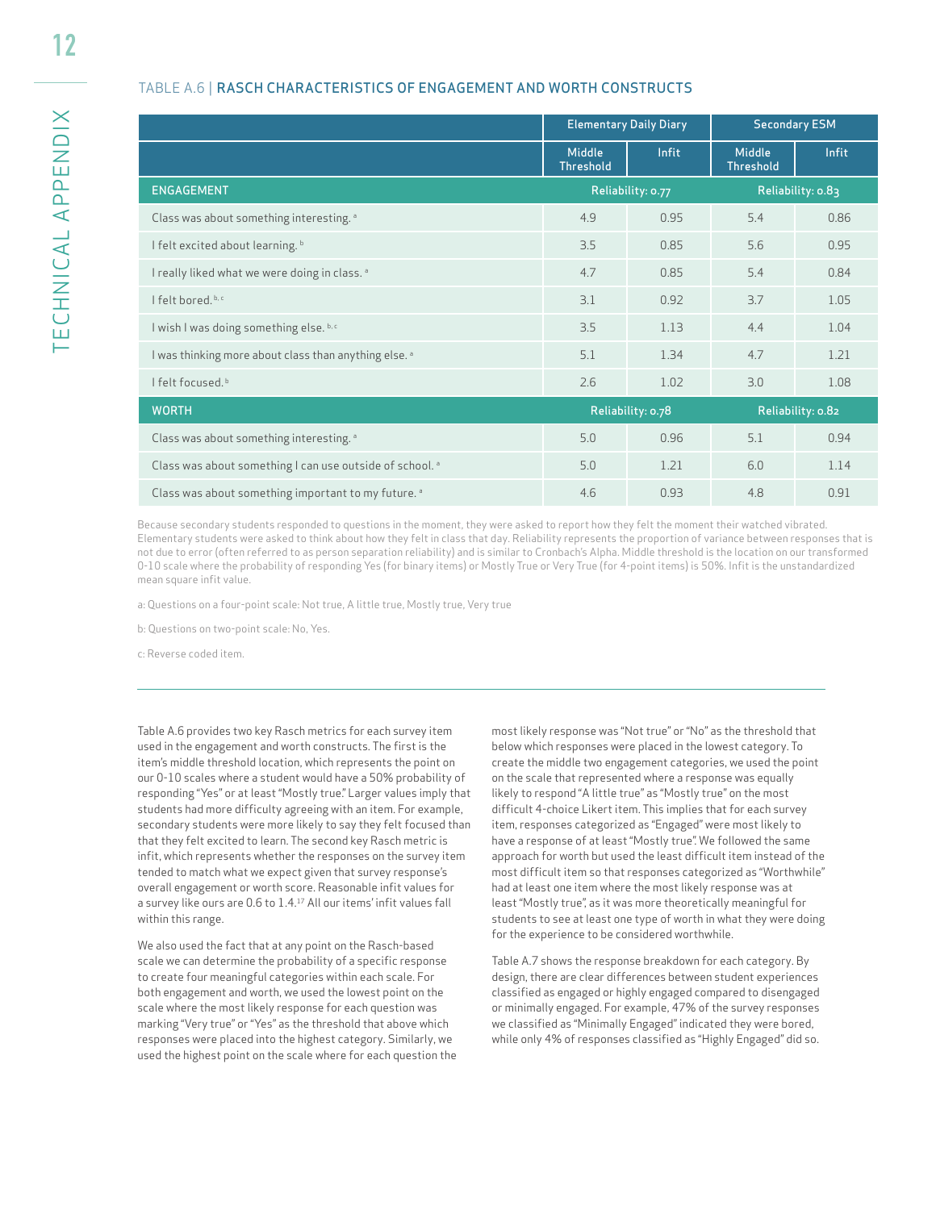TABLE A.6 | RASCH CHARACTERISTICS OF ENGAGEMENT AND WORTH CONSTRUCTS

| | Elementary Daily Diary | | Secondary ESM | |
|---|---|---|---|---|
| | Middle Threshold | Infit | Middle Threshold | Infit |
| **ENGAGEMENT** | Reliability: 0.77 | | Reliability: 0.83 | |
| Class was about something interesting. [a] | 4.9 | 0.95 | 5.4 | 0.86 |
| I felt excited about learning. [b] | 3.5 | 0.85 | 5.6 | 0.95 |
| I really liked what we were doing in class. [a] | 4.7 | 0.85 | 5.4 | 0.84 |
| I felt bored. [b, c] | 3.1 | 0.92 | 3.7 | 1.05 |
| I wish I was doing something else. [b, c] | 3.5 | 1.13 | 4.4 | 1.04 |
| I was thinking more about class than anything else. [a] | 5.1 | 1.34 | 4.7 | 1.21 |
| I felt focused. [b] | 2.6 | 1.02 | 3.0 | 1.08 |
| **WORTH** | Reliability: 0.78 | | Reliability: 0.82 | |
| Class was about something interesting. [a] | 5.0 | 0.96 | 5.1 | 0.94 |
| Class was about something I can use outside of school. [a] | 5.0 | 1.21 | 6.0 | 1.14 |
| Class was about something important to my future. [a] | 4.6 | 0.93 | 4.8 | 0.91 |

Because secondary students responded to questions in the moment, they were asked to report how they felt the moment their watched vibrated. Elementary students were asked to think about how they felt in class that day. Reliability represents the proportion of variance between responses that is not due to error (often referred to as person separation reliability) and is similar to Cronbach's Alpha. Middle threshold is the location on our transformed 0-10 scale where the probability of responding Yes (for binary items) or Mostly True or Very True (for 4-point items) is 50%. Infit is the unstandardized mean square infit value.

a: Questions on a four-point scale: Not true, A little true, Mostly true, Very true

b: Questions on two-point scale: No, Yes.

c: Reverse coded item.

Table A.6 provides two key Rasch metrics for each survey item used in the engagement and worth constructs. The first is the item's middle threshold location, which represents the point on our 0-10 scales where a student would have a 50% probability of responding "Yes" or at least "Mostly true." Larger values imply that students had more difficulty agreeing with an item. For example, secondary students were more likely to say they felt focused than that they felt excited to learn. The second key Rasch metric is infit, which represents whether the responses on the survey item tended to match what we expect given that survey response's overall engagement or worth score. Reasonable infit values for a survey like ours are 0.6 to 1.4.[17] All our items' infit values fall within this range.

We also used the fact that at any point on the Rasch-based scale we can determine the probability of a specific response to create four meaningful categories within each scale. For both engagement and worth, we used the lowest point on the scale where the most likely response for each question was marking "Very true" or "Yes" as the threshold that above which responses were placed into the highest category. Similarly, we used the highest point on the scale where for each question the most likely response was "Not true" or "No" as the threshold that below which responses were placed in the lowest category. To create the middle two engagement categories, we used the point on the scale that represented where a response was equally likely to respond "A little true" as "Mostly true" on the most difficult 4-choice Likert item. This implies that for each survey item, responses categorized as "Engaged" were most likely to have a response of at least "Mostly true". We followed the same approach for worth but used the least difficult item instead of the most difficult item so that responses categorized as "Worthwhile" had at least one item where the most likely response was at least "Mostly true", as it was more theoretically meaningful for students to see at least one type of worth in what they were doing for the experience to be considered worthwhile.

Table A.7 shows the response breakdown for each category. By design, there are clear differences between student experiences classified as engaged or highly engaged compared to disengaged or minimally engaged. For example, 47% of the survey responses we classified as "Minimally Engaged" indicated they were bored, while only 4% of responses classified as "Highly Engaged" did so.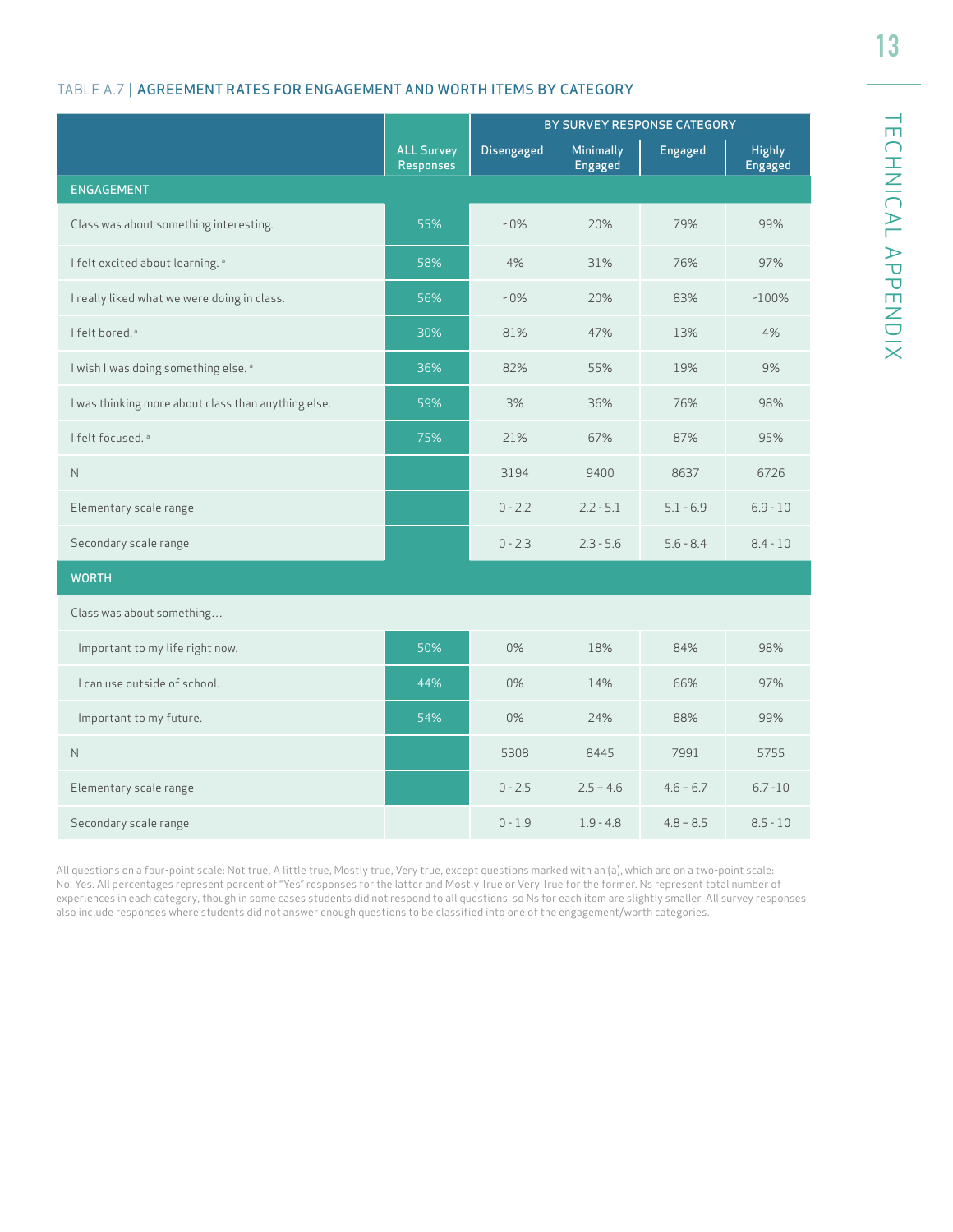TABLE A.7 | **AGREEMENT RATES FOR ENGAGEMENT AND WORTH ITEMS BY CATEGORY**

| | ALL Survey Responses | BY SURVEY RESPONSE CATEGORY | | | |
|---|---|---|---|---|---|
| | | Disengaged | Minimally Engaged | Engaged | Highly Engaged |
| **ENGAGEMENT** | | | | | |
| Class was about something interesting. | 55% | ~0% | 20% | 79% | 99% |
| I felt excited about learning. [a] | 58% | 4% | 31% | 76% | 97% |
| I really liked what we were doing in class. | 56% | ~0% | 20% | 83% | ~100% |
| I felt bored. [a] | 30% | 81% | 47% | 13% | 4% |
| I wish I was doing something else. [a] | 36% | 82% | 55% | 19% | 9% |
| I was thinking more about class than anything else. | 59% | 3% | 36% | 76% | 98% |
| I felt focused. [a] | 75% | 21% | 67% | 87% | 95% |
| N | | 3194 | 9400 | 8637 | 6726 |
| Elementary scale range | | 0 - 2.2 | 2.2 - 5.1 | 5.1 - 6.9 | 6.9 - 10 |
| Secondary scale range | | 0 - 2.3 | 2.3 - 5.6 | 5.6 - 8.4 | 8.4 - 10 |
| **WORTH** | | | | | |
| Class was about something… | | | | | |
| Important to my life right now. | 50% | 0% | 18% | 84% | 98% |
| I can use outside of school. | 44% | 0% | 14% | 66% | 97% |
| Important to my future. | 54% | 0% | 24% | 88% | 99% |
| N | | 5308 | 8445 | 7991 | 5755 |
| Elementary scale range | | 0 - 2.5 | 2.5 – 4.6 | 4.6 – 6.7 | 6.7 -10 |
| Secondary scale range | | 0 - 1.9 | 1.9 - 4.8 | 4.8 – 8.5 | 8.5 - 10 |

All questions on a four-point scale: Not true, A little true, Mostly true, Very true, except questions marked with an (a), which are on a two-point scale: No, Yes. All percentages represent percent of "Yes" responses for the latter and Mostly True or Very True for the former. Ns represent total number of experiences in each category, though in some cases students did not respond to all questions, so Ns for each item are slightly smaller. All survey responses also include responses where students did not answer enough questions to be classified into one of the engagement/worth categories.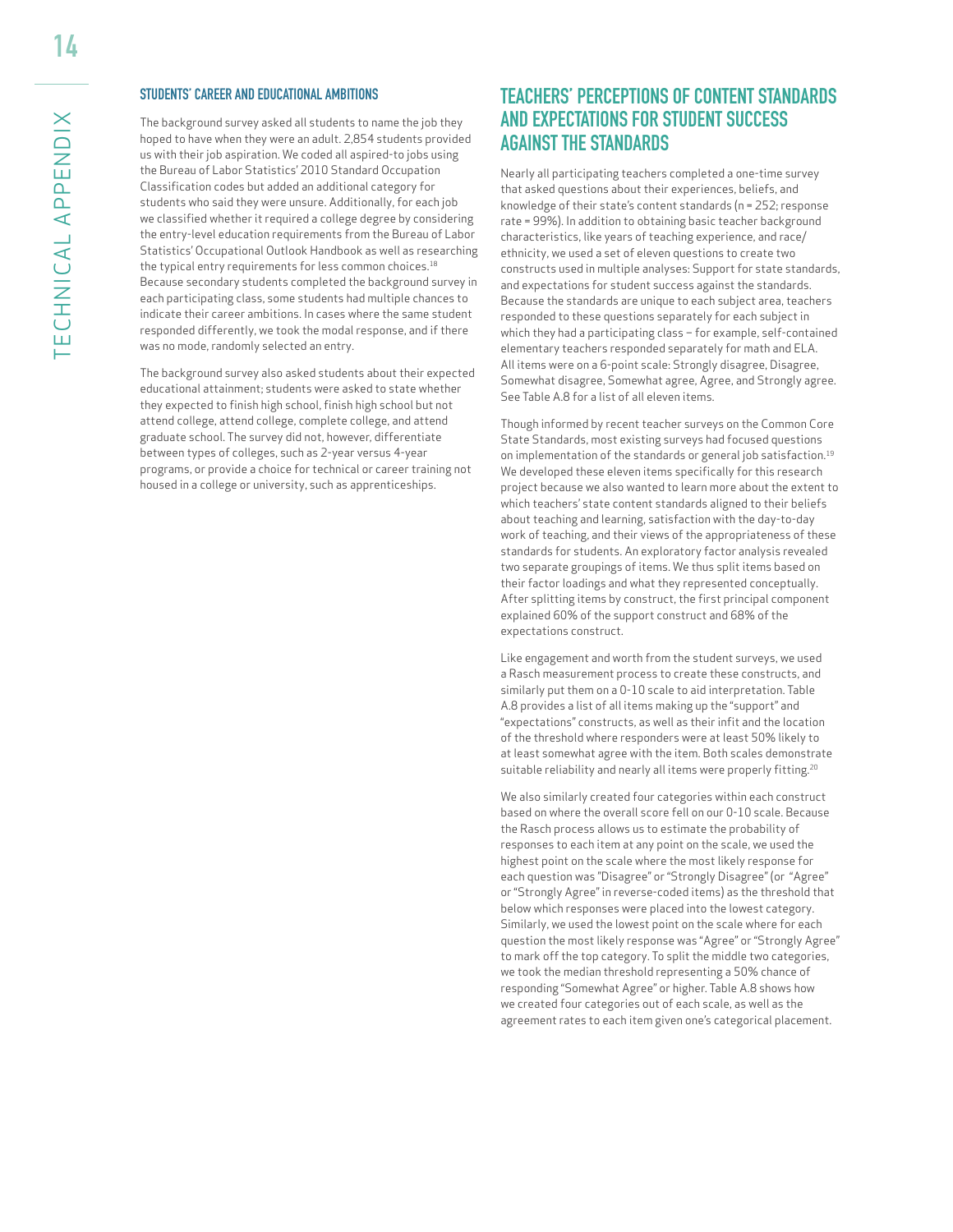### STUDENTS' CAREER AND EDUCATIONAL AMBITIONS

The background survey asked all students to name the job they hoped to have when they were an adult. 2,854 students provided us with their job aspiration. We coded all aspired-to jobs using the Bureau of Labor Statistics' 2010 Standard Occupation Classification codes but added an additional category for students who said they were unsure. Additionally, for each job we classified whether it required a college degree by considering the entry-level education requirements from the Bureau of Labor Statistics' Occupational Outlook Handbook as well as researching the typical entry requirements for less common choices.[18] Because secondary students completed the background survey in each participating class, some students had multiple chances to indicate their career ambitions. In cases where the same student responded differently, we took the modal response, and if there was no mode, randomly selected an entry.

The background survey also asked students about their expected educational attainment; students were asked to state whether they expected to finish high school, finish high school but not attend college, attend college, complete college, and attend graduate school. The survey did not, however, differentiate between types of colleges, such as 2-year versus 4-year programs, or provide a choice for technical or career training not housed in a college or university, such as apprenticeships.

## TEACHERS' PERCEPTIONS OF CONTENT STANDARDS AND EXPECTATIONS FOR STUDENT SUCCESS AGAINST THE STANDARDS

Nearly all participating teachers completed a one-time survey that asked questions about their experiences, beliefs, and knowledge of their state's content standards (n = 252; response rate = 99%). In addition to obtaining basic teacher background characteristics, like years of teaching experience, and race/ethnicity, we used a set of eleven questions to create two constructs used in multiple analyses: Support for state standards, and expectations for student success against the standards. Because the standards are unique to each subject area, teachers responded to these questions separately for each subject in which they had a participating class – for example, self-contained elementary teachers responded separately for math and ELA. All items were on a 6-point scale: Strongly disagree, Disagree, Somewhat disagree, Somewhat agree, Agree, and Strongly agree. See Table A.8 for a list of all eleven items.

Though informed by recent teacher surveys on the Common Core State Standards, most existing surveys had focused questions on implementation of the standards or general job satisfaction.[19] We developed these eleven items specifically for this research project because we also wanted to learn more about the extent to which teachers' state content standards aligned to their beliefs about teaching and learning, satisfaction with the day-to-day work of teaching, and their views of the appropriateness of these standards for students. An exploratory factor analysis revealed two separate groupings of items. We thus split items based on their factor loadings and what they represented conceptually. After splitting items by construct, the first principal component explained 60% of the support construct and 68% of the expectations construct.

Like engagement and worth from the student surveys, we used a Rasch measurement process to create these constructs, and similarly put them on a 0-10 scale to aid interpretation. Table A.8 provides a list of all items making up the "support" and "expectations" constructs, as well as their infit and the location of the threshold where responders were at least 50% likely to at least somewhat agree with the item. Both scales demonstrate suitable reliability and nearly all items were properly fitting.[20]

We also similarly created four categories within each construct based on where the overall score fell on our 0-10 scale. Because the Rasch process allows us to estimate the probability of responses to each item at any point on the scale, we used the highest point on the scale where the most likely response for each question was "Disagree" or "Strongly Disagree" (or "Agree" or "Strongly Agree" in reverse-coded items) as the threshold that below which responses were placed into the lowest category. Similarly, we used the lowest point on the scale where for each question the most likely response was "Agree" or "Strongly Agree" to mark off the top category. To split the middle two categories, we took the median threshold representing a 50% chance of responding "Somewhat Agree" or higher. Table A.8 shows how we created four categories out of each scale, as well as the agreement rates to each item given one's categorical placement.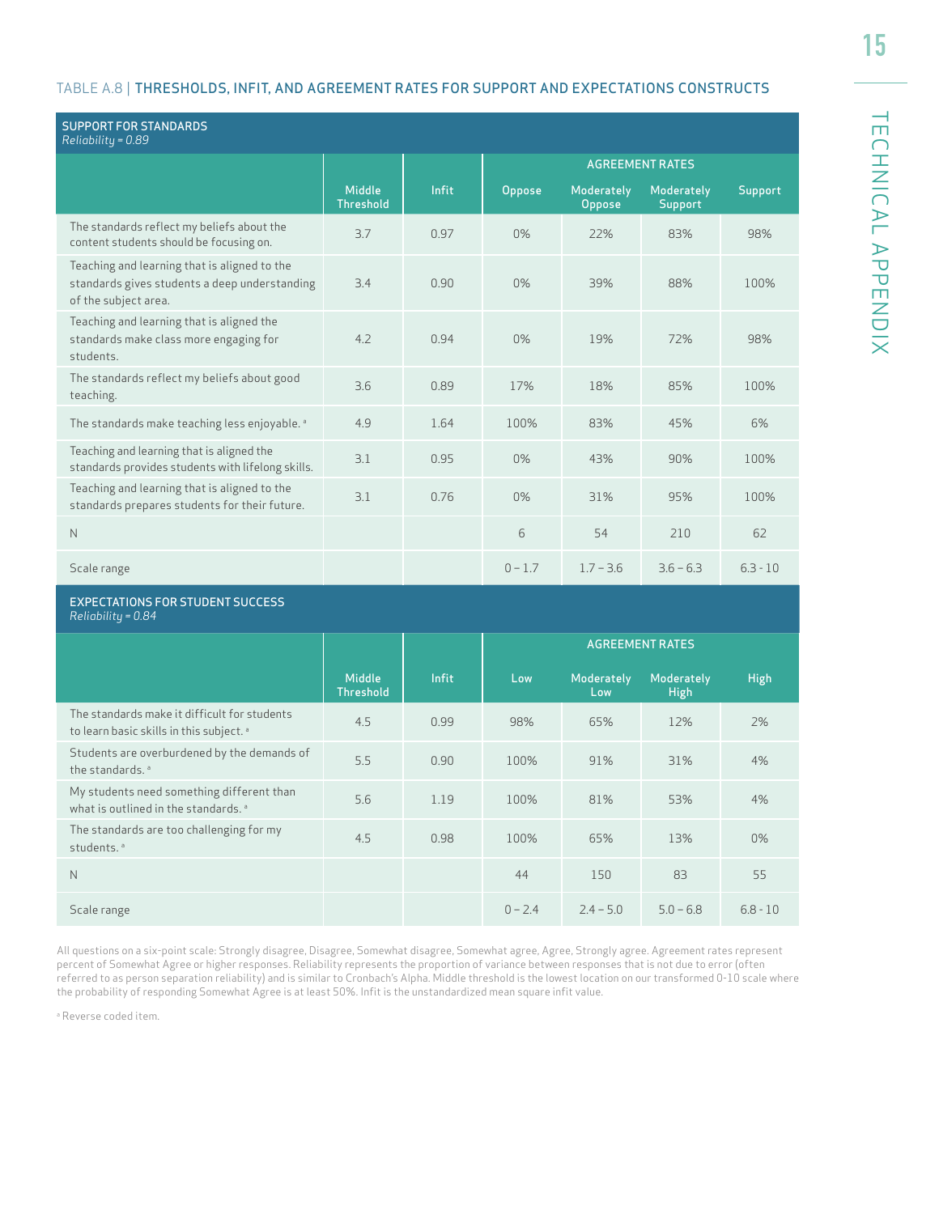TABLE A.8 | THRESHOLDS, INFIT, AND AGREEMENT RATES FOR SUPPORT AND EXPECTATIONS CONSTRUCTS

**SUPPORT FOR STANDARDS**
*Reliability = 0.89*

| | Middle Threshold | Infit | AGREEMENT RATES | | | |
|---|---|---|---|---|---|---|
| | | | Oppose | Moderately Oppose | Moderately Support | Support |
| The standards reflect my beliefs about the content students should be focusing on. | 3.7 | 0.97 | 0% | 22% | 83% | 98% |
| Teaching and learning that is aligned to the standards gives students a deep understanding of the subject area. | 3.4 | 0.90 | 0% | 39% | 88% | 100% |
| Teaching and learning that is aligned the standards make class more engaging for students. | 4.2 | 0.94 | 0% | 19% | 72% | 98% |
| The standards reflect my beliefs about good teaching. | 3.6 | 0.89 | 17% | 18% | 85% | 100% |
| The standards make teaching less enjoyable. [a] | 4.9 | 1.64 | 100% | 83% | 45% | 6% |
| Teaching and learning that is aligned the standards provides students with lifelong skills. | 3.1 | 0.95 | 0% | 43% | 90% | 100% |
| Teaching and learning that is aligned to the standards prepares students for their future. | 3.1 | 0.76 | 0% | 31% | 95% | 100% |
| N | | | 6 | 54 | 210 | 62 |
| Scale range | | | 0 – 1.7 | 1.7 – 3.6 | 3.6 – 6.3 | 6.3 - 10 |

**EXPECTATIONS FOR STUDENT SUCCESS**
*Reliability = 0.84*

| | Middle Threshold | Infit | AGREEMENT RATES | | | |
|---|---|---|---|---|---|---|
| | | | Low | Moderately Low | Moderately High | High |
| The standards make it difficult for students to learn basic skills in this subject. [a] | 4.5 | 0.99 | 98% | 65% | 12% | 2% |
| Students are overburdened by the demands of the standards. [a] | 5.5 | 0.90 | 100% | 91% | 31% | 4% |
| My students need something different than what is outlined in the standards. [a] | 5.6 | 1.19 | 100% | 81% | 53% | 4% |
| The standards are too challenging for my students. [a] | 4.5 | 0.98 | 100% | 65% | 13% | 0% |
| N | | | 44 | 150 | 83 | 55 |
| Scale range | | | 0 – 2.4 | 2.4 – 5.0 | 5.0 – 6.8 | 6.8 - 10 |

All questions on a six-point scale: Strongly disagree, Disagree, Somewhat disagree, Somewhat agree, Agree, Strongly agree. Agreement rates represent percent of Somewhat Agree or higher responses. Reliability represents the proportion of variance between responses that is not due to error (often referred to as person separation reliability) and is similar to Cronbach's Alpha. Middle threshold is the lowest location on our transformed 0-10 scale where the probability of responding Somewhat Agree is at least 50%. Infit is the unstandardized mean square infit value.

[a] Reverse coded item.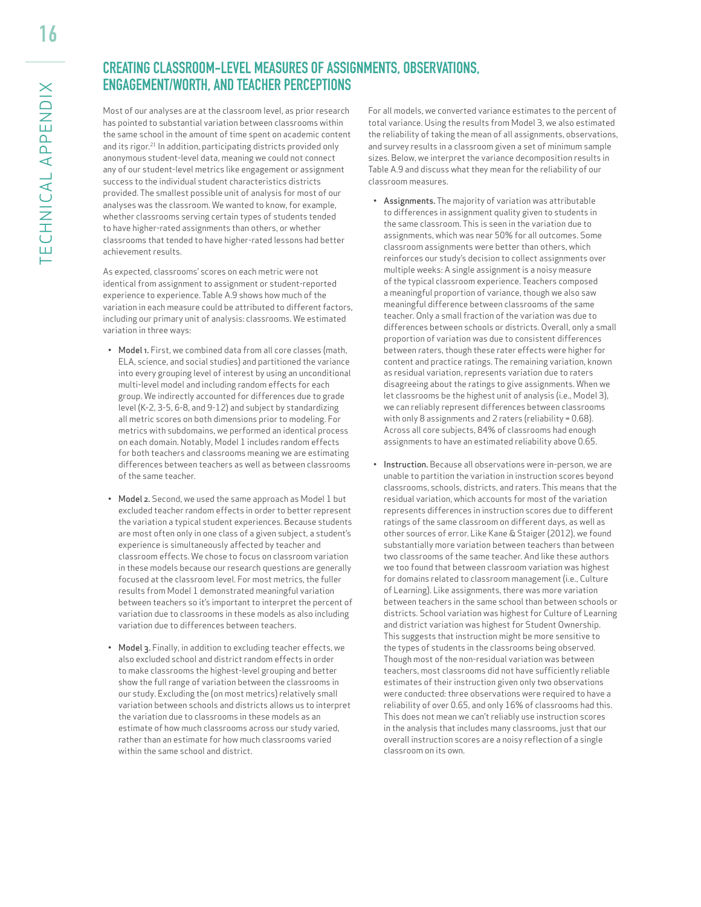## CREATING CLASSROOM-LEVEL MEASURES OF ASSIGNMENTS, OBSERVATIONS, ENGAGEMENT/WORTH, AND TEACHER PERCEPTIONS

Most of our analyses are at the classroom level, as prior research has pointed to substantial variation between classrooms within the same school in the amount of time spent on academic content and its rigor.[21] In addition, participating districts provided only anonymous student-level data, meaning we could not connect any of our student-level metrics like engagement or assignment success to the individual student characteristics districts provided. The smallest possible unit of analysis for most of our analyses was the classroom. We wanted to know, for example, whether classrooms serving certain types of students tended to have higher-rated assignments than others, or whether classrooms that tended to have higher-rated lessons had better achievement results.

As expected, classrooms' scores on each metric were not identical from assignment to assignment or student-reported experience to experience. Table A.9 shows how much of the variation in each measure could be attributed to different factors, including our primary unit of analysis: classrooms. We estimated variation in three ways:

- **Model 1.** First, we combined data from all core classes (math, ELA, science, and social studies) and partitioned the variance into every grouping level of interest by using an unconditional multi-level model and including random effects for each group. We indirectly accounted for differences due to grade level (K-2, 3-5, 6-8, and 9-12) and subject by standardizing all metric scores on both dimensions prior to modeling. For metrics with subdomains, we performed an identical process on each domain. Notably, Model 1 includes random effects for both teachers and classrooms meaning we are estimating differences between teachers as well as between classrooms of the same teacher.

- **Model 2.** Second, we used the same approach as Model 1 but excluded teacher random effects in order to better represent the variation a typical student experiences. Because students are most often only in one class of a given subject, a student's experience is simultaneously affected by teacher and classroom effects. We chose to focus on classroom variation in these models because our research questions are generally focused at the classroom level. For most metrics, the fuller results from Model 1 demonstrated meaningful variation between teachers so it's important to interpret the percent of variation due to classrooms in these models as also including variation due to differences between teachers.

- **Model 3.** Finally, in addition to excluding teacher effects, we also excluded school and district random effects in order to make classrooms the highest-level grouping and better show the full range of variation between the classrooms in our study. Excluding the (on most metrics) relatively small variation between schools and districts allows us to interpret the variation due to classrooms in these models as an estimate of how much classrooms across our study varied, rather than an estimate for how much classrooms varied within the same school and district.

For all models, we converted variance estimates to the percent of total variance. Using the results from Model 3, we also estimated the reliability of taking the mean of all assignments, observations, and survey results in a classroom given a set of minimum sample sizes. Below, we interpret the variance decomposition results in Table A.9 and discuss what they mean for the reliability of our classroom measures.

- **Assignments.** The majority of variation was attributable to differences in assignment quality given to students in the same classroom. This is seen in the variation due to assignments, which was near 50% for all outcomes. Some classroom assignments were better than others, which reinforces our study's decision to collect assignments over multiple weeks: A single assignment is a noisy measure of the typical classroom experience. Teachers composed a meaningful proportion of variance, though we also saw meaningful difference between classrooms of the same teacher. Only a small fraction of the variation was due to differences between schools or districts. Overall, only a small proportion of variation was due to consistent differences between raters, though these rater effects were higher for content and practice ratings. The remaining variation, known as residual variation, represents variation due to raters disagreeing about the ratings to give assignments. When we let classrooms be the highest unit of analysis (i.e., Model 3), we can reliably represent differences between classrooms with only 8 assignments and 2 raters (reliability = 0.68). Across all core subjects, 84% of classrooms had enough assignments to have an estimated reliability above 0.65.

- **Instruction.** Because all observations were in-person, we are unable to partition the variation in instruction scores beyond classrooms, schools, districts, and raters. This means that the residual variation, which accounts for most of the variation represents differences in instruction scores due to different ratings of the same classroom on different days, as well as other sources of error. Like Kane & Staiger (2012), we found substantially more variation between teachers than between two classrooms of the same teacher. And like these authors we too found that between classroom variation was highest for domains related to classroom management (i.e., Culture of Learning). Like assignments, there was more variation between teachers in the same school than between schools or districts. School variation was highest for Culture of Learning and district variation was highest for Student Ownership. This suggests that instruction might be more sensitive to the types of students in the classrooms being observed. Though most of the non-residual variation was between teachers, most classrooms did not have sufficiently reliable estimates of their instruction given only two observations were conducted: three observations were required to have a reliability of over 0.65, and only 16% of classrooms had this. This does not mean we can't reliably use instruction scores in the analysis that includes many classrooms, just that our overall instruction scores are a noisy reflection of a single classroom on its own.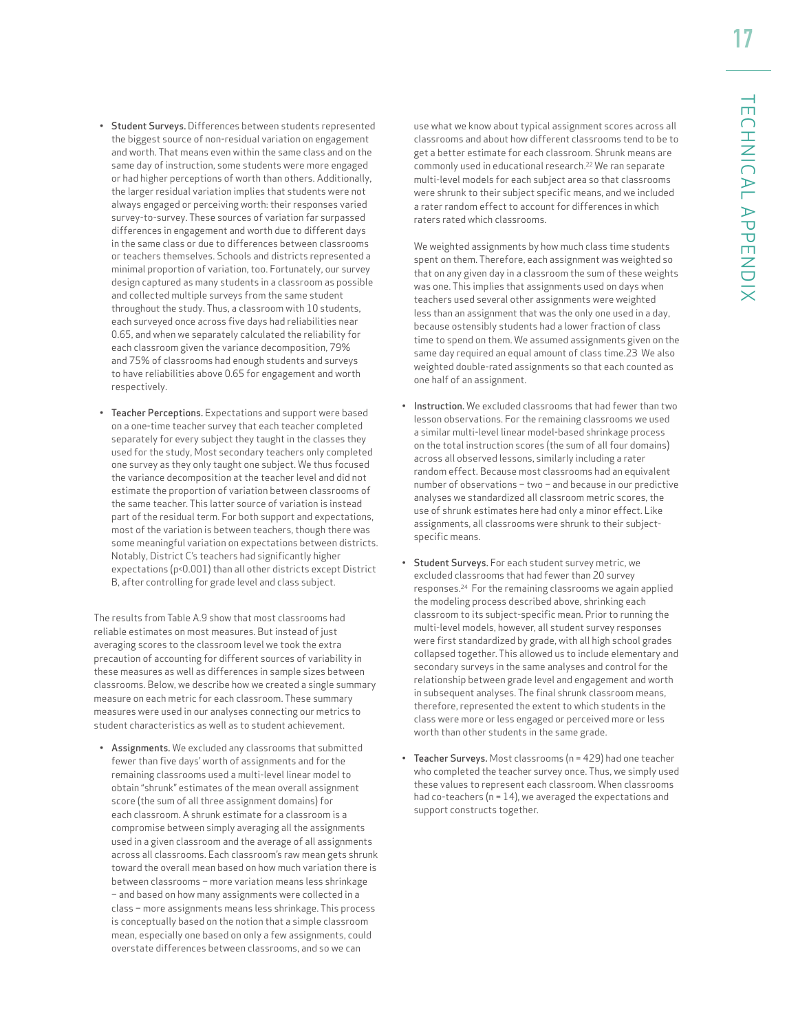- **Student Surveys.** Differences between students represented the biggest source of non-residual variation on engagement and worth. That means even within the same class and on the same day of instruction, some students were more engaged or had higher perceptions of worth than others. Additionally, the larger residual variation implies that students were not always engaged or perceiving worth: their responses varied survey-to-survey. These sources of variation far surpassed differences in engagement and worth due to different days in the same class or due to differences between classrooms or teachers themselves. Schools and districts represented a minimal proportion of variation, too. Fortunately, our survey design captured as many students in a classroom as possible and collected multiple surveys from the same student throughout the study. Thus, a classroom with 10 students, each surveyed once across five days had reliabilities near 0.65, and when we separately calculated the reliability for each classroom given the variance decomposition, 79% and 75% of classrooms had enough students and surveys to have reliabilities above 0.65 for engagement and worth respectively.

- **Teacher Perceptions.** Expectations and support were based on a one-time teacher survey that each teacher completed separately for every subject they taught in the classes they used for the study, Most secondary teachers only completed one survey as they only taught one subject. We thus focused the variance decomposition at the teacher level and did not estimate the proportion of variation between classrooms of the same teacher. This latter source of variation is instead part of the residual term. For both support and expectations, most of the variation is between teachers, though there was some meaningful variation on expectations between districts. Notably, District C's teachers had significantly higher expectations ($p<0.001$) than all other districts except District B, after controlling for grade level and class subject.

The results from Table A.9 show that most classrooms had reliable estimates on most measures. But instead of just averaging scores to the classroom level we took the extra precaution of accounting for different sources of variability in these measures as well as differences in sample sizes between classrooms. Below, we describe how we created a single summary measure on each metric for each classroom. These summary measures were used in our analyses connecting our metrics to student characteristics as well as to student achievement.

- **Assignments.** We excluded any classrooms that submitted fewer than five days' worth of assignments and for the remaining classrooms used a multi-level linear model to obtain "shrunk" estimates of the mean overall assignment score (the sum of all three assignment domains) for each classroom. A shrunk estimate for a classroom is a compromise between simply averaging all the assignments used in a given classroom and the average of all assignments across all classrooms. Each classroom's raw mean gets shrunk toward the overall mean based on how much variation there is between classrooms – more variation means less shrinkage – and based on how many assignments were collected in a class – more assignments means less shrinkage. This process is conceptually based on the notion that a simple classroom mean, especially one based on only a few assignments, could overstate differences between classrooms, and so we can use what we know about typical assignment scores across all classrooms and about how different classrooms tend to be to get a better estimate for each classroom. Shrunk means are commonly used in educational research.[22] We ran separate multi-level models for each subject area so that classrooms were shrunk to their subject specific means, and we included a rater random effect to account for differences in which raters rated which classrooms.

  We weighted assignments by how much class time students spent on them. Therefore, each assignment was weighted so that on any given day in a classroom the sum of these weights was one. This implies that assignments used on days when teachers used several other assignments were weighted less than an assignment that was the only one used in a day, because ostensibly students had a lower fraction of class time to spend on them. We assumed assignments given on the same day required an equal amount of class time.23 We also weighted double-rated assignments so that each counted as one half of an assignment.

- **Instruction.** We excluded classrooms that had fewer than two lesson observations. For the remaining classrooms we used a similar multi-level linear model-based shrinkage process on the total instruction scores (the sum of all four domains) across all observed lessons, similarly including a rater random effect. Because most classrooms had an equivalent number of observations – two – and because in our predictive analyses we standardized all classroom metric scores, the use of shrunk estimates here had only a minor effect. Like assignments, all classrooms were shrunk to their subject-specific means.

- **Student Surveys.** For each student survey metric, we excluded classrooms that had fewer than 20 survey responses.[24] For the remaining classrooms we again applied the modeling process described above, shrinking each classroom to its subject-specific mean. Prior to running the multi-level models, however, all student survey responses were first standardized by grade, with all high school grades collapsed together. This allowed us to include elementary and secondary surveys in the same analyses and control for the relationship between grade level and engagement and worth in subsequent analyses. The final shrunk classroom means, therefore, represented the extent to which students in the class were more or less engaged or perceived more or less worth than other students in the same grade.

- **Teacher Surveys.** Most classrooms (n = 429) had one teacher who completed the teacher survey once. Thus, we simply used these values to represent each classroom. When classrooms had co-teachers (n = 14), we averaged the expectations and support constructs together.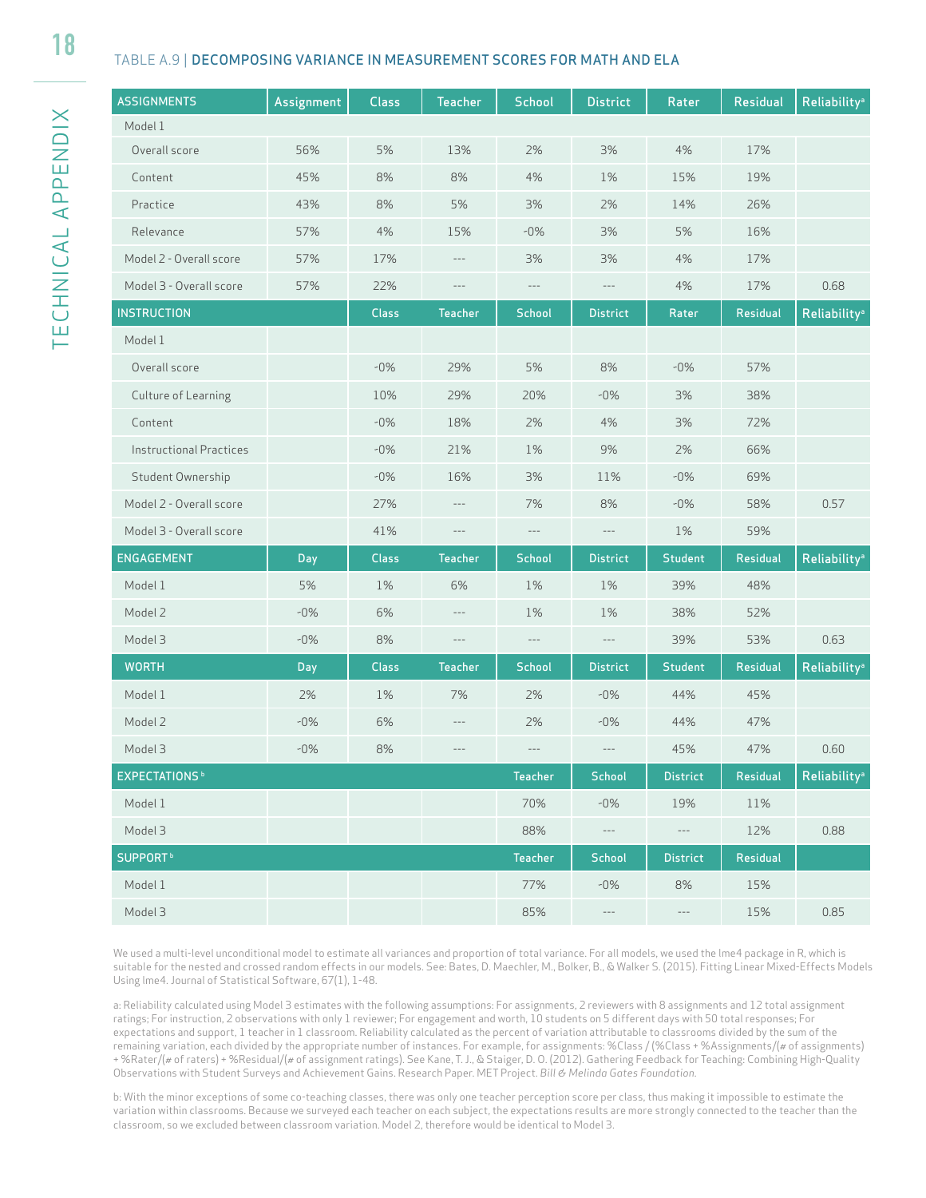TABLE A.9 | **DECOMPOSING VARIANCE IN MEASUREMENT SCORES FOR MATH AND ELA**

| ASSIGNMENTS | Assignment | Class | Teacher | School | District | Rater | Residual | Reliability[a] |
|---|---|---|---|---|---|---|---|---|
| Model 1 | | | | | | | | |
| Overall score | 56% | 5% | 13% | 2% | 3% | 4% | 17% | |
| Content | 45% | 8% | 8% | 4% | 1% | 15% | 19% | |
| Practice | 43% | 8% | 5% | 3% | 2% | 14% | 26% | |
| Relevance | 57% | 4% | 15% | -0% | 3% | 5% | 16% | |
| Model 2 - Overall score | 57% | 17% | --- | 3% | 3% | 4% | 17% | |
| Model 3 - Overall score | 57% | 22% | --- | --- | --- | 4% | 17% | 0.68 |
| **INSTRUCTION** | | **Class** | **Teacher** | **School** | **District** | **Rater** | **Residual** | **Reliability[a]** |
| Model 1 | | | | | | | | |
| Overall score | | -0% | 29% | 5% | 8% | -0% | 57% | |
| Culture of Learning | | 10% | 29% | 20% | -0% | 3% | 38% | |
| Content | | -0% | 18% | 2% | 4% | 3% | 72% | |
| Instructional Practices | | -0% | 21% | 1% | 9% | 2% | 66% | |
| Student Ownership | | -0% | 16% | 3% | 11% | -0% | 69% | |
| Model 2 - Overall score | | 27% | --- | 7% | 8% | -0% | 58% | 0.57 |
| Model 3 - Overall score | | 41% | --- | --- | --- | 1% | 59% | |
| **ENGAGEMENT** | **Day** | **Class** | **Teacher** | **School** | **District** | **Student** | **Residual** | **Reliability[a]** |
| Model 1 | 5% | 1% | 6% | 1% | 1% | 39% | 48% | |
| Model 2 | -0% | 6% | --- | 1% | 1% | 38% | 52% | |
| Model 3 | -0% | 8% | --- | --- | --- | 39% | 53% | 0.63 |
| **WORTH** | **Day** | **Class** | **Teacher** | **School** | **District** | **Student** | **Residual** | **Reliability[a]** |
| Model 1 | 2% | 1% | 7% | 2% | -0% | 44% | 45% | |
| Model 2 | -0% | 6% | --- | 2% | -0% | 44% | 47% | |
| Model 3 | -0% | 8% | --- | --- | --- | 45% | 47% | 0.60 |
| **EXPECTATIONS[b]** | | | | **Teacher** | **School** | **District** | **Residual** | **Reliability[a]** |
| Model 1 | | | | 70% | -0% | 19% | 11% | |
| Model 3 | | | | 88% | --- | --- | 12% | 0.88 |
| **SUPPORT[b]** | | | | **Teacher** | **School** | **District** | **Residual** | |
| Model 1 | | | | 77% | -0% | 8% | 15% | |
| Model 3 | | | | 85% | --- | --- | 15% | 0.85 |

We used a multi-level unconditional model to estimate all variances and proportion of total variance. For all models, we used the lme4 package in R, which is suitable for the nested and crossed random effects in our models. See: Bates, D. Maechler, M., Bolker, B., & Walker S. (2015). Fitting Linear Mixed-Effects Models Using lme4. Journal of Statistical Software, 67(1), 1-48.

a: Reliability calculated using Model 3 estimates with the following assumptions: For assignments, 2 reviewers with 8 assignments and 12 total assignment ratings; For instruction, 2 observations with only 1 reviewer; For engagement and worth, 10 students on 5 different days with 50 total responses; For expectations and support, 1 teacher in 1 classroom. Reliability calculated as the percent of variation attributable to classrooms divided by the sum of the remaining variation, each divided by the appropriate number of instances. For example, for assignments: %Class / (%Class + %Assignments/(# of assignments) + %Rater/(# of raters) + %Residual/(# of assignment ratings). See Kane, T. J., & Staiger, D. O. (2012). Gathering Feedback for Teaching: Combining High-Quality Observations with Student Surveys and Achievement Gains. Research Paper. MET Project. *Bill & Melinda Gates Foundation.*

b: With the minor exceptions of some co-teaching classes, there was only one teacher perception score per class, thus making it impossible to estimate the variation within classrooms. Because we surveyed each teacher on each subject, the expectations results are more strongly connected to the teacher than the classroom, so we excluded between classroom variation. Model 2, therefore would be identical to Model 3.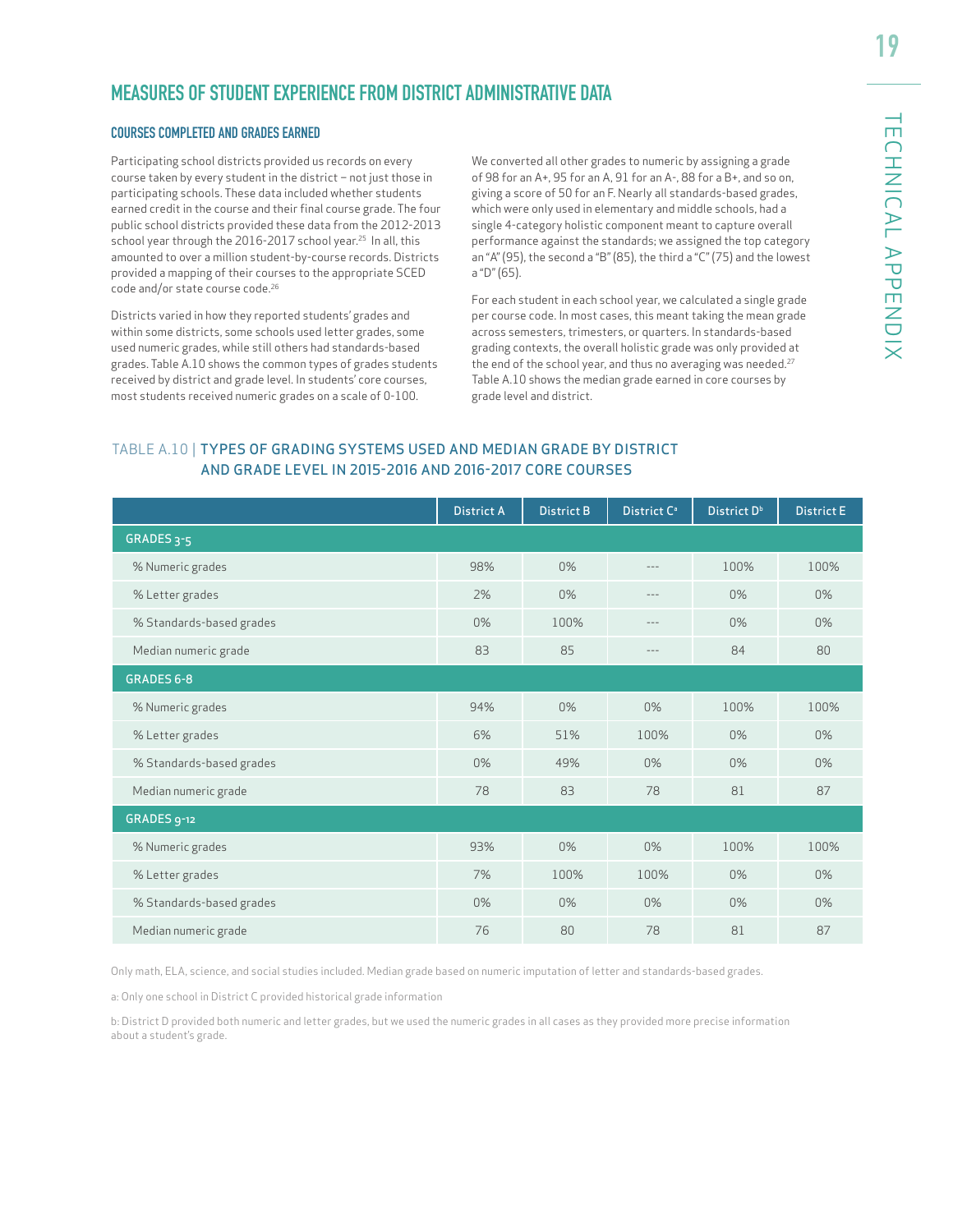## MEASURES OF STUDENT EXPERIENCE FROM DISTRICT ADMINISTRATIVE DATA

### COURSES COMPLETED AND GRADES EARNED

Participating school districts provided us records on every course taken by every student in the district – not just those in participating schools. These data included whether students earned credit in the course and their final course grade. The four public school districts provided these data from the 2012-2013 school year through the 2016-2017 school year.[25] In all, this amounted to over a million student-by-course records. Districts provided a mapping of their courses to the appropriate SCED code and/or state course code.[26]

Districts varied in how they reported students' grades and within some districts, some schools used letter grades, some used numeric grades, while still others had standards-based grades. Table A.10 shows the common types of grades students received by district and grade level. In students' core courses, most students received numeric grades on a scale of 0-100.

We converted all other grades to numeric by assigning a grade of 98 for an A+, 95 for an A, 91 for an A-, 88 for a B+, and so on, giving a score of 50 for an F. Nearly all standards-based grades, which were only used in elementary and middle schools, had a single 4-category holistic component meant to capture overall performance against the standards; we assigned the top category an "A" (95), the second a "B" (85), the third a "C" (75) and the lowest a "D" (65).

For each student in each school year, we calculated a single grade per course code. In most cases, this meant taking the mean grade across semesters, trimesters, or quarters. In standards-based grading contexts, the overall holistic grade was only provided at the end of the school year, and thus no averaging was needed.[27] Table A.10 shows the median grade earned in core courses by grade level and district.

TABLE A.10 | TYPES OF GRADING SYSTEMS USED AND MEDIAN GRADE BY DISTRICT AND GRADE LEVEL IN 2015-2016 AND 2016-2017 CORE COURSES

| | District A | District B | District C[a] | District D[b] | District E |
|---|---|---|---|---|---|
| **GRADES 3-5** | | | | | |
| % Numeric grades | 98% | 0% | --- | 100% | 100% |
| % Letter grades | 2% | 0% | --- | 0% | 0% |
| % Standards-based grades | 0% | 100% | --- | 0% | 0% |
| Median numeric grade | 83 | 85 | --- | 84 | 80 |
| **GRADES 6-8** | | | | | |
| % Numeric grades | 94% | 0% | 0% | 100% | 100% |
| % Letter grades | 6% | 51% | 100% | 0% | 0% |
| % Standards-based grades | 0% | 49% | 0% | 0% | 0% |
| Median numeric grade | 78 | 83 | 78 | 81 | 87 |
| **GRADES 9-12** | | | | | |
| % Numeric grades | 93% | 0% | 0% | 100% | 100% |
| % Letter grades | 7% | 100% | 100% | 0% | 0% |
| % Standards-based grades | 0% | 0% | 0% | 0% | 0% |
| Median numeric grade | 76 | 80 | 78 | 81 | 87 |

Only math, ELA, science, and social studies included. Median grade based on numeric imputation of letter and standards-based grades.

a: Only one school in District C provided historical grade information

b: District D provided both numeric and letter grades, but we used the numeric grades in all cases as they provided more precise information about a student's grade.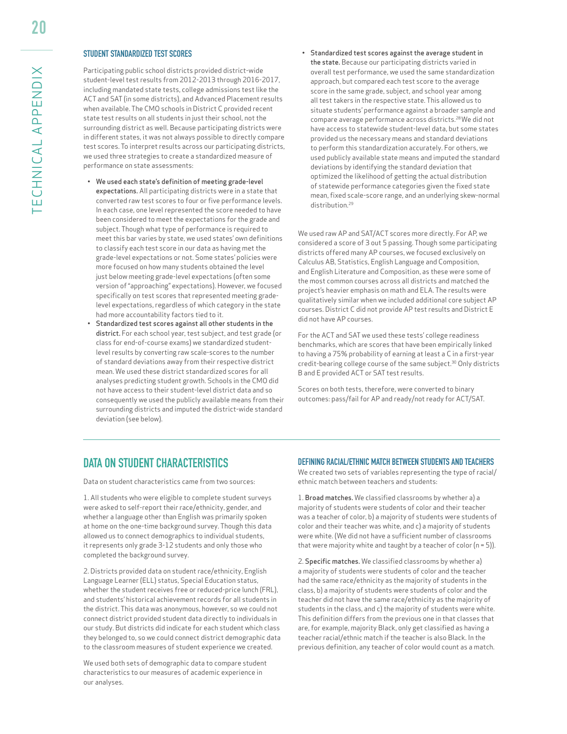### STUDENT STANDARDIZED TEST SCORES

Participating public school districts provided district-wide student-level test results from 2012-2013 through 2016-2017, including mandated state tests, college admissions test like the ACT and SAT (in some districts), and Advanced Placement results when available. The CMO schools in District C provided recent state test results on all students in just their school, not the surrounding district as well. Because participating districts were in different states, it was not always possible to directly compare test scores. To interpret results across our participating districts, we used three strategies to create a standardized measure of performance on state assessments:

- **We used each state's definition of meeting grade-level expectations.** All participating districts were in a state that converted raw test scores to four or five performance levels. In each case, one level represented the score needed to have been considered to meet the expectations for the grade and subject. Though what type of performance is required to meet this bar varies by state, we used states' own definitions to classify each test score in our data as having met the grade-level expectations or not. Some states' policies were more focused on how many students obtained the level just below meeting grade-level expectations (often some version of "approaching" expectations). However, we focused specifically on test scores that represented meeting grade-level expectations, regardless of which category in the state had more accountability factors tied to it.
- **Standardized test scores against all other students in the district.** For each school year, test subject, and test grade (or class for end-of-course exams) we standardized student-level results by converting raw scale-scores to the number of standard deviations away from their respective district mean. We used these district standardized scores for all analyses predicting student growth. Schools in the CMO did not have access to their student-level district data and so consequently we used the publicly available means from their surrounding districts and imputed the district-wide standard deviation (see below).
- **Standardized test scores against the average student in the state.** Because our participating districts varied in overall test performance, we used the same standardization approach, but compared each test score to the average score in the same grade, subject, and school year among all test takers in the respective state. This allowed us to situate students' performance against a broader sample and compare average performance across districts.[28] We did not have access to statewide student-level data, but some states provided us the necessary means and standard deviations to perform this standardization accurately. For others, we used publicly available state means and imputed the standard deviations by identifying the standard deviation that optimized the likelihood of getting the actual distribution of statewide performance categories given the fixed state mean, fixed scale-score range, and an underlying skew-normal distribution.[29]

We used raw AP and SAT/ACT scores more directly. For AP, we considered a score of 3 out 5 passing. Though some participating districts offered many AP courses, we focused exclusively on Calculus AB, Statistics, English Language and Composition, and English Literature and Composition, as these were some of the most common courses across all districts and matched the project's heavier emphasis on math and ELA. The results were qualitatively similar when we included additional core subject AP courses. District C did not provide AP test results and District E did not have AP courses.

For the ACT and SAT we used these tests' college readiness benchmarks, which are scores that have been empirically linked to having a 75% probability of earning at least a C in a first-year credit-bearing college course of the same subject.[30] Only districts B and E provided ACT or SAT test results.

Scores on both tests, therefore, were converted to binary outcomes: pass/fail for AP and ready/not ready for ACT/SAT.

## DATA ON STUDENT CHARACTERISTICS

Data on student characteristics came from two sources:

1. All students who were eligible to complete student surveys were asked to self-report their race/ethnicity, gender, and whether a language other than English was primarily spoken at home on the one-time background survey. Though this data allowed us to connect demographics to individual students, it represents only grade 3-12 students and only those who completed the background survey.

2. Districts provided data on student race/ethnicity, English Language Learner (ELL) status, Special Education status, whether the student receives free or reduced-price lunch (FRL), and students' historical achievement records for all students in the district. This data was anonymous, however, so we could not connect district provided student data directly to individuals in our study. But districts did indicate for each student which class they belonged to, so we could connect district demographic data to the classroom measures of student experience we created.

We used both sets of demographic data to compare student characteristics to our measures of academic experience in our analyses.

### DEFINING RACIAL/ETHNIC MATCH BETWEEN STUDENTS AND TEACHERS

We created two sets of variables representing the type of racial/ethnic match between teachers and students:

1. **Broad matches.** We classified classrooms by whether a) a majority of students were students of color and their teacher was a teacher of color, b) a majority of students were students of color and their teacher was white, and c) a majority of students were white. (We did not have a sufficient number of classrooms that were majority white and taught by a teacher of color (n = 5)).

2. **Specific matches.** We classified classrooms by whether a) a majority of students were students of color and the teacher had the same race/ethnicity as the majority of students in the class, b) a majority of students were students of color and the teacher did not have the same race/ethnicity as the majority of students in the class, and c) the majority of students were white. This definition differs from the previous one in that classes that are, for example, majority Black, only get classified as having a teacher racial/ethnic match if the teacher is also Black. In the previous definition, any teacher of color would count as a match.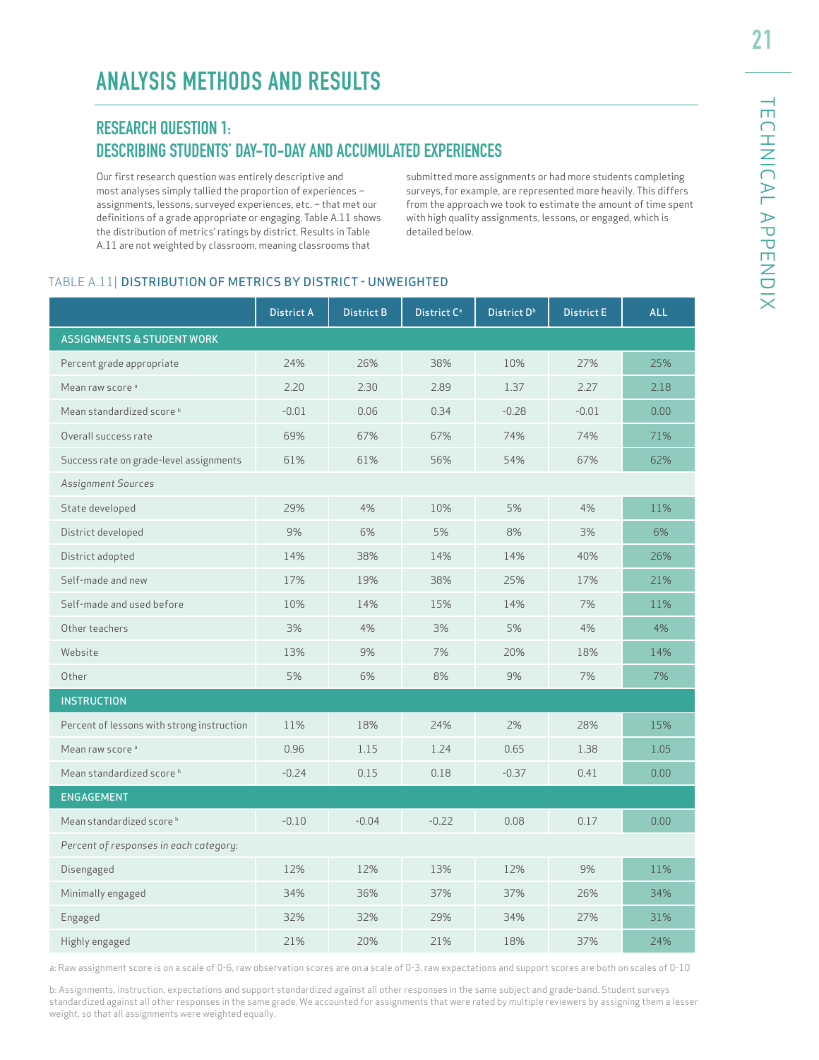# ANALYSIS METHODS AND RESULTS

## RESEARCH QUESTION 1: DESCRIBING STUDENTS' DAY-TO-DAY AND ACCUMULATED EXPERIENCES

Our first research question was entirely descriptive and most analyses simply tallied the proportion of experiences – assignments, lessons, surveyed experiences, etc. – that met our definitions of a grade appropriate or engaging. Table A.11 shows the distribution of metrics' ratings by district. Results in Table A.11 are not weighted by classroom, meaning classrooms that submitted more assignments or had more students completing surveys, for example, are represented more heavily. This differs from the approach we took to estimate the amount of time spent with high quality assignments, lessons, or engaged, which is detailed below.

TABLE A.11| DISTRIBUTION OF METRICS BY DISTRICT - UNWEIGHTED

| | District A | District B | District C[a] | District D[b] | District E | ALL |
|---|---|---|---|---|---|---|
| **ASSIGNMENTS & STUDENT WORK** | | | | | | |
| Percent grade appropriate | 24% | 26% | 38% | 10% | 27% | 25% |
| Mean raw score [a] | 2.20 | 2.30 | 2.89 | 1.37 | 2.27 | 2.18 |
| Mean standardized score [b] | -0.01 | 0.06 | 0.34 | -0.28 | -0.01 | 0.00 |
| Overall success rate | 69% | 67% | 67% | 74% | 74% | 71% |
| Success rate on grade-level assignments | 61% | 61% | 56% | 54% | 67% | 62% |
| *Assignment Sources* | | | | | | |
| State developed | 29% | 4% | 10% | 5% | 4% | 11% |
| District developed | 9% | 6% | 5% | 8% | 3% | 6% |
| District adopted | 14% | 38% | 14% | 14% | 40% | 26% |
| Self-made and new | 17% | 19% | 38% | 25% | 17% | 21% |
| Self-made and used before | 10% | 14% | 15% | 14% | 7% | 11% |
| Other teachers | 3% | 4% | 3% | 5% | 4% | 4% |
| Website | 13% | 9% | 7% | 20% | 18% | 14% |
| Other | 5% | 6% | 8% | 9% | 7% | 7% |
| **INSTRUCTION** | | | | | | |
| Percent of lessons with strong instruction | 11% | 18% | 24% | 2% | 28% | 15% |
| Mean raw score [a] | 0.96 | 1.15 | 1.24 | 0.65 | 1.38 | 1.05 |
| Mean standardized score [b] | -0.24 | 0.15 | 0.18 | -0.37 | 0.41 | 0.00 |
| **ENGAGEMENT** | | | | | | |
| Mean standardized score [b] | -0.10 | -0.04 | -0.22 | 0.08 | 0.17 | 0.00 |
| *Percent of responses in each category:* | | | | | | |
| Disengaged | 12% | 12% | 13% | 12% | 9% | 11% |
| Minimally engaged | 34% | 36% | 37% | 37% | 26% | 34% |
| Engaged | 32% | 32% | 29% | 34% | 27% | 31% |
| Highly engaged | 21% | 20% | 21% | 18% | 37% | 24% |

a: Raw assignment score is on a scale of 0-6, raw observation scores are on a scale of 0-3, raw expectations and support scores are both on scales of 0-10

b: Assignments, instruction, expectations and support standardized against all other responses in the same subject and grade-band. Student surveys standardized against all other responses in the same grade. We accounted for assignments that were rated by multiple reviewers by assigning them a lesser weight, so that all assignments were weighted equally.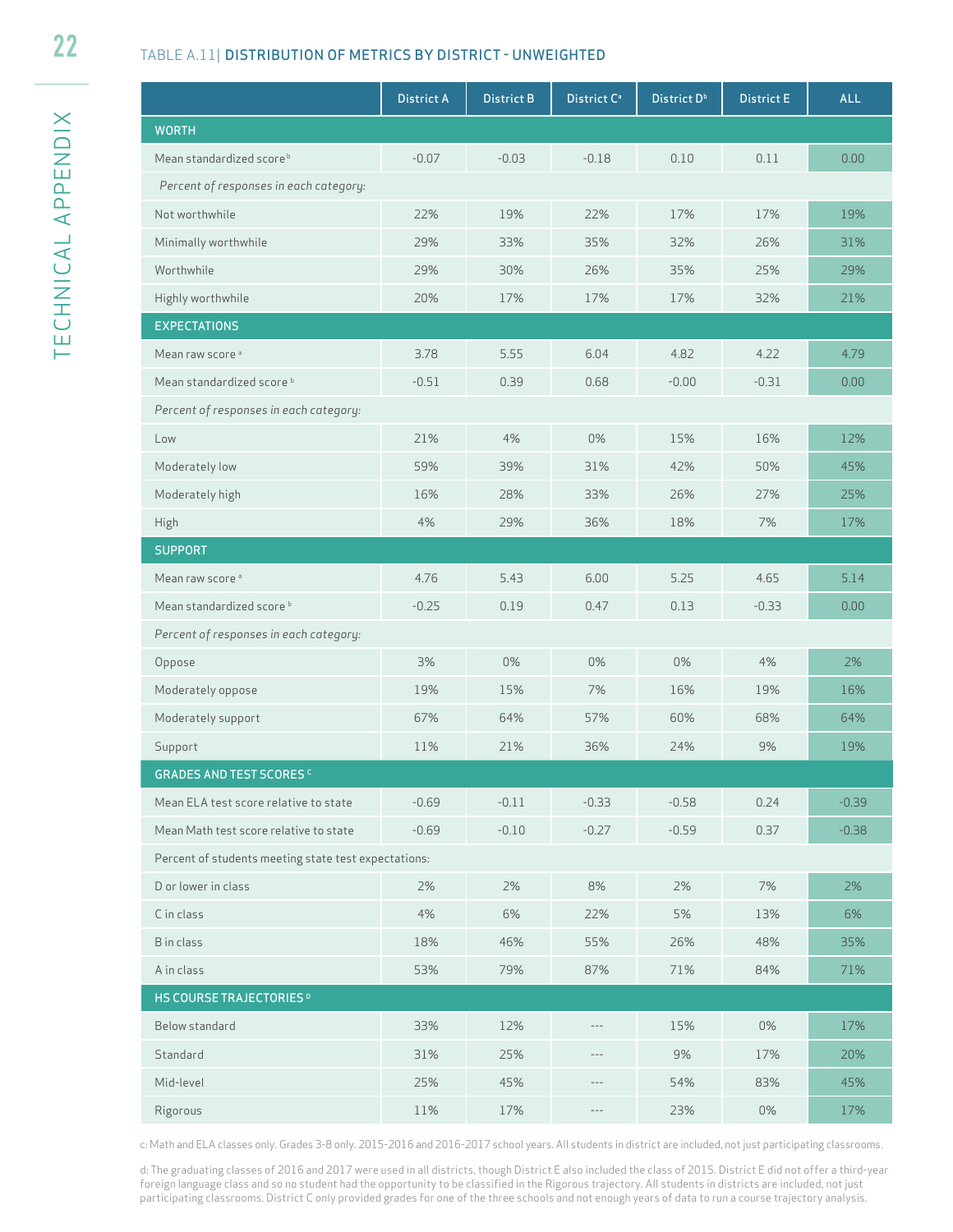## TABLE A.11| DISTRIBUTION OF METRICS BY DISTRICT - UNWEIGHTED

| | District A | District B | District C[a] | District D[b] | District E | ALL |
|---|---|---|---|---|---|---|
| **WORTH** | | | | | | |
| Mean standardized score[b] | -0.07 | -0.03 | -0.18 | 0.10 | 0.11 | 0.00 |
| *Percent of responses in each category:* | | | | | | |
| Not worthwhile | 22% | 19% | 22% | 17% | 17% | 19% |
| Minimally worthwhile | 29% | 33% | 35% | 32% | 26% | 31% |
| Worthwhile | 29% | 30% | 26% | 35% | 25% | 29% |
| Highly worthwhile | 20% | 17% | 17% | 17% | 32% | 21% |
| **EXPECTATIONS** | | | | | | |
| Mean raw score[a] | 3.78 | 5.55 | 6.04 | 4.82 | 4.22 | 4.79 |
| Mean standardized score[b] | -0.51 | 0.39 | 0.68 | -0.00 | -0.31 | 0.00 |
| *Percent of responses in each category:* | | | | | | |
| Low | 21% | 4% | 0% | 15% | 16% | 12% |
| Moderately low | 59% | 39% | 31% | 42% | 50% | 45% |
| Moderately high | 16% | 28% | 33% | 26% | 27% | 25% |
| High | 4% | 29% | 36% | 18% | 7% | 17% |
| **SUPPORT** | | | | | | |
| Mean raw score[a] | 4.76 | 5.43 | 6.00 | 5.25 | 4.65 | 5.14 |
| Mean standardized score[b] | -0.25 | 0.19 | 0.47 | 0.13 | -0.33 | 0.00 |
| *Percent of responses in each category:* | | | | | | |
| Oppose | 3% | 0% | 0% | 0% | 4% | 2% |
| Moderately oppose | 19% | 15% | 7% | 16% | 19% | 16% |
| Moderately support | 67% | 64% | 57% | 60% | 68% | 64% |
| Support | 11% | 21% | 36% | 24% | 9% | 19% |
| **GRADES AND TEST SCORES[c]** | | | | | | |
| Mean ELA test score relative to state | -0.69 | -0.11 | -0.33 | -0.58 | 0.24 | -0.39 |
| Mean Math test score relative to state | -0.69 | -0.10 | -0.27 | -0.59 | 0.37 | -0.38 |
| Percent of students meeting state test expectations: | | | | | | |
| D or lower in class | 2% | 2% | 8% | 2% | 7% | 2% |
| C in class | 4% | 6% | 22% | 5% | 13% | 6% |
| B in class | 18% | 46% | 55% | 26% | 48% | 35% |
| A in class | 53% | 79% | 87% | 71% | 84% | 71% |
| **HS COURSE TRAJECTORIES[D]** | | | | | | |
| Below standard | 33% | 12% | --- | 15% | 0% | 17% |
| Standard | 31% | 25% | --- | 9% | 17% | 20% |
| Mid-level | 25% | 45% | --- | 54% | 83% | 45% |
| Rigorous | 11% | 17% | --- | 23% | 0% | 17% |

c: Math and ELA classes only. Grades 3-8 only. 2015-2016 and 2016-2017 school years. All students in district are included, not just participating classrooms.

d: The graduating classes of 2016 and 2017 were used in all districts, though District E also included the class of 2015. District E did not offer a third-year foreign language class and so no student had the opportunity to be classified in the Rigorous trajectory. All students in districts are included, not just participating classrooms. District C only provided grades for one of the three schools and not enough years of data to run a course trajectory analysis.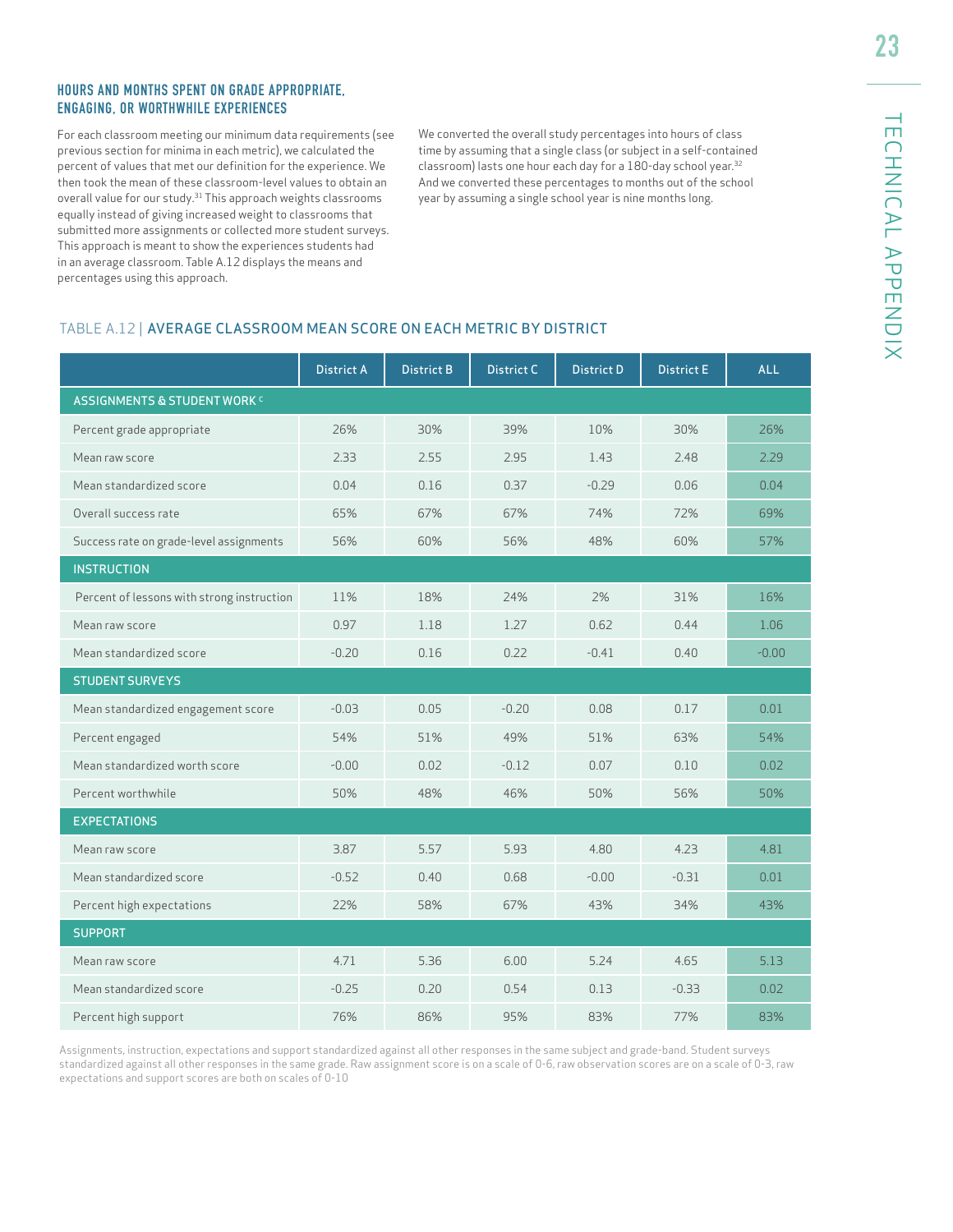### HOURS AND MONTHS SPENT ON GRADE APPROPRIATE, ENGAGING, OR WORTHWHILE EXPERIENCES

For each classroom meeting our minimum data requirements (see previous section for minima in each metric), we calculated the percent of values that met our definition for the experience. We then took the mean of these classroom-level values to obtain an overall value for our study.[31] This approach weights classrooms equally instead of giving increased weight to classrooms that submitted more assignments or collected more student surveys. This approach is meant to show the experiences students had in an average classroom. Table A.12 displays the means and percentages using this approach.

We converted the overall study percentages into hours of class time by assuming that a single class (or subject in a self-contained classroom) lasts one hour each day for a 180-day school year.[32] And we converted these percentages to months out of the school year by assuming a single school year is nine months long.

TABLE A.12 | **AVERAGE CLASSROOM MEAN SCORE ON EACH METRIC BY DISTRICT**

| | District A | District B | District C | District D | District E | ALL |
|---|---|---|---|---|---|---|
| **ASSIGNMENTS & STUDENT WORK** [c] | | | | | | |
| Percent grade appropriate | 26% | 30% | 39% | 10% | 30% | 26% |
| Mean raw score | 2.33 | 2.55 | 2.95 | 1.43 | 2.48 | 2.29 |
| Mean standardized score | 0.04 | 0.16 | 0.37 | -0.29 | 0.06 | 0.04 |
| Overall success rate | 65% | 67% | 67% | 74% | 72% | 69% |
| Success rate on grade-level assignments | 56% | 60% | 56% | 48% | 60% | 57% |
| **INSTRUCTION** | | | | | | |
| Percent of lessons with strong instruction | 11% | 18% | 24% | 2% | 31% | 16% |
| Mean raw score | 0.97 | 1.18 | 1.27 | 0.62 | 0.44 | 1.06 |
| Mean standardized score | -0.20 | 0.16 | 0.22 | -0.41 | 0.40 | -0.00 |
| **STUDENT SURVEYS** | | | | | | |
| Mean standardized engagement score | -0.03 | 0.05 | -0.20 | 0.08 | 0.17 | 0.01 |
| Percent engaged | 54% | 51% | 49% | 51% | 63% | 54% |
| Mean standardized worth score | -0.00 | 0.02 | -0.12 | 0.07 | 0.10 | 0.02 |
| Percent worthwhile | 50% | 48% | 46% | 50% | 56% | 50% |
| **EXPECTATIONS** | | | | | | |
| Mean raw score | 3.87 | 5.57 | 5.93 | 4.80 | 4.23 | 4.81 |
| Mean standardized score | -0.52 | 0.40 | 0.68 | -0.00 | -0.31 | 0.01 |
| Percent high expectations | 22% | 58% | 67% | 43% | 34% | 43% |
| **SUPPORT** | | | | | | |
| Mean raw score | 4.71 | 5.36 | 6.00 | 5.24 | 4.65 | 5.13 |
| Mean standardized score | -0.25 | 0.20 | 0.54 | 0.13 | -0.33 | 0.02 |
| Percent high support | 76% | 86% | 95% | 83% | 77% | 83% |

Assignments, instruction, expectations and support standardized against all other responses in the same subject and grade-band. Student surveys standardized against all other responses in the same grade. Raw assignment score is on a scale of 0-6, raw observation scores are on a scale of 0-3, raw expectations and support scores are both on scales of 0-10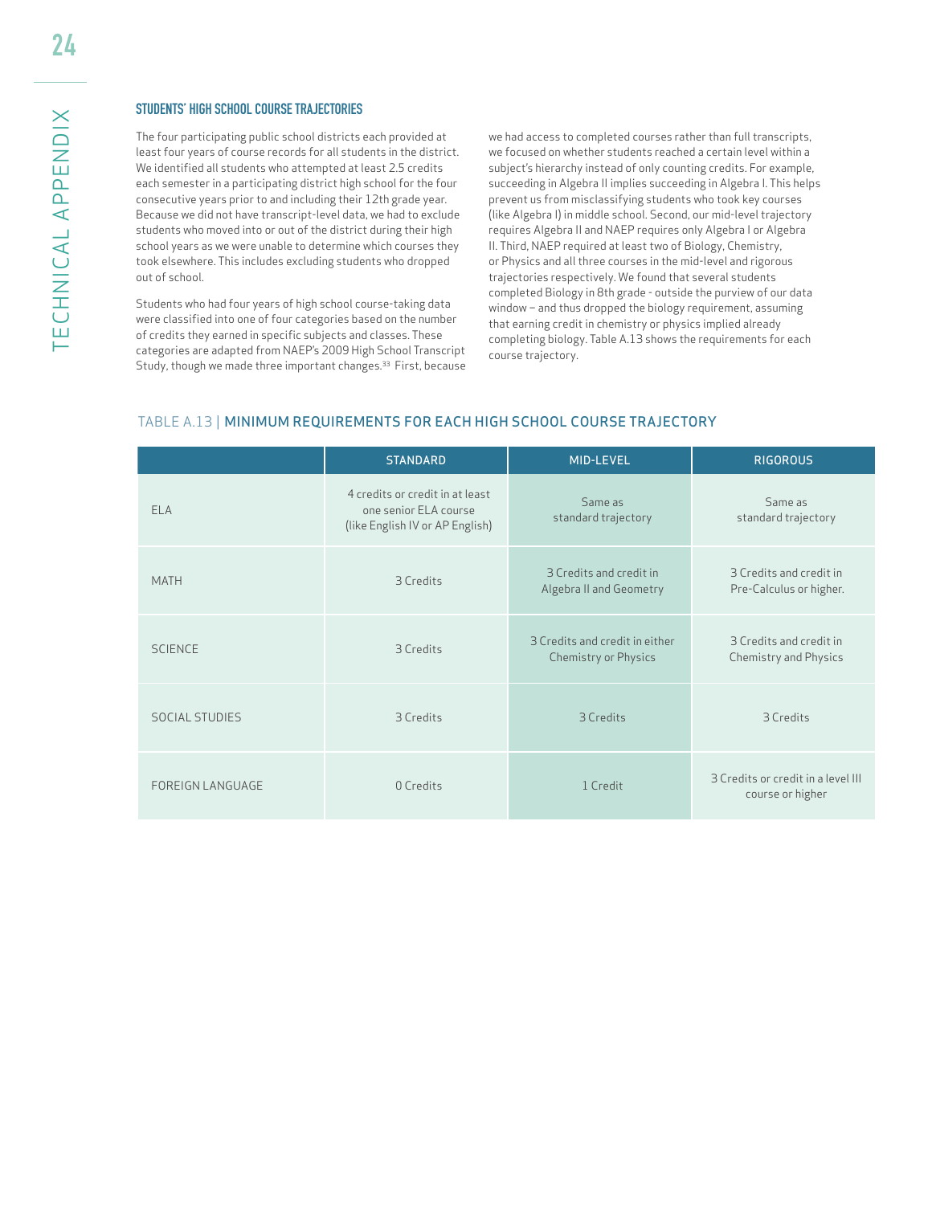### STUDENTS' HIGH SCHOOL COURSE TRAJECTORIES

The four participating public school districts each provided at least four years of course records for all students in the district. We identified all students who attempted at least 2.5 credits each semester in a participating district high school for the four consecutive years prior to and including their 12th grade year. Because we did not have transcript-level data, we had to exclude students who moved into or out of the district during their high school years as we were unable to determine which courses they took elsewhere. This includes excluding students who dropped out of school.

Students who had four years of high school course-taking data were classified into one of four categories based on the number of credits they earned in specific subjects and classes. These categories are adapted from NAEP's 2009 High School Transcript Study, though we made three important changes.[33] First, because we had access to completed courses rather than full transcripts, we focused on whether students reached a certain level within a subject's hierarchy instead of only counting credits. For example, succeeding in Algebra II implies succeeding in Algebra I. This helps prevent us from misclassifying students who took key courses (like Algebra I) in middle school. Second, our mid-level trajectory requires Algebra II and NAEP requires only Algebra I or Algebra II. Third, NAEP required at least two of Biology, Chemistry, or Physics and all three courses in the mid-level and rigorous trajectories respectively. We found that several students completed Biology in 8th grade - outside the purview of our data window – and thus dropped the biology requirement, assuming that earning credit in chemistry or physics implied already completing biology. Table A.13 shows the requirements for each course trajectory.

TABLE A.13 | MINIMUM REQUIREMENTS FOR EACH HIGH SCHOOL COURSE TRAJECTORY

| | STANDARD | MID-LEVEL | RIGOROUS |
|---|---|---|---|
| ELA | 4 credits or credit in at least one senior ELA course (like English IV or AP English) | Same as standard trajectory | Same as standard trajectory |
| MATH | 3 Credits | 3 Credits and credit in Algebra II and Geometry | 3 Credits and credit in Pre-Calculus or higher. |
| SCIENCE | 3 Credits | 3 Credits and credit in either Chemistry or Physics | 3 Credits and credit in Chemistry and Physics |
| SOCIAL STUDIES | 3 Credits | 3 Credits | 3 Credits |
| FOREIGN LANGUAGE | 0 Credits | 1 Credit | 3 Credits or credit in a level III course or higher |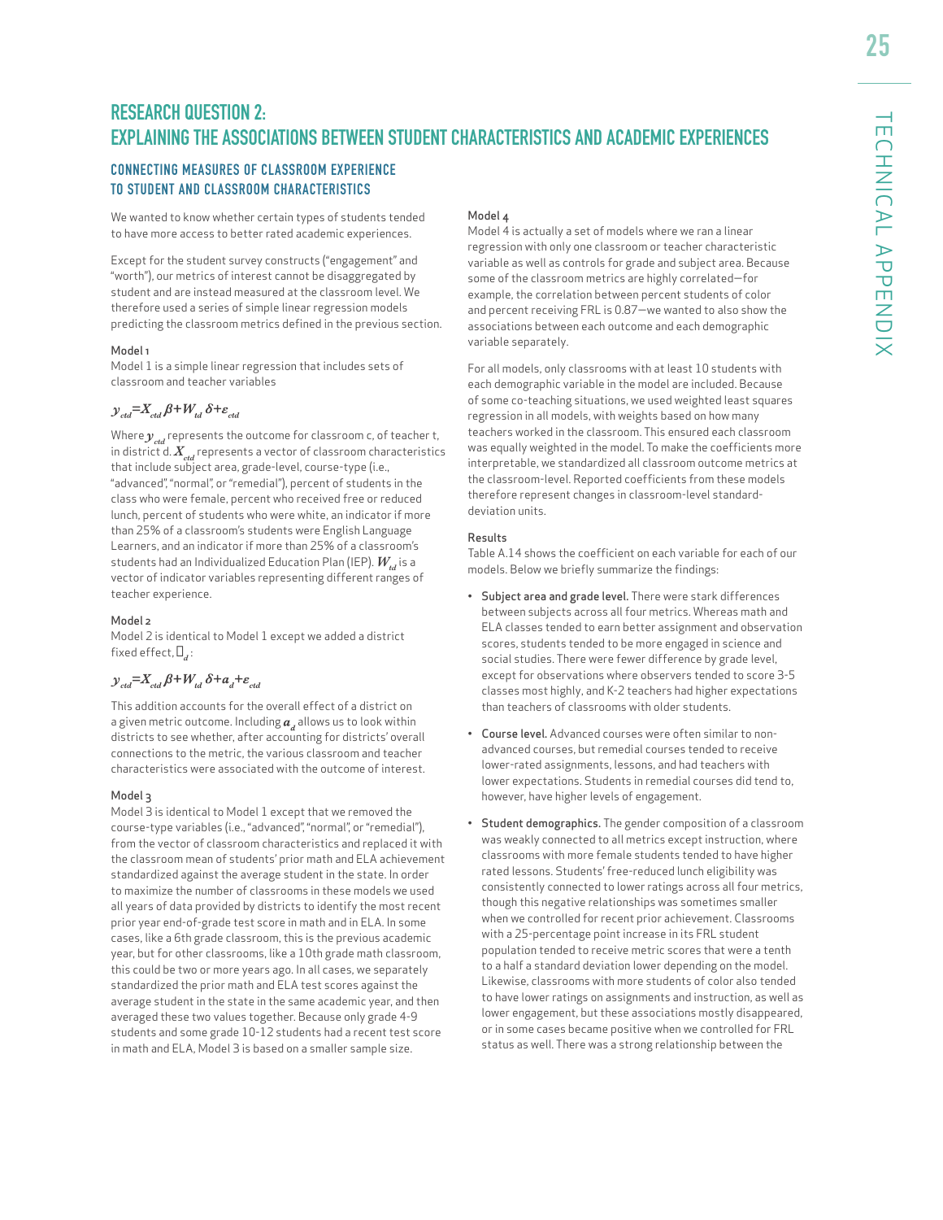## RESEARCH QUESTION 2: EXPLAINING THE ASSOCIATIONS BETWEEN STUDENT CHARACTERISTICS AND ACADEMIC EXPERIENCES

### CONNECTING MEASURES OF CLASSROOM EXPERIENCE TO STUDENT AND CLASSROOM CHARACTERISTICS

We wanted to know whether certain types of students tended to have more access to better rated academic experiences.

Except for the student survey constructs ("engagement" and "worth"), our metrics of interest cannot be disaggregated by student and are instead measured at the classroom level. We therefore used a series of simple linear regression models predicting the classroom metrics defined in the previous section.

#### Model 1

Model 1 is a simple linear regression that includes sets of classroom and teacher variables

$$y_{ctd}=X_{ctd}\beta+W_{td}\delta+\varepsilon_{ctd}$$

Where $y_{ctd}$ represents the outcome for classroom c, of teacher t, in district d. $X_{ctd}$ represents a vector of classroom characteristics that include subject area, grade-level, course-type (i.e., "advanced", "normal", or "remedial"), percent of students in the class who were female, percent who received free or reduced lunch, percent of students who were white, an indicator if more than 25% of a classroom's students were English Language Learners, and an indicator if more than 25% of a classroom's students had an Individualized Education Plan (IEP). $W_{td}$ is a vector of indicator variables representing different ranges of teacher experience.

#### Model 2

Model 2 is identical to Model 1 except we added a district fixed effect, $a_d$:

$$y_{ctd}=X_{ctd}\beta+W_{td}\delta+a_d+\varepsilon_{ctd}$$

This addition accounts for the overall effect of a district on a given metric outcome. Including $a_d$ allows us to look within districts to see whether, after accounting for districts' overall connections to the metric, the various classroom and teacher characteristics were associated with the outcome of interest.

#### Model 3

Model 3 is identical to Model 1 except that we removed the course-type variables (i.e., "advanced", "normal", or "remedial"), from the vector of classroom characteristics and replaced it with the classroom mean of students' prior math and ELA achievement standardized against the average student in the state. In order to maximize the number of classrooms in these models we used all years of data provided by districts to identify the most recent prior year end-of-grade test score in math and in ELA. In some cases, like a 6th grade classroom, this is the previous academic year, but for other classrooms, like a 10th grade math classroom, this could be two or more years ago. In all cases, we separately standardized the prior math and ELA test scores against the average student in the state in the same academic year, and then averaged these two values together. Because only grade 4-9 students and some grade 10-12 students had a recent test score in math and ELA, Model 3 is based on a smaller sample size.

#### Model 4

Model 4 is actually a set of models where we ran a linear regression with only one classroom or teacher characteristic variable as well as controls for grade and subject area. Because some of the classroom metrics are highly correlated—for example, the correlation between percent students of color and percent receiving FRL is 0.87—we wanted to also show the associations between each outcome and each demographic variable separately.

For all models, only classrooms with at least 10 students with each demographic variable in the model are included. Because of some co-teaching situations, we used weighted least squares regression in all models, with weights based on how many teachers worked in the classroom. This ensured each classroom was equally weighted in the model. To make the coefficients more interpretable, we standardized all classroom outcome metrics at the classroom-level. Reported coefficients from these models therefore represent changes in classroom-level standard-deviation units.

#### Results

Table A.14 shows the coefficient on each variable for each of our models. Below we briefly summarize the findings:

- **Subject area and grade level.** There were stark differences between subjects across all four metrics. Whereas math and ELA classes tended to earn better assignment and observation scores, students tended to be more engaged in science and social studies. There were fewer difference by grade level, except for observations where observers tended to score 3-5 classes most highly, and K-2 teachers had higher expectations than teachers of classrooms with older students.
- **Course level.** Advanced courses were often similar to non-advanced courses, but remedial courses tended to receive lower-rated assignments, lessons, and had teachers with lower expectations. Students in remedial courses did tend to, however, have higher levels of engagement.
- **Student demographics.** The gender composition of a classroom was weakly connected to all metrics except instruction, where classrooms with more female students tended to have higher rated lessons. Students' free-reduced lunch eligibility was consistently connected to lower ratings across all four metrics, though this negative relationships was sometimes smaller when we controlled for recent prior achievement. Classrooms with a 25-percentage point increase in its FRL student population tended to receive metric scores that were a tenth to a half a standard deviation lower depending on the model. Likewise, classrooms with more students of color also tended to have lower ratings on assignments and instruction, as well as lower engagement, but these associations mostly disappeared, or in some cases became positive when we controlled for FRL status as well. There was a strong relationship between the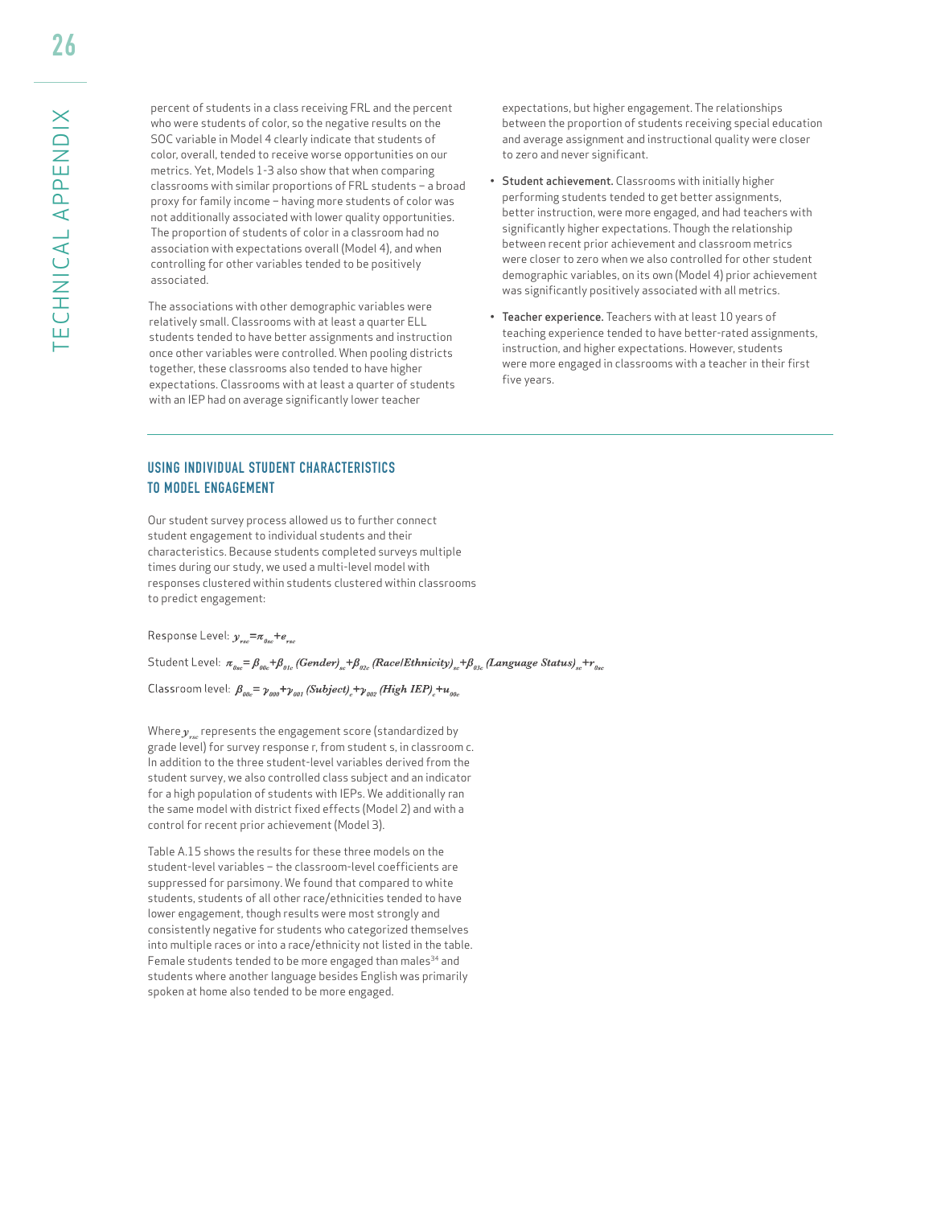percent of students in a class receiving FRL and the percent who were students of color, so the negative results on the SOC variable in Model 4 clearly indicate that students of color, overall, tended to receive worse opportunities on our metrics. Yet, Models 1-3 also show that when comparing classrooms with similar proportions of FRL students – a broad proxy for family income – having more students of color was not additionally associated with lower quality opportunities. The proportion of students of color in a classroom had no association with expectations overall (Model 4), and when controlling for other variables tended to be positively associated.

The associations with other demographic variables were relatively small. Classrooms with at least a quarter ELL students tended to have better assignments and instruction once other variables were controlled. When pooling districts together, these classrooms also tended to have higher expectations. Classrooms with at least a quarter of students with an IEP had on average significantly lower teacher expectations, but higher engagement. The relationships between the proportion of students receiving special education and average assignment and instructional quality were closer to zero and never significant.

- **Student achievement.** Classrooms with initially higher performing students tended to get better assignments, better instruction, were more engaged, and had teachers with significantly higher expectations. Though the relationship between recent prior achievement and classroom metrics were closer to zero when we also controlled for other student demographic variables, on its own (Model 4) prior achievement was significantly positively associated with all metrics.
- **Teacher experience.** Teachers with at least 10 years of teaching experience tended to have better-rated assignments, instruction, and higher expectations. However, students were more engaged in classrooms with a teacher in their first five years.

## USING INDIVIDUAL STUDENT CHARACTERISTICS TO MODEL ENGAGEMENT

Our student survey process allowed us to further connect student engagement to individual students and their characteristics. Because students completed surveys multiple times during our study, we used a multi-level model with responses clustered within students clustered within classrooms to predict engagement:

Response Level: $y_{rsc} = \pi_{0sc} + e_{rsc}$

Student Level: $\pi_{0sc} = \beta_{00c} + \beta_{01c}\,(Gender)_{sc} + \beta_{02c}\,(Race/Ethnicity)_{sc} + \beta_{03c}\,(Language\ Status)_{sc} + r_{0sc}$

Classroom level: $\beta_{00c} = \gamma_{000} + \gamma_{001}\,(Subject)_c + \gamma_{002}\,(High\ IEP)_c + u_{00c}$

Where $y_{rsc}$ represents the engagement score (standardized by grade level) for survey response r, from student s, in classroom c. In addition to the three student-level variables derived from the student survey, we also controlled class subject and an indicator for a high population of students with IEPs. We additionally ran the same model with district fixed effects (Model 2) and with a control for recent prior achievement (Model 3).

Table A.15 shows the results for these three models on the student-level variables – the classroom-level coefficients are suppressed for parsimony. We found that compared to white students, students of all other race/ethnicities tended to have lower engagement, though results were most strongly and consistently negative for students who categorized themselves into multiple races or into a race/ethnicity not listed in the table. Female students tended to be more engaged than males[34] and students where another language besides English was primarily spoken at home also tended to be more engaged.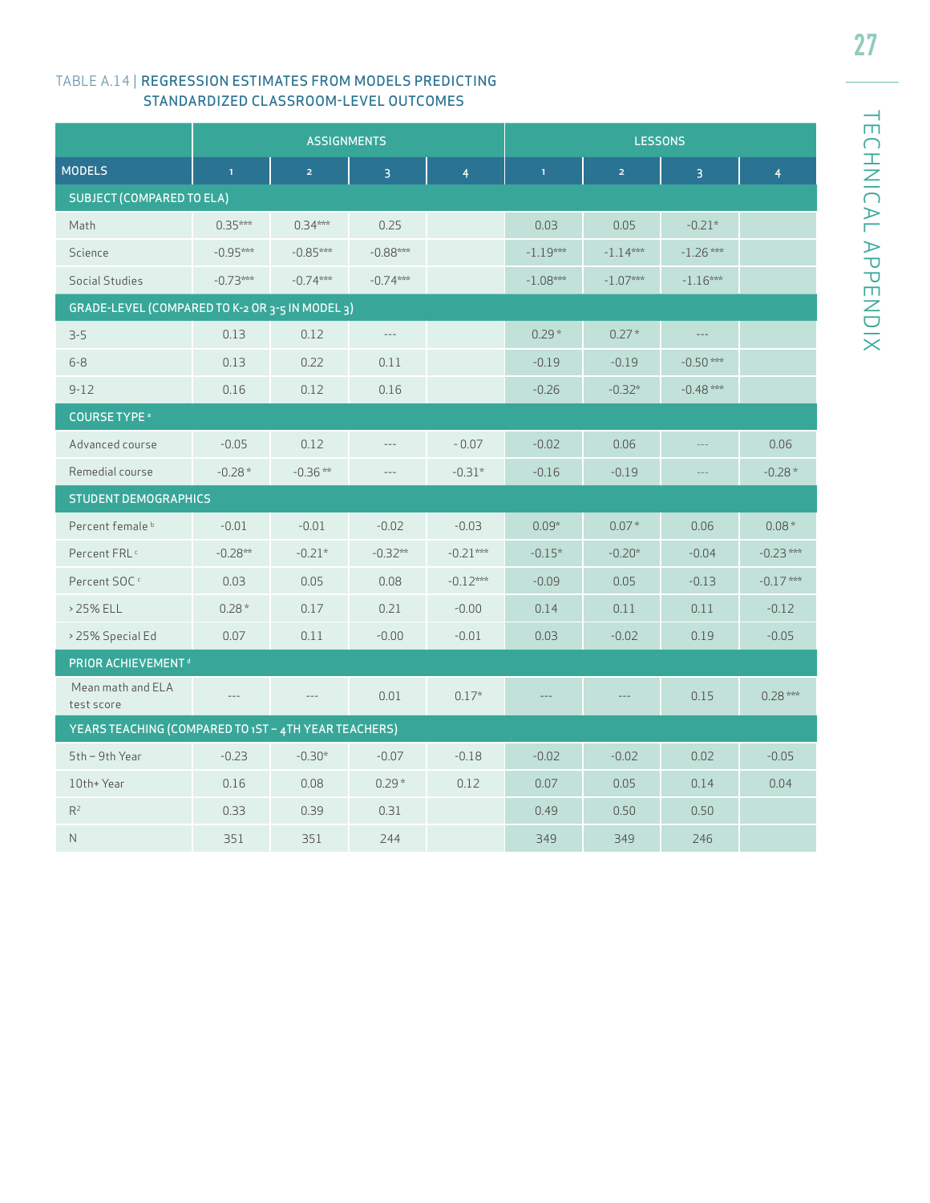TABLE A.14 | REGRESSION ESTIMATES FROM MODELS PREDICTING STANDARDIZED CLASSROOM-LEVEL OUTCOMES

| | ASSIGNMENTS | | | | LESSONS | | | |
|---|---|---|---|---|---|---|---|---|
| MODELS | 1 | 2 | 3 | 4 | 1 | 2 | 3 | 4 |
| **SUBJECT (COMPARED TO ELA)** | | | | | | | | |
| Math | 0.35*** | 0.34*** | 0.25 | | 0.03 | 0.05 | -0.21* | |
| Science | -0.95*** | -0.85*** | -0.88*** | | -1.19*** | -1.14*** | -1.26*** | |
| Social Studies | -0.73*** | -0.74*** | -0.74*** | | -1.08*** | -1.07*** | -1.16*** | |
| **GRADE-LEVEL (COMPARED TO K-2 OR 3-5 IN MODEL 3)** | | | | | | | | |
| 3-5 | 0.13 | 0.12 | --- | | 0.29* | 0.27* | --- | |
| 6-8 | 0.13 | 0.22 | 0.11 | | -0.19 | -0.19 | -0.50*** | |
| 9-12 | 0.16 | 0.12 | 0.16 | | -0.26 | -0.32* | -0.48*** | |
| **COURSE TYPE [a]** | | | | | | | | |
| Advanced course | -0.05 | 0.12 | --- | -0.07 | -0.02 | 0.06 | --- | 0.06 |
| Remedial course | -0.28* | -0.36** | --- | -0.31* | -0.16 | -0.19 | --- | -0.28* |
| **STUDENT DEMOGRAPHICS** | | | | | | | | |
| Percent female [b] | -0.01 | -0.01 | -0.02 | -0.03 | 0.09* | 0.07* | 0.06 | 0.08* |
| Percent FRL [c] | -0.28** | -0.21* | -0.32** | -0.21*** | -0.15* | -0.20* | -0.04 | -0.23*** |
| Percent SOC [c] | 0.03 | 0.05 | 0.08 | -0.12*** | -0.09 | 0.05 | -0.13 | -0.17*** |
| > 25% ELL | 0.28* | 0.17 | 0.21 | -0.00 | 0.14 | 0.11 | 0.11 | -0.12 |
| > 25% Special Ed | 0.07 | 0.11 | -0.00 | -0.01 | 0.03 | -0.02 | 0.19 | -0.05 |
| **PRIOR ACHIEVEMENT [d]** | | | | | | | | |
| Mean math and ELA test score | --- | --- | 0.01 | 0.17* | --- | --- | 0.15 | 0.28*** |
| **YEARS TEACHING (COMPARED TO 1ST – 4TH YEAR TEACHERS)** | | | | | | | | |
| 5th – 9th Year | -0.23 | -0.30* | -0.07 | -0.18 | -0.02 | -0.02 | 0.02 | -0.05 |
| 10th+ Year | 0.16 | 0.08 | 0.29* | 0.12 | 0.07 | 0.05 | 0.14 | 0.04 |
| $R^2$ | 0.33 | 0.39 | 0.31 | | 0.49 | 0.50 | 0.50 | |
| N | 351 | 351 | 244 | | 349 | 349 | 246 | |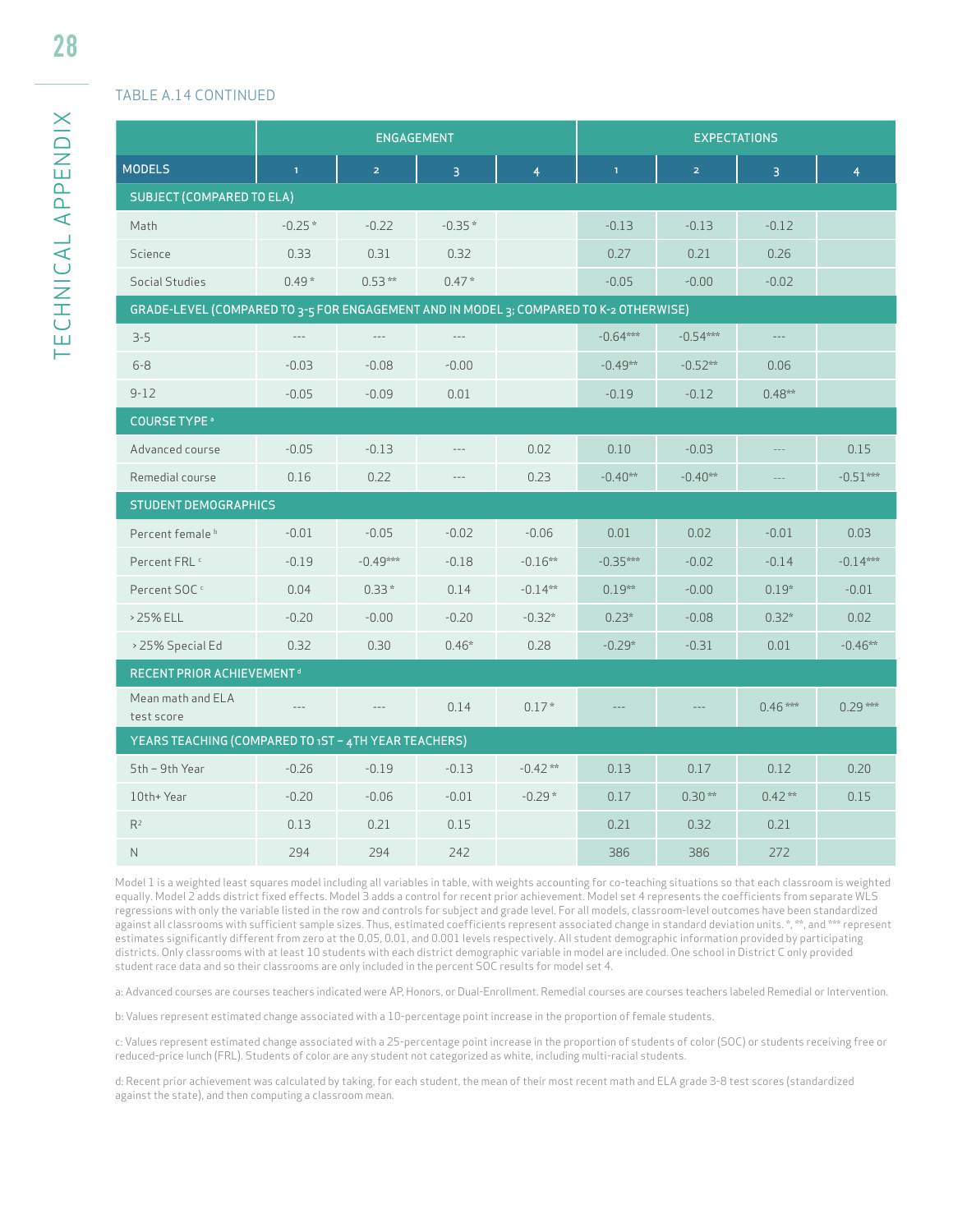TABLE A.14 CONTINUED

| | ENGAGEMENT | | | | EXPECTATIONS | | | |
|---|---|---|---|---|---|---|---|---|
| MODELS | 1 | 2 | 3 | 4 | 1 | 2 | 3 | 4 |
| **SUBJECT (COMPARED TO ELA)** | | | | | | | | |
| Math | -0.25 * | -0.22 | -0.35 * | | -0.13 | -0.13 | -0.12 | |
| Science | 0.33 | 0.31 | 0.32 | | 0.27 | 0.21 | 0.26 | |
| Social Studies | 0.49 * | 0.53 ** | 0.47 * | | -0.05 | -0.00 | -0.02 | |
| **GRADE-LEVEL (COMPARED TO 3-5 FOR ENGAGEMENT AND IN MODEL 3; COMPARED TO K-2 OTHERWISE)** | | | | | | | | |
| 3-5 | --- | --- | --- | | -0.64*** | -0.54*** | --- | |
| 6-8 | -0.03 | -0.08 | -0.00 | | -0.49** | -0.52** | 0.06 | |
| 9-12 | -0.05 | -0.09 | 0.01 | | -0.19 | -0.12 | 0.48** | |
| **COURSE TYPE [a]** | | | | | | | | |
| Advanced course | -0.05 | -0.13 | --- | 0.02 | 0.10 | -0.03 | --- | 0.15 |
| Remedial course | 0.16 | 0.22 | --- | 0.23 | -0.40** | -0.40** | --- | -0.51*** |
| **STUDENT DEMOGRAPHICS** | | | | | | | | |
| Percent female [b] | -0.01 | -0.05 | -0.02 | -0.06 | 0.01 | 0.02 | -0.01 | 0.03 |
| Percent FRL [c] | -0.19 | -0.49*** | -0.18 | -0.16** | -0.35*** | -0.02 | -0.14 | -0.14*** |
| Percent SOC [c] | 0.04 | 0.33 * | 0.14 | -0.14** | 0.19** | -0.00 | 0.19* | -0.01 |
| > 25% ELL | -0.20 | -0.00 | -0.20 | -0.32* | 0.23* | -0.08 | 0.32* | 0.02 |
| > 25% Special Ed | 0.32 | 0.30 | 0.46* | 0.28 | -0.29* | -0.31 | 0.01 | -0.46** |
| **RECENT PRIOR ACHIEVEMENT [d]** | | | | | | | | |
| Mean math and ELA test score | --- | --- | 0.14 | 0.17 * | --- | --- | 0.46 *** | 0.29 *** |
| **YEARS TEACHING (COMPARED TO 1ST – 4TH YEAR TEACHERS)** | | | | | | | | |
| 5th – 9th Year | -0.26 | -0.19 | -0.13 | -0.42 ** | 0.13 | 0.17 | 0.12 | 0.20 |
| 10th+ Year | -0.20 | -0.06 | -0.01 | -0.29 * | 0.17 | 0.30 ** | 0.42 ** | 0.15 |
| $R^2$ | 0.13 | 0.21 | 0.15 | | 0.21 | 0.32 | 0.21 | |
| N | 294 | 294 | 242 | | 386 | 386 | 272 | |

Model 1 is a weighted least squares model including all variables in table, with weights accounting for co-teaching situations so that each classroom is weighted equally. Model 2 adds district fixed effects. Model 3 adds a control for recent prior achievement. Model set 4 represents the coefficients from separate WLS regressions with only the variable listed in the row and controls for subject and grade level. For all models, classroom-level outcomes have been standardized against all classrooms with sufficient sample sizes. Thus, estimated coefficients represent associated change in standard deviation units. *, **, and *** represent estimates significantly different from zero at the 0.05, 0.01, and 0.001 levels respectively. All student demographic information provided by participating districts. Only classrooms with at least 10 students with each district demographic variable in model are included. One school in District C only provided student race data and so their classrooms are only included in the percent SOC results for model set 4.

a: Advanced courses are courses teachers indicated were AP, Honors, or Dual-Enrollment. Remedial courses are courses teachers labeled Remedial or Intervention.

b: Values represent estimated change associated with a 10-percentage point increase in the proportion of female students.

c: Values represent estimated change associated with a 25-percentage point increase in the proportion of students of color (SOC) or students receiving free or reduced-price lunch (FRL). Students of color are any student not categorized as white, including multi-racial students.

d: Recent prior achievement was calculated by taking, for each student, the mean of their most recent math and ELA grade 3-8 test scores (standardized against the state), and then computing a classroom mean.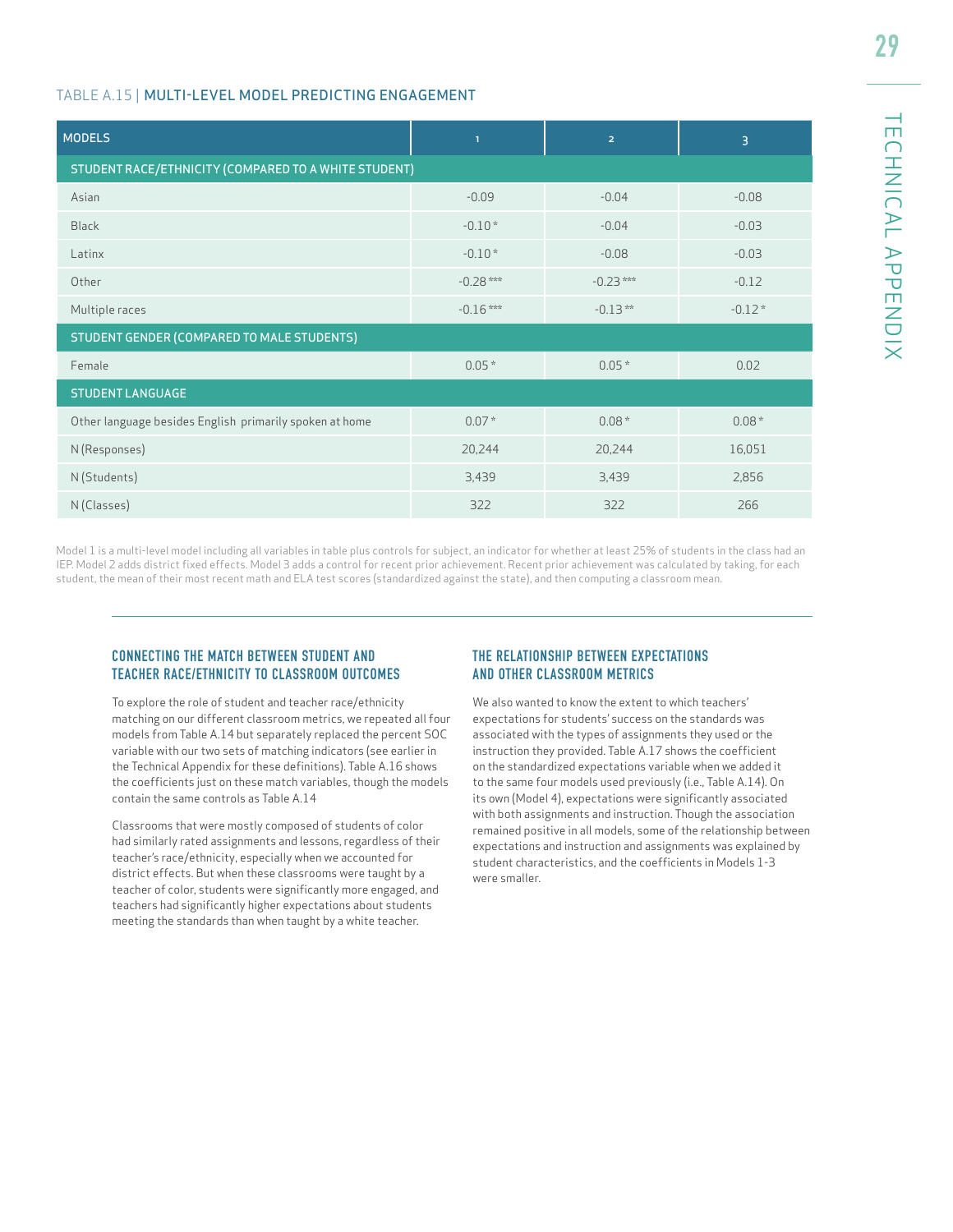TABLE A.15 | MULTI-LEVEL MODEL PREDICTING ENGAGEMENT

| MODELS | 1 | 2 | 3 |
|---|---|---|---|
| **STUDENT RACE/ETHNICITY (COMPARED TO A WHITE STUDENT)** | | | |
| Asian | -0.09 | -0.04 | -0.08 |
| Black | -0.10* | -0.04 | -0.03 |
| Latinx | -0.10* | -0.08 | -0.03 |
| Other | -0.28*** | -0.23*** | -0.12 |
| Multiple races | -0.16*** | -0.13** | -0.12* |
| **STUDENT GENDER (COMPARED TO MALE STUDENTS)** | | | |
| Female | 0.05* | 0.05* | 0.02 |
| **STUDENT LANGUAGE** | | | |
| Other language besides English primarily spoken at home | 0.07* | 0.08* | 0.08* |
| N (Responses) | 20,244 | 20,244 | 16,051 |
| N (Students) | 3,439 | 3,439 | 2,856 |
| N (Classes) | 322 | 322 | 266 |

Model 1 is a multi-level model including all variables in table plus controls for subject, an indicator for whether at least 25% of students in the class had an IEP. Model 2 adds district fixed effects. Model 3 adds a control for recent prior achievement. Recent prior achievement was calculated by taking, for each student, the mean of their most recent math and ELA test scores (standardized against the state), and then computing a classroom mean.

## CONNECTING THE MATCH BETWEEN STUDENT AND TEACHER RACE/ETHNICITY TO CLASSROOM OUTCOMES

To explore the role of student and teacher race/ethnicity matching on our different classroom metrics, we repeated all four models from Table A.14 but separately replaced the percent SOC variable with our two sets of matching indicators (see earlier in the Technical Appendix for these definitions). Table A.16 shows the coefficients just on these match variables, though the models contain the same controls as Table A.14

Classrooms that were mostly composed of students of color had similarly rated assignments and lessons, regardless of their teacher's race/ethnicity, especially when we accounted for district effects. But when these classrooms were taught by a teacher of color, students were significantly more engaged, and teachers had significantly higher expectations about students meeting the standards than when taught by a white teacher.

## THE RELATIONSHIP BETWEEN EXPECTATIONS AND OTHER CLASSROOM METRICS

We also wanted to know the extent to which teachers' expectations for students' success on the standards was associated with the types of assignments they used or the instruction they provided. Table A.17 shows the coefficient on the standardized expectations variable when we added it to the same four models used previously (i.e., Table A.14). On its own (Model 4), expectations were significantly associated with both assignments and instruction. Though the association remained positive in all models, some of the relationship between expectations and instruction and assignments was explained by student characteristics, and the coefficients in Models 1-3 were smaller.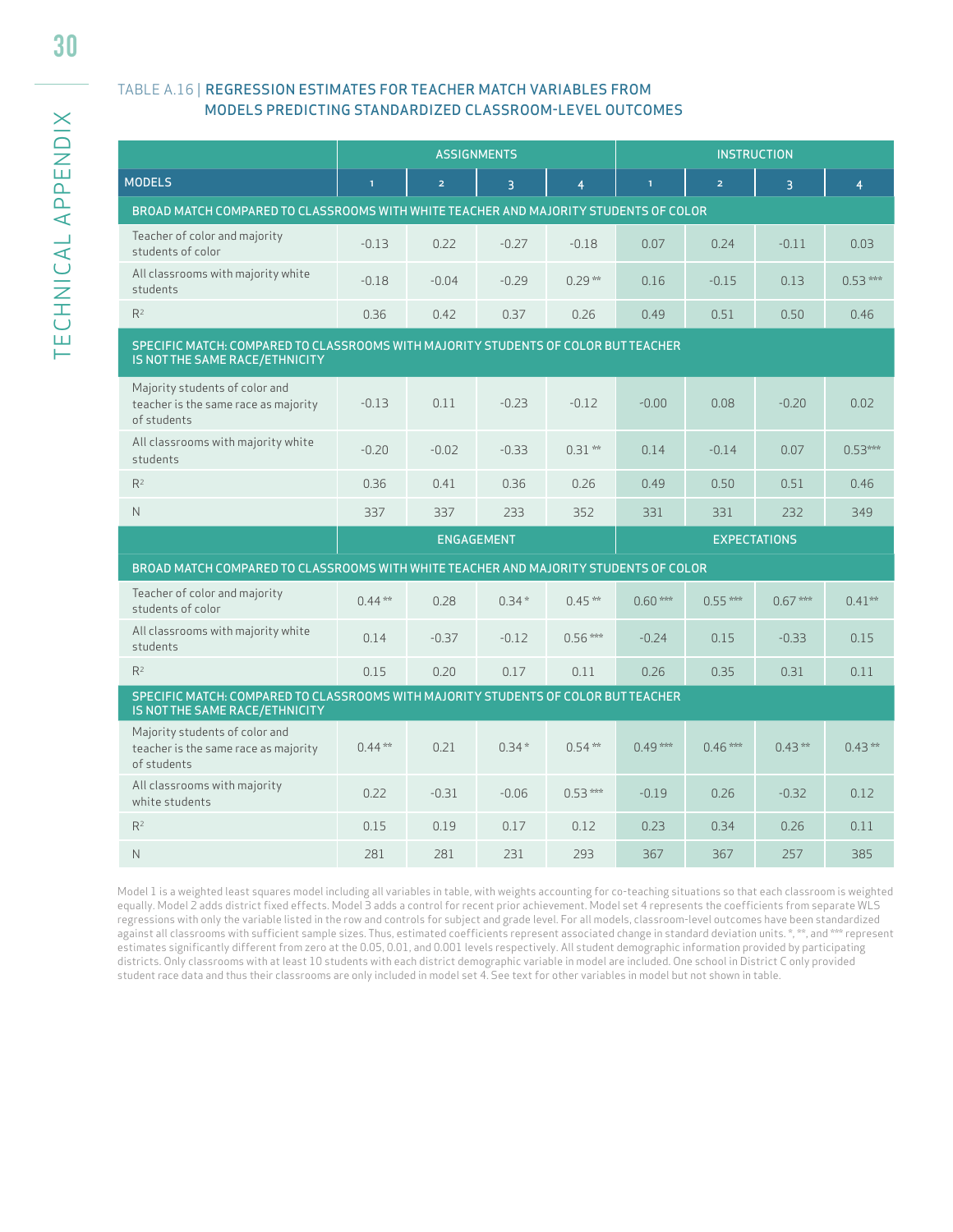TABLE A.16 | REGRESSION ESTIMATES FOR TEACHER MATCH VARIABLES FROM MODELS PREDICTING STANDARDIZED CLASSROOM-LEVEL OUTCOMES

| | ASSIGNMENTS | | | | INSTRUCTION | | | |
|---|---|---|---|---|---|---|---|---|
| MODELS | 1 | 2 | 3 | 4 | 1 | 2 | 3 | 4 |
| **BROAD MATCH COMPARED TO CLASSROOMS WITH WHITE TEACHER AND MAJORITY STUDENTS OF COLOR** | | | | | | | | |
| Teacher of color and majority students of color | -0.13 | 0.22 | -0.27 | -0.18 | 0.07 | 0.24 | -0.11 | 0.03 |
| All classrooms with majority white students | -0.18 | -0.04 | -0.29 | 0.29 ** | 0.16 | -0.15 | 0.13 | 0.53 *** |
| $R^2$ | 0.36 | 0.42 | 0.37 | 0.26 | 0.49 | 0.51 | 0.50 | 0.46 |
| **SPECIFIC MATCH: COMPARED TO CLASSROOMS WITH MAJORITY STUDENTS OF COLOR BUT TEACHER IS NOT THE SAME RACE/ETHNICITY** | | | | | | | | |
| Majority students of color and teacher is the same race as majority of students | -0.13 | 0.11 | -0.23 | -0.12 | -0.00 | 0.08 | -0.20 | 0.02 |
| All classrooms with majority white students | -0.20 | -0.02 | -0.33 | 0.31 ** | 0.14 | -0.14 | 0.07 | 0.53*** |
| $R^2$ | 0.36 | 0.41 | 0.36 | 0.26 | 0.49 | 0.50 | 0.51 | 0.46 |
| N | 337 | 337 | 233 | 352 | 331 | 331 | 232 | 349 |
| | ENGAGEMENT | | | | EXPECTATIONS | | | |
| **BROAD MATCH COMPARED TO CLASSROOMS WITH WHITE TEACHER AND MAJORITY STUDENTS OF COLOR** | | | | | | | | |
| Teacher of color and majority students of color | 0.44 ** | 0.28 | 0.34 * | 0.45 ** | 0.60 *** | 0.55 *** | 0.67 *** | 0.41** |
| All classrooms with majority white students | 0.14 | -0.37 | -0.12 | 0.56 *** | -0.24 | 0.15 | -0.33 | 0.15 |
| $R^2$ | 0.15 | 0.20 | 0.17 | 0.11 | 0.26 | 0.35 | 0.31 | 0.11 |
| **SPECIFIC MATCH: COMPARED TO CLASSROOMS WITH MAJORITY STUDENTS OF COLOR BUT TEACHER IS NOT THE SAME RACE/ETHNICITY** | | | | | | | | |
| Majority students of color and teacher is the same race as majority of students | 0.44 ** | 0.21 | 0.34 * | 0.54 ** | 0.49 *** | 0.46 *** | 0.43 ** | 0.43 ** |
| All classrooms with majority white students | 0.22 | -0.31 | -0.06 | 0.53 *** | -0.19 | 0.26 | -0.32 | 0.12 |
| $R^2$ | 0.15 | 0.19 | 0.17 | 0.12 | 0.23 | 0.34 | 0.26 | 0.11 |
| N | 281 | 281 | 231 | 293 | 367 | 367 | 257 | 385 |

Model 1 is a weighted least squares model including all variables in table, with weights accounting for co-teaching situations so that each classroom is weighted equally. Model 2 adds district fixed effects. Model 3 adds a control for recent prior achievement. Model set 4 represents the coefficients from separate WLS regressions with only the variable listed in the row and controls for subject and grade level. For all models, classroom-level outcomes have been standardized against all classrooms with sufficient sample sizes. Thus, estimated coefficients represent associated change in standard deviation units. *, **, and *** represent estimates significantly different from zero at the 0.05, 0.01, and 0.001 levels respectively. All student demographic information provided by participating districts. Only classrooms with at least 10 students with each district demographic variable in model are included. One school in District C only provided student race data and thus their classrooms are only included in model set 4. See text for other variables in model but not shown in table.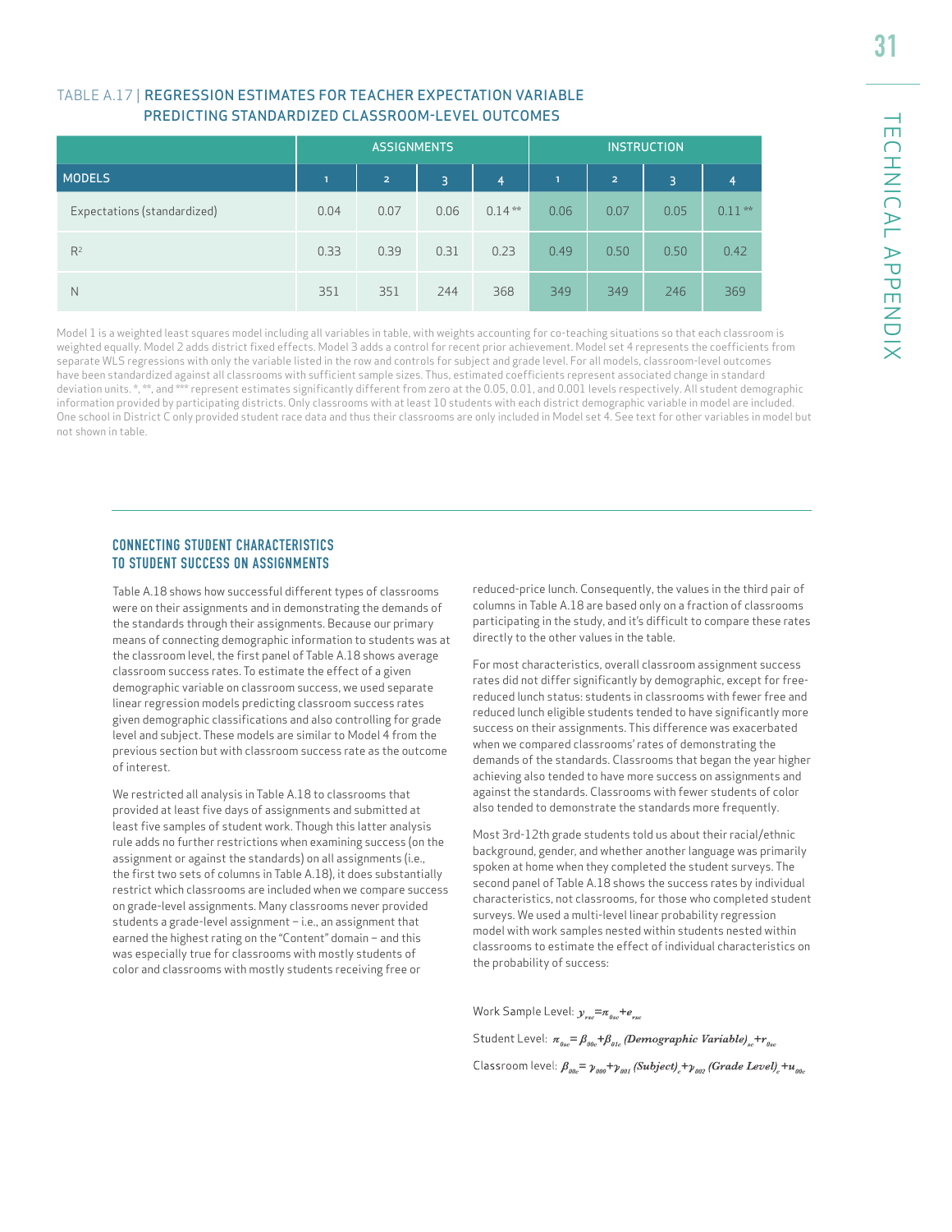TABLE A.17 | REGRESSION ESTIMATES FOR TEACHER EXPECTATION VARIABLE PREDICTING STANDARDIZED CLASSROOM-LEVEL OUTCOMES

| | ASSIGNMENTS | | | | INSTRUCTION | | | |
|---|---|---|---|---|---|---|---|---|
| MODELS | 1 | 2 | 3 | 4 | 1 | 2 | 3 | 4 |
| Expectations (standardized) | 0.04 | 0.07 | 0.06 | 0.14 ** | 0.06 | 0.07 | 0.05 | 0.11 ** |
| $R^2$ | 0.33 | 0.39 | 0.31 | 0.23 | 0.49 | 0.50 | 0.50 | 0.42 |
| N | 351 | 351 | 244 | 368 | 349 | 349 | 246 | 369 |

Model 1 is a weighted least squares model including all variables in table, with weights accounting for co-teaching situations so that each classroom is weighted equally. Model 2 adds district fixed effects. Model 3 adds a control for recent prior achievement. Model set 4 represents the coefficients from separate WLS regressions with only the variable listed in the row and controls for subject and grade level. For all models, classroom-level outcomes have been standardized against all classrooms with sufficient sample sizes. Thus, estimated coefficients represent associated change in standard deviation units. *, **, and *** represent estimates significantly different from zero at the 0.05, 0.01, and 0.001 levels respectively. All student demographic information provided by participating districts. Only classrooms with at least 10 students with each district demographic variable in model are included. One school in District C only provided student race data and thus their classrooms are only included in Model set 4. See text for other variables in model but not shown in table.

## CONNECTING STUDENT CHARACTERISTICS TO STUDENT SUCCESS ON ASSIGNMENTS

Table A.18 shows how successful different types of classrooms were on their assignments and in demonstrating the demands of the standards through their assignments. Because our primary means of connecting demographic information to students was at the classroom level, the first panel of Table A.18 shows average classroom success rates. To estimate the effect of a given demographic variable on classroom success, we used separate linear regression models predicting classroom success rates given demographic classifications and also controlling for grade level and subject. These models are similar to Model 4 from the previous section but with classroom success rate as the outcome of interest.

We restricted all analysis in Table A.18 to classrooms that provided at least five days of assignments and submitted at least five samples of student work. Though this latter analysis rule adds no further restrictions when examining success (on the assignment or against the standards) on all assignments (i.e., the first two sets of columns in Table A.18), it does substantially restrict which classrooms are included when we compare success on grade-level assignments. Many classrooms never provided students a grade-level assignment – i.e., an assignment that earned the highest rating on the "Content" domain – and this was especially true for classrooms with mostly students of color and classrooms with mostly students receiving free or reduced-price lunch. Consequently, the values in the third pair of columns in Table A.18 are based only on a fraction of classrooms participating in the study, and it's difficult to compare these rates directly to the other values in the table.

For most characteristics, overall classroom assignment success rates did not differ significantly by demographic, except for free-reduced lunch status: students in classrooms with fewer free and reduced lunch eligible students tended to have significantly more success on their assignments. This difference was exacerbated when we compared classrooms' rates of demonstrating the demands of the standards. Classrooms that began the year higher achieving also tended to have more success on assignments and against the standards. Classrooms with fewer students of color also tended to demonstrate the standards more frequently.

Most 3rd-12th grade students told us about their racial/ethnic background, gender, and whether another language was primarily spoken at home when they completed the student surveys. The second panel of Table A.18 shows the success rates by individual characteristics, not classrooms, for those who completed student surveys. We used a multi-level linear probability regression model with work samples nested within students nested within classrooms to estimate the effect of individual characteristics on the probability of success:

Work Sample Level: $y_{rsc} = \pi_{0sc} + e_{rsc}$

Student Level: $\pi_{0sc} = \beta_{00c} + \beta_{01c}\,(\textit{Demographic Variable})_{sc} + r_{0sc}$

Classroom level: $\beta_{00c} = \gamma_{000} + \gamma_{001}\,(\textit{Subject})_c + \gamma_{002}\,(\textit{Grade Level})_c + u_{00c}$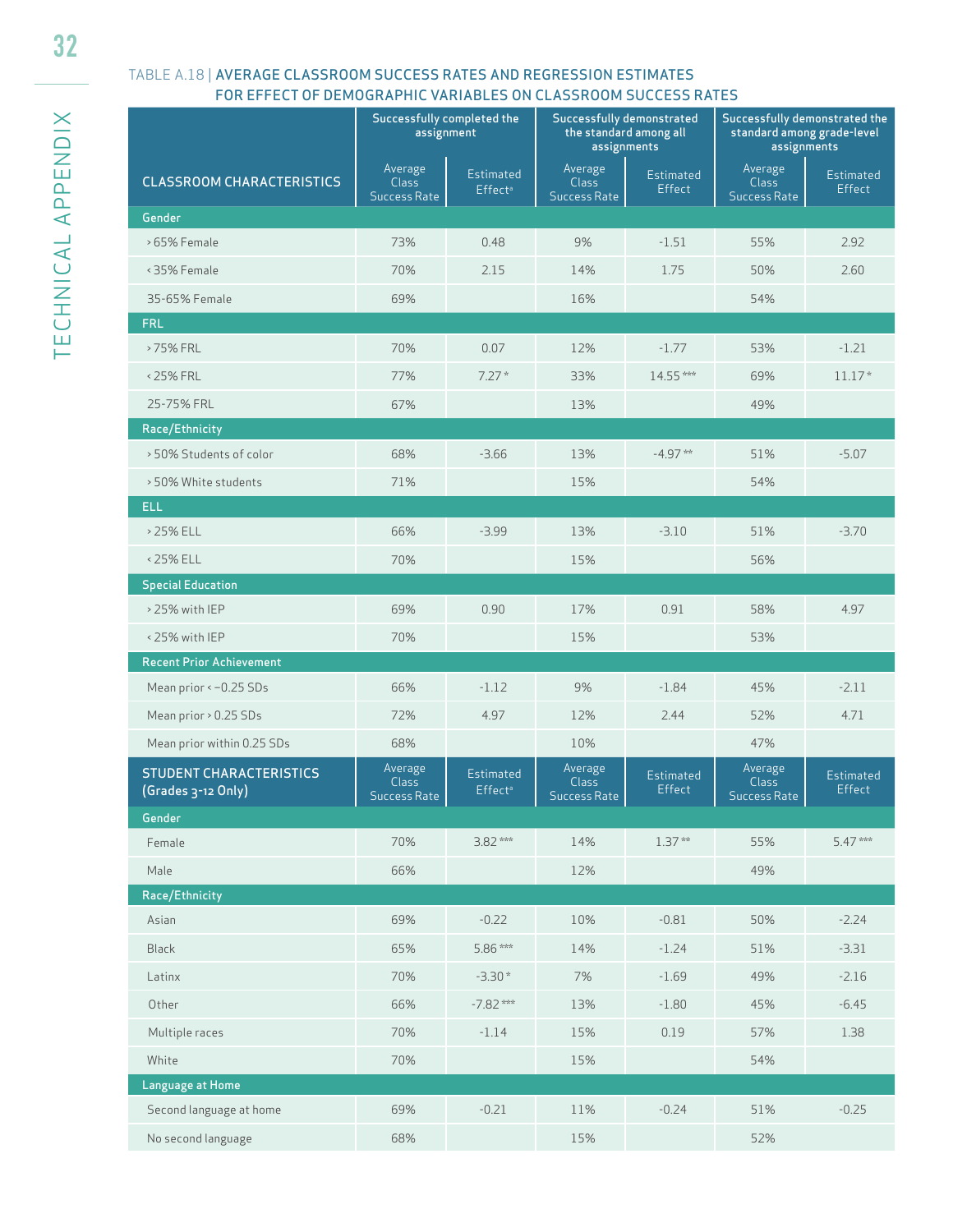TABLE A.18 | AVERAGE CLASSROOM SUCCESS RATES AND REGRESSION ESTIMATES FOR EFFECT OF DEMOGRAPHIC VARIABLES ON CLASSROOM SUCCESS RATES

| CLASSROOM CHARACTERISTICS | Successfully completed the assignment | | Successfully demonstrated the standard among all assignments | | Successfully demonstrated the standard among grade-level assignments | |
|---|---|---|---|---|---|---|
| | Average Class Success Rate | Estimated Effect[a] | Average Class Success Rate | Estimated Effect | Average Class Success Rate | Estimated Effect |
| **Gender** | | | | | | |
| > 65% Female | 73% | 0.48 | 9% | -1.51 | 55% | 2.92 |
| < 35% Female | 70% | 2.15 | 14% | 1.75 | 50% | 2.60 |
| 35-65% Female | 69% | | 16% | | 54% | |
| **FRL** | | | | | | |
| > 75% FRL | 70% | 0.07 | 12% | -1.77 | 53% | -1.21 |
| < 25% FRL | 77% | 7.27 * | 33% | 14.55 *** | 69% | 11.17 * |
| 25-75% FRL | 67% | | 13% | | 49% | |
| **Race/Ethnicity** | | | | | | |
| > 50% Students of color | 68% | -3.66 | 13% | -4.97 ** | 51% | -5.07 |
| > 50% White students | 71% | | 15% | | 54% | |
| **ELL** | | | | | | |
| > 25% ELL | 66% | -3.99 | 13% | -3.10 | 51% | -3.70 |
| < 25% ELL | 70% | | 15% | | 56% | |
| **Special Education** | | | | | | |
| > 25% with IEP | 69% | 0.90 | 17% | 0.91 | 58% | 4.97 |
| < 25% with IEP | 70% | | 15% | | 53% | |
| **Recent Prior Achievement** | | | | | | |
| Mean prior < −0.25 SDs | 66% | -1.12 | 9% | -1.84 | 45% | -2.11 |
| Mean prior > 0.25 SDs | 72% | 4.97 | 12% | 2.44 | 52% | 4.71 |
| Mean prior within 0.25 SDs | 68% | | 10% | | 47% | |
| **STUDENT CHARACTERISTICS (Grades 3-12 Only)** | Average Class Success Rate | Estimated Effect[a] | Average Class Success Rate | Estimated Effect | Average Class Success Rate | Estimated Effect |
| **Gender** | | | | | | |
| Female | 70% | 3.82 *** | 14% | 1.37 ** | 55% | 5.47 *** |
| Male | 66% | | 12% | | 49% | |
| **Race/Ethnicity** | | | | | | |
| Asian | 69% | -0.22 | 10% | -0.81 | 50% | -2.24 |
| Black | 65% | 5.86 *** | 14% | -1.24 | 51% | -3.31 |
| Latinx | 70% | -3.30 * | 7% | -1.69 | 49% | -2.16 |
| Other | 66% | -7.82 *** | 13% | -1.80 | 45% | -6.45 |
| Multiple races | 70% | -1.14 | 15% | 0.19 | 57% | 1.38 |
| White | 70% | | 15% | | 54% | |
| **Language at Home** | | | | | | |
| Second language at home | 69% | -0.21 | 11% | -0.24 | 51% | -0.25 |
| No second language | 68% | | 15% | | 52% | |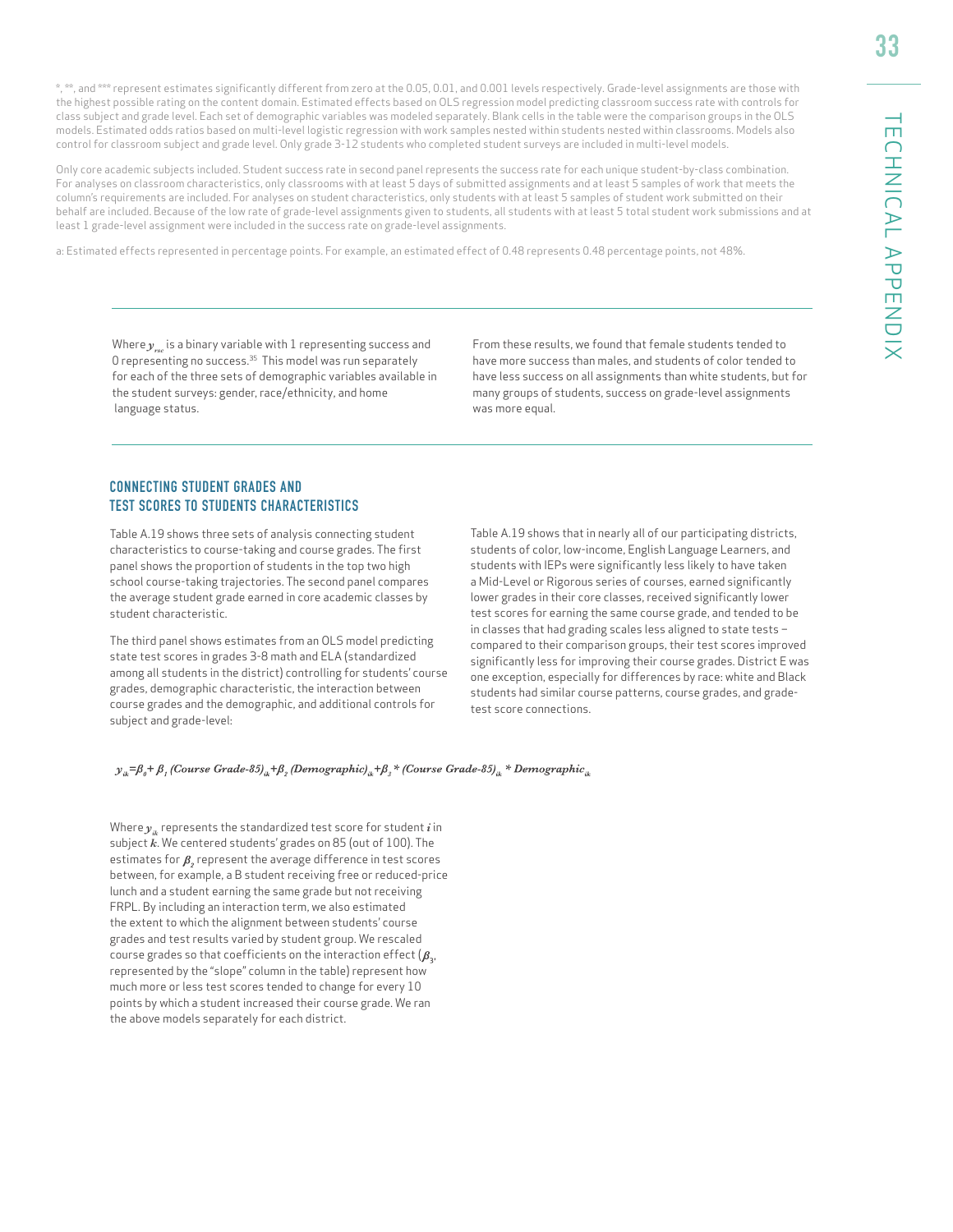*, **, and *** represent estimates significantly different from zero at the 0.05, 0.01, and 0.001 levels respectively. Grade-level assignments are those with the highest possible rating on the content domain. Estimated effects based on OLS regression model predicting classroom success rate with controls for class subject and grade level. Each set of demographic variables was modeled separately. Blank cells in the table were the comparison groups in the OLS models. Estimated odds ratios based on multi-level logistic regression with work samples nested within students nested within classrooms. Models also control for classroom subject and grade level. Only grade 3-12 students who completed student surveys are included in multi-level models.

Only core academic subjects included. Student success rate in second panel represents the success rate for each unique student-by-class combination. For analyses on classroom characteristics, only classrooms with at least 5 days of submitted assignments and at least 5 samples of work that meets the column's requirements are included. For analyses on student characteristics, only students with at least 5 samples of student work submitted on their behalf are included. Because of the low rate of grade-level assignments given to students, all students with at least 5 total student work submissions and at least 1 grade-level assignment were included in the success rate on grade-level assignments.

a: Estimated effects represented in percentage points. For example, an estimated effect of 0.48 represents 0.48 percentage points, not 48%.

Where $y_{rsc}$ is a binary variable with 1 representing success and 0 representing no success.[35] This model was run separately for each of the three sets of demographic variables available in the student surveys: gender, race/ethnicity, and home language status.

From these results, we found that female students tended to have more success than males, and students of color tended to have less success on all assignments than white students, but for many groups of students, success on grade-level assignments was more equal.

## CONNECTING STUDENT GRADES AND TEST SCORES TO STUDENTS CHARACTERISTICS

Table A.19 shows three sets of analysis connecting student characteristics to course-taking and course grades. The first panel shows the proportion of students in the top two high school course-taking trajectories. The second panel compares the average student grade earned in core academic classes by student characteristic.

The third panel shows estimates from an OLS model predicting state test scores in grades 3-8 math and ELA (standardized among all students in the district) controlling for students' course grades, demographic characteristic, the interaction between course grades and the demographic, and additional controls for subject and grade-level:

$$y_{ik}=\beta_0+\beta_1 (\textit{Course Grade-85})_{ik}+\beta_2 (\textit{Demographic})_{ik}+\beta_3 * (\textit{Course Grade-85})_{ik} * \textit{Demographic}_{ik}$$

Where $y_{ik}$ represents the standardized test score for student $i$ in subject $k$. We centered students' grades on 85 (out of 100). The estimates for $\beta_2$ represent the average difference in test scores between, for example, a B student receiving free or reduced-price lunch and a student earning the same grade but not receiving FRPL. By including an interaction term, we also estimated the extent to which the alignment between students' course grades and test results varied by student group. We rescaled course grades so that coefficients on the interaction effect ($\beta_3$, represented by the "slope" column in the table) represent how much more or less test scores tended to change for every 10 points by which a student increased their course grade. We ran the above models separately for each district.

Table A.19 shows that in nearly all of our participating districts, students of color, low-income, English Language Learners, and students with IEPs were significantly less likely to have taken a Mid-Level or Rigorous series of courses, earned significantly lower grades in their core classes, received significantly lower test scores for earning the same course grade, and tended to be in classes that had grading scales less aligned to state tests – compared to their comparison groups, their test scores improved significantly less for improving their course grades. District E was one exception, especially for differences by race: white and Black students had similar course patterns, course grades, and grade-test score connections.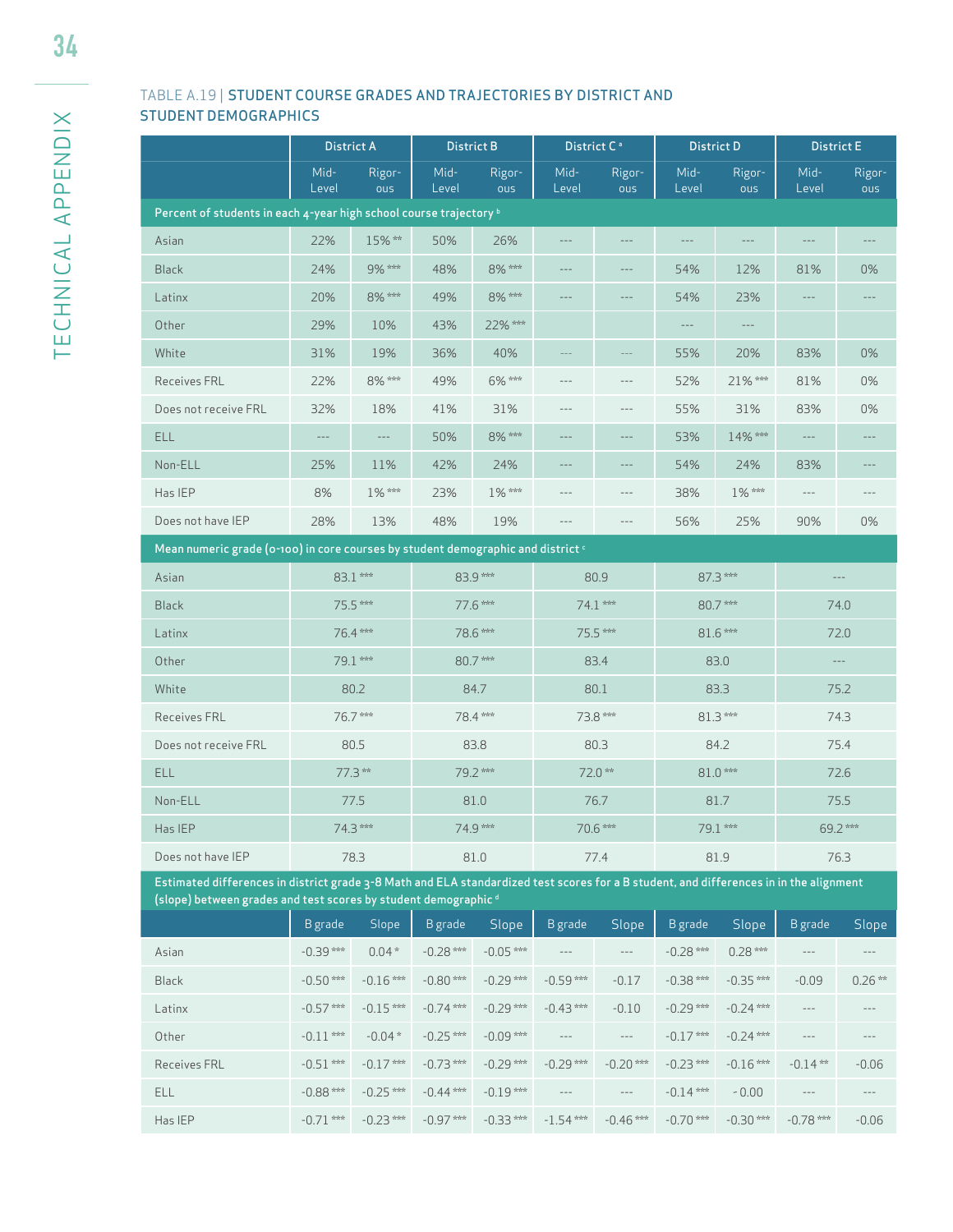TABLE A.19 | STUDENT COURSE GRADES AND TRAJECTORIES BY DISTRICT AND STUDENT DEMOGRAPHICS

| | District A | | District B | | District C [a] | | District D | | District E | |
|---|---|---|---|---|---|---|---|---|---|---|
| | Mid-Level | Rigorous | Mid-Level | Rigorous | Mid-Level | Rigorous | Mid-Level | Rigorous | Mid-Level | Rigorous |
| **Percent of students in each 4-year high school course trajectory [b]** | | | | | | | | | | |
| Asian | 22% | 15% ** | 50% | 26% | --- | --- | --- | --- | --- | --- |
| Black | 24% | 9% *** | 48% | 8% *** | --- | --- | 54% | 12% | 81% | 0% |
| Latinx | 20% | 8% *** | 49% | 8% *** | --- | --- | 54% | 23% | --- | --- |
| Other | 29% | 10% | 43% | 22% *** | | | --- | --- | | |
| White | 31% | 19% | 36% | 40% | --- | --- | 55% | 20% | 83% | 0% |
| Receives FRL | 22% | 8% *** | 49% | 6% *** | --- | --- | 52% | 21% *** | 81% | 0% |
| Does not receive FRL | 32% | 18% | 41% | 31% | --- | --- | 55% | 31% | 83% | 0% |
| ELL | --- | --- | 50% | 8% *** | --- | --- | 53% | 14% *** | --- | --- |
| Non-ELL | 25% | 11% | 42% | 24% | --- | --- | 54% | 24% | 83% | --- |
| Has IEP | 8% | 1% *** | 23% | 1% *** | --- | --- | 38% | 1% *** | --- | --- |
| Does not have IEP | 28% | 13% | 48% | 19% | --- | --- | 56% | 25% | 90% | 0% |
| **Mean numeric grade (0-100) in core courses by student demographic and district [c]** | | | | | | | | | | |
| Asian | 83.1 *** | | 83.9 *** | | 80.9 | | 87.3 *** | | --- | |
| Black | 75.5 *** | | 77.6 *** | | 74.1 *** | | 80.7 *** | | 74.0 | |
| Latinx | 76.4 *** | | 78.6 *** | | 75.5 *** | | 81.6 *** | | 72.0 | |
| Other | 79.1 *** | | 80.7 *** | | 83.4 | | 83.0 | | --- | |
| White | 80.2 | | 84.7 | | 80.1 | | 83.3 | | 75.2 | |
| Receives FRL | 76.7 *** | | 78.4 *** | | 73.8 *** | | 81.3 *** | | 74.3 | |
| Does not receive FRL | 80.5 | | 83.8 | | 80.3 | | 84.2 | | 75.4 | |
| ELL | 77.3 ** | | 79.2 *** | | 72.0 ** | | 81.0 *** | | 72.6 | |
| Non-ELL | 77.5 | | 81.0 | | 76.7 | | 81.7 | | 75.5 | |
| Has IEP | 74.3 *** | | 74.9 *** | | 70.6 *** | | 79.1 *** | | 69.2 *** | |
| Does not have IEP | 78.3 | | 81.0 | | 77.4 | | 81.9 | | 76.3 | |
| **Estimated differences in district grade 3-8 Math and ELA standardized test scores for a B student, and differences in in the alignment (slope) between grades and test scores by student demographic [d]** | | | | | | | | | | |
| | B grade | Slope | B grade | Slope | B grade | Slope | B grade | Slope | B grade | Slope |
| Asian | -0.39 *** | 0.04 * | -0.28 *** | -0.05 *** | --- | --- | -0.28 *** | 0.28 *** | --- | --- |
| Black | -0.50 *** | -0.16 *** | -0.80 *** | -0.29 *** | -0.59 *** | -0.17 | -0.38 *** | -0.35 *** | -0.09 | 0.26 ** |
| Latinx | -0.57 *** | -0.15 *** | -0.74 *** | -0.29 *** | -0.43 *** | -0.10 | -0.29 *** | -0.24 *** | --- | --- |
| Other | -0.11 *** | -0.04 * | -0.25 *** | -0.09 *** | --- | --- | -0.17 *** | -0.24 *** | --- | --- |
| Receives FRL | -0.51 *** | -0.17 *** | -0.73 *** | -0.29 *** | -0.29 *** | -0.20 *** | -0.23 *** | -0.16 *** | -0.14 ** | -0.06 |
| ELL | -0.88 *** | -0.25 *** | -0.44 *** | -0.19 *** | --- | --- | -0.14 *** | -0.00 | --- | --- |
| Has IEP | -0.71 *** | -0.23 *** | -0.97 *** | -0.33 *** | -1.54 *** | -0.46 *** | -0.70 *** | -0.30 *** | -0.78 *** | -0.06 |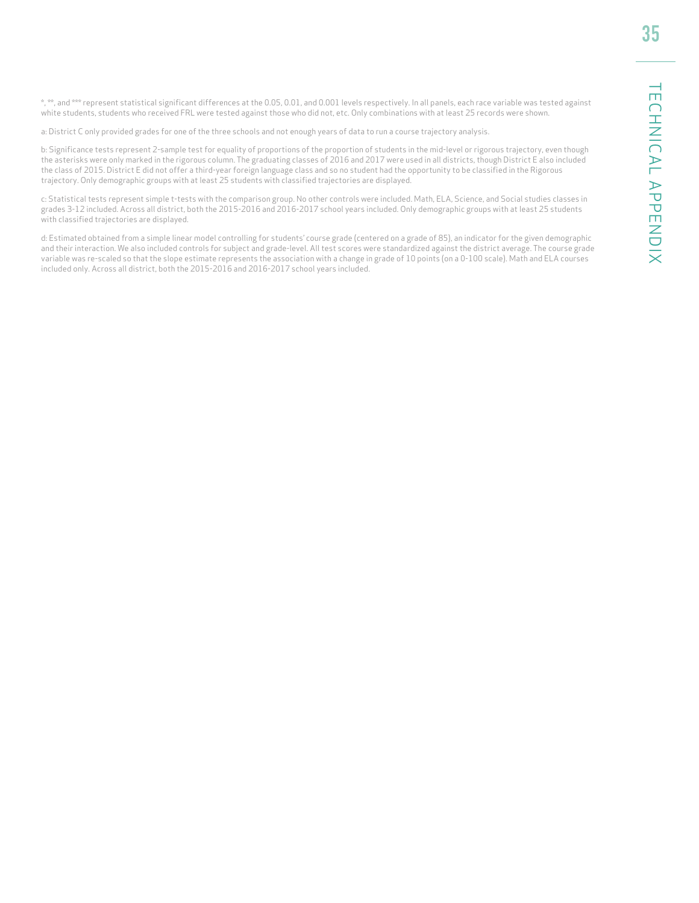*, **, and *** represent statistical significant differences at the 0.05, 0.01, and 0.001 levels respectively. In all panels, each race variable was tested against white students, students who received FRL were tested against those who did not, etc. Only combinations with at least 25 records were shown.

a: District C only provided grades for one of the three schools and not enough years of data to run a course trajectory analysis.

b: Significance tests represent 2-sample test for equality of proportions of the proportion of students in the mid-level or rigorous trajectory, even though the asterisks were only marked in the rigorous column. The graduating classes of 2016 and 2017 were used in all districts, though District E also included the class of 2015. District E did not offer a third-year foreign language class and so no student had the opportunity to be classified in the Rigorous trajectory. Only demographic groups with at least 25 students with classified trajectories are displayed.

c: Statistical tests represent simple t-tests with the comparison group. No other controls were included. Math, ELA, Science, and Social studies classes in grades 3-12 included. Across all district, both the 2015-2016 and 2016-2017 school years included. Only demographic groups with at least 25 students with classified trajectories are displayed.

d: Estimated obtained from a simple linear model controlling for students' course grade (centered on a grade of 85), an indicator for the given demographic and their interaction. We also included controls for subject and grade-level. All test scores were standardized against the district average. The course grade variable was re-scaled so that the slope estimate represents the association with a change in grade of 10 points (on a 0-100 scale). Math and ELA courses included only. Across all district, both the 2015-2016 and 2016-2017 school years included.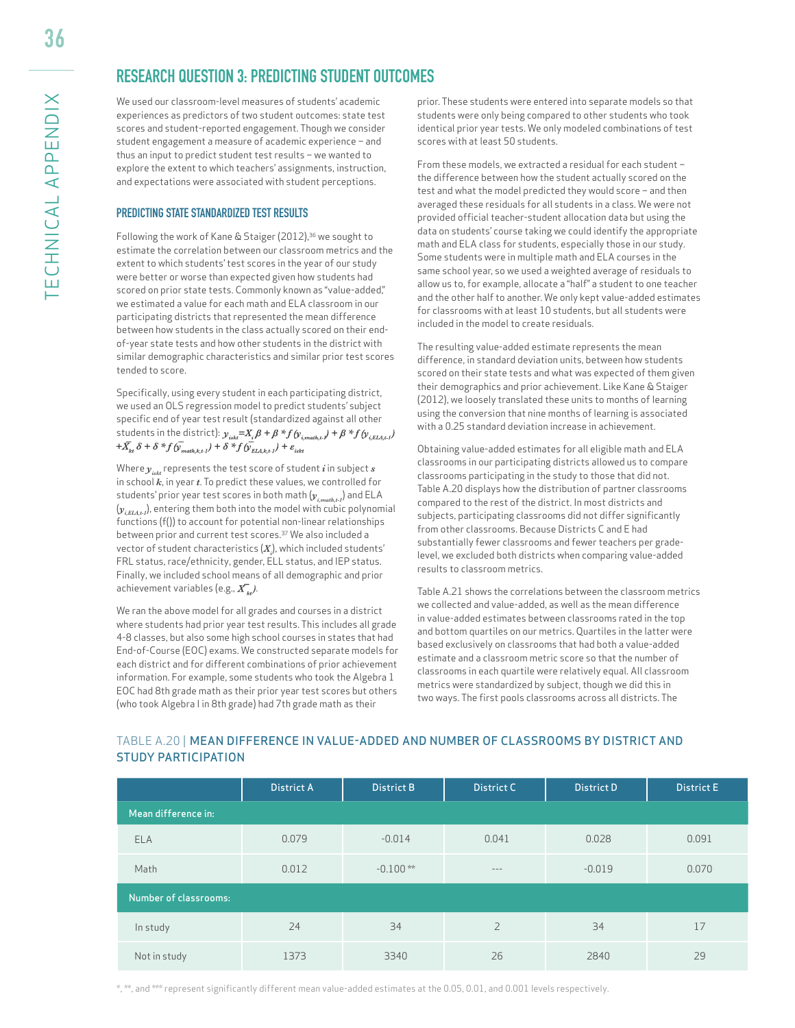## RESEARCH QUESTION 3: PREDICTING STUDENT OUTCOMES

We used our classroom-level measures of students' academic experiences as predictors of two student outcomes: state test scores and student-reported engagement. Though we consider student engagement a measure of academic experience – and thus an input to predict student test results – we wanted to explore the extent to which teachers' assignments, instruction, and expectations were associated with student perceptions.

### PREDICTING STATE STANDARDIZED TEST RESULTS

Following the work of Kane & Staiger (2012),[36] we sought to estimate the correlation between our classroom metrics and the extent to which students' test scores in the year of our study were better or worse than expected given how students had scored on prior state tests. Commonly known as "value-added," we estimated a value for each math and ELA classroom in our participating districts that represented the mean difference between how students in the class actually scored on their end-of-year state tests and how other students in the district with similar demographic characteristics and similar prior test scores tended to score.

Specifically, using every student in each participating district, we used an OLS regression model to predict students' subject specific end of year test result (standardized against all other students in the district): $y_{iskt} = X_i\beta + \beta * f(y_{i,math,t-1}) + \beta * f(y_{i,ELA,t-1}) + \bar{X}_{kt}\delta + \delta * f(\bar{y}_{math,k,t-1}) + \delta * f(\bar{y}_{ELA,k,t-1}) + \varepsilon_{iskt}$

Where $y_{iskt}$ represents the test score of student $i$ in subject $s$ in school $k$, in year $t$. To predict these values, we controlled for students' prior year test scores in both math ($y_{i,math,t-1}$) and ELA ($y_{i,ELA,t-1}$), entering them both into the model with cubic polynomial functions (f()) to account for potential non-linear relationships between prior and current test scores.[37] We also included a vector of student characteristics ($X_i$), which included students' FRL status, race/ethnicity, gender, ELL status, and IEP status. Finally, we included school means of all demographic and prior achievement variables (e.g., $\bar{X}_{kt}$).

We ran the above model for all grades and courses in a district where students had prior year test results. This includes all grade 4-8 classes, but also some high school courses in states that had End-of-Course (EOC) exams. We constructed separate models for each district and for different combinations of prior achievement information. For example, some students who took the Algebra 1 EOC had 8th grade math as their prior year test scores but others (who took Algebra I in 8th grade) had 7th grade math as their prior. These students were entered into separate models so that students were only being compared to other students who took identical prior year tests. We only modeled combinations of test scores with at least 50 students.

From these models, we extracted a residual for each student – the difference between how the student actually scored on the test and what the model predicted they would score – and then averaged these residuals for all students in a class. We were not provided official teacher-student allocation data but using the data on students' course taking we could identify the appropriate math and ELA class for students, especially those in our study. Some students were in multiple math and ELA courses in the same school year, so we used a weighted average of residuals to allow us to, for example, allocate a "half" a student to one teacher and the other half to another. We only kept value-added estimates for classrooms with at least 10 students, but all students were included in the model to create residuals.

The resulting value-added estimate represents the mean difference, in standard deviation units, between how students scored on their state tests and what was expected of them given their demographics and prior achievement. Like Kane & Staiger (2012), we loosely translated these units to months of learning using the conversion that nine months of learning is associated with a 0.25 standard deviation increase in achievement.

Obtaining value-added estimates for all eligible math and ELA classrooms in our participating districts allowed us to compare classrooms participating in the study to those that did not. Table A.20 displays how the distribution of partner classrooms compared to the rest of the district. In most districts and subjects, participating classrooms did not differ significantly from other classrooms. Because Districts C and E had substantially fewer classrooms and fewer teachers per grade-level, we excluded both districts when comparing value-added results to classroom metrics.

Table A.21 shows the correlations between the classroom metrics we collected and value-added, as well as the mean difference in value-added estimates between classrooms rated in the top and bottom quartiles on our metrics. Quartiles in the latter were based exclusively on classrooms that had both a value-added estimate and a classroom metric score so that the number of classrooms in each quartile were relatively equal. All classroom metrics were standardized by subject, though we did this in two ways. The first pools classrooms across all districts. The

TABLE A.20 | MEAN DIFFERENCE IN VALUE-ADDED AND NUMBER OF CLASSROOMS BY DISTRICT AND STUDY PARTICIPATION

| | District A | District B | District C | District D | District E |
|---|---|---|---|---|---|
| **Mean difference in:** | | | | | |
| ELA | 0.079 | -0.014 | 0.041 | 0.028 | 0.091 |
| Math | 0.012 | -0.100 ** | --- | -0.019 | 0.070 |
| **Number of classrooms:** | | | | | |
| In study | 24 | 34 | 2 | 34 | 17 |
| Not in study | 1373 | 3340 | 26 | 2840 | 29 |

*, **, and *** represent significantly different mean value-added estimates at the 0.05, 0.01, and 0.001 levels respectively.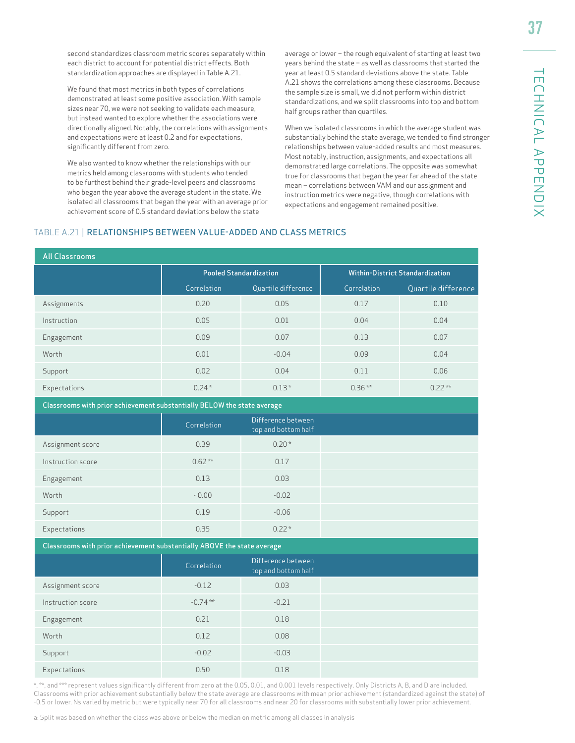second standardizes classroom metric scores separately within each district to account for potential district effects. Both standardization approaches are displayed in Table A.21.

We found that most metrics in both types of correlations demonstrated at least some positive association. With sample sizes near 70, we were not seeking to validate each measure, but instead wanted to explore whether the associations were directionally aligned. Notably, the correlations with assignments and expectations were at least 0.2 and for expectations, significantly different from zero.

We also wanted to know whether the relationships with our metrics held among classrooms with students who tended to be furthest behind their grade-level peers and classrooms who began the year above the average student in the state. We isolated all classrooms that began the year with an average prior achievement score of 0.5 standard deviations below the state average or lower – the rough equivalent of starting at least two years behind the state – as well as classrooms that started the year at least 0.5 standard deviations above the state. Table A.21 shows the correlations among these classrooms. Because the sample size is small, we did not perform within district standardizations, and we split classrooms into top and bottom half groups rather than quartiles.

When we isolated classrooms in which the average student was substantially behind the state average, we tended to find stronger relationships between value-added results and most measures. Most notably, instruction, assignments, and expectations all demonstrated large correlations. The opposite was somewhat true for classrooms that began the year far ahead of the state mean – correlations between VAM and our assignment and instruction metrics were negative, though correlations with expectations and engagement remained positive.

### TABLE A.21 | RELATIONSHIPS BETWEEN VALUE-ADDED AND CLASS METRICS

| All Classrooms | Pooled Standardization | | Within-District Standardization | |
|---|---|---|---|---|
| | Correlation | Quartile difference | Correlation | Quartile difference |
| Assignments | 0.20 | 0.05 | 0.17 | 0.10 |
| Instruction | 0.05 | 0.01 | 0.04 | 0.04 |
| Engagement | 0.09 | 0.07 | 0.13 | 0.07 |
| Worth | 0.01 | -0.04 | 0.09 | 0.04 |
| Support | 0.02 | 0.04 | 0.11 | 0.06 |
| Expectations | 0.24 * | 0.13 * | 0.36 ** | 0.22 ** |
| **Classrooms with prior achievement substantially BELOW the state average** | | | | |
| | Correlation | Difference between top and bottom half | | |
| Assignment score | 0.39 | 0.20 * | | |
| Instruction score | 0.62 ** | 0.17 | | |
| Engagement | 0.13 | 0.03 | | |
| Worth | - 0.00 | -0.02 | | |
| Support | 0.19 | -0.06 | | |
| Expectations | 0.35 | 0.22 * | | |
| **Classrooms with prior achievement substantially ABOVE the state average** | | | | |
| | Correlation | Difference between top and bottom half | | |
| Assignment score | -0.12 | 0.03 | | |
| Instruction score | -0.74 ** | -0.21 | | |
| Engagement | 0.21 | 0.18 | | |
| Worth | 0.12 | 0.08 | | |
| Support | -0.02 | -0.03 | | |
| Expectations | 0.50 | 0.18 | | |

*, **, and *** represent values significantly different from zero at the 0.05, 0.01, and 0.001 levels respectively. Only Districts A, B, and D are included. Classrooms with prior achievement substantially below the state average are classrooms with mean prior achievement (standardized against the state) of -0.5 or lower. Ns varied by metric but were typically near 70 for all classrooms and near 20 for classrooms with substantially lower prior achievement.

a: Split was based on whether the class was above or below the median on metric among all classes in analysis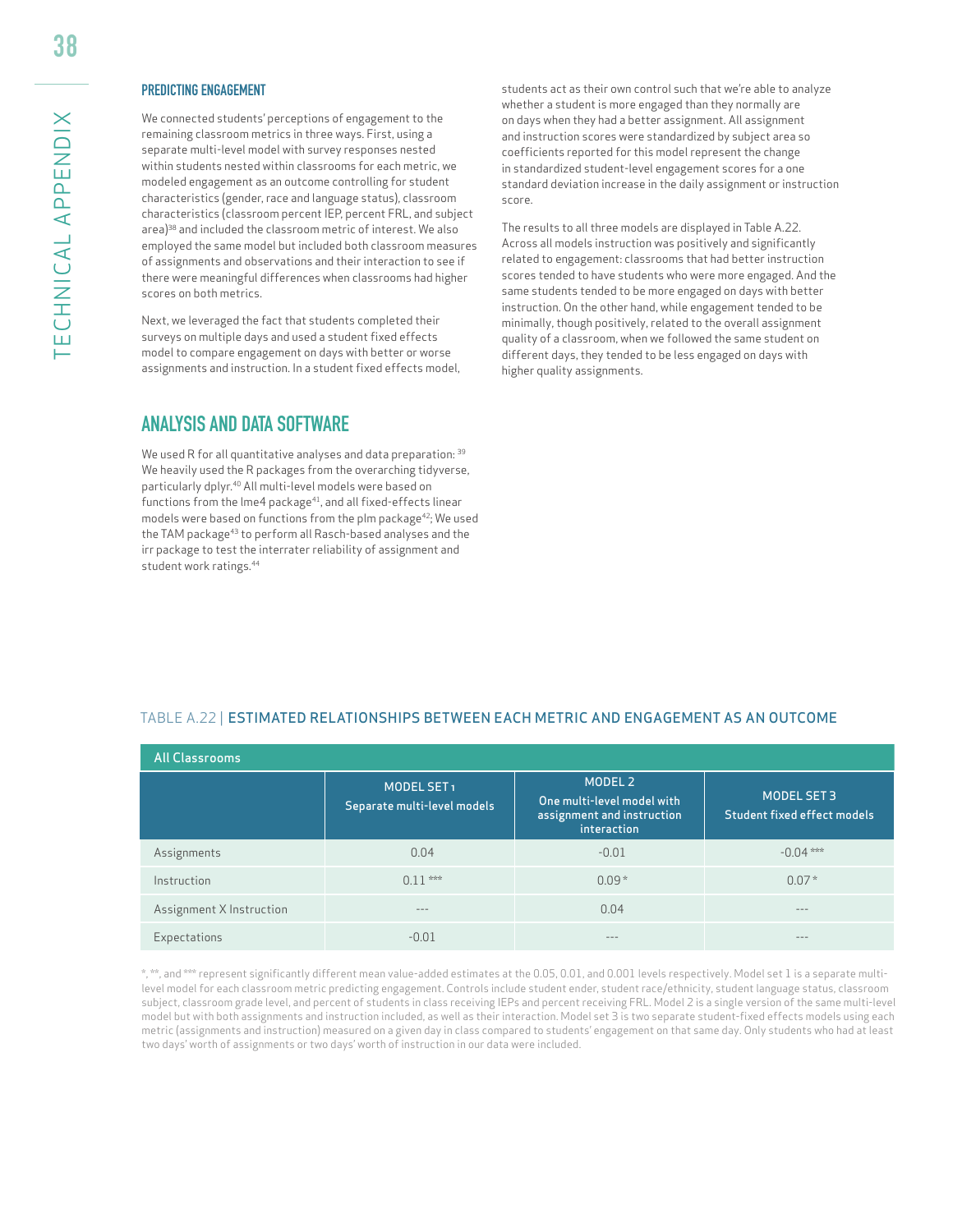### PREDICTING ENGAGEMENT

We connected students' perceptions of engagement to the remaining classroom metrics in three ways. First, using a separate multi-level model with survey responses nested within students nested within classrooms for each metric, we modeled engagement as an outcome controlling for student characteristics (gender, race and language status), classroom characteristics (classroom percent IEP, percent FRL, and subject area)[38] and included the classroom metric of interest. We also employed the same model but included both classroom measures of assignments and observations and their interaction to see if there were meaningful differences when classrooms had higher scores on both metrics.

Next, we leveraged the fact that students completed their surveys on multiple days and used a student fixed effects model to compare engagement on days with better or worse assignments and instruction. In a student fixed effects model, students act as their own control such that we're able to analyze whether a student is more engaged than they normally are on days when they had a better assignment. All assignment and instruction scores were standardized by subject area so coefficients reported for this model represent the change in standardized student-level engagement scores for a one standard deviation increase in the daily assignment or instruction score.

The results to all three models are displayed in Table A.22. Across all models instruction was positively and significantly related to engagement: classrooms that had better instruction scores tended to have students who were more engaged. And the same students tended to be more engaged on days with better instruction. On the other hand, while engagement tended to be minimally, though positively, related to the overall assignment quality of a classroom, when we followed the same student on different days, they tended to be less engaged on days with higher quality assignments.

## ANALYSIS AND DATA SOFTWARE

We used R for all quantitative analyses and data preparation: [39] We heavily used the R packages from the overarching tidyverse, particularly dplyr.[40] All multi-level models were based on functions from the lme4 package[41], and all fixed-effects linear models were based on functions from the plm package[42]; We used the TAM package[43] to perform all Rasch-based analyses and the irr package to test the interrater reliability of assignment and student work ratings.[44]

TABLE A.22 | ESTIMATED RELATIONSHIPS BETWEEN EACH METRIC AND ENGAGEMENT AS AN OUTCOME

| All Classrooms | MODEL SET 1<br>Separate multi-level models | MODEL 2<br>One multi-level model with assignment and instruction interaction | MODEL SET 3<br>Student fixed effect models |
|---|---|---|---|
| Assignments | 0.04 | -0.01 | -0.04 *** |
| Instruction | 0.11 *** | 0.09 * | 0.07 * |
| Assignment X Instruction | --- | 0.04 | --- |
| Expectations | -0.01 | --- | --- |

*, **, and *** represent significantly different mean value-added estimates at the 0.05, 0.01, and 0.001 levels respectively. Model set 1 is a separate multi-level model for each classroom metric predicting engagement. Controls include student ender, student race/ethnicity, student language status, classroom subject, classroom grade level, and percent of students in class receiving IEPs and percent receiving FRL. Model 2 is a single version of the same multi-level model but with both assignments and instruction included, as well as their interaction. Model set 3 is two separate student-fixed effects models using each metric (assignments and instruction) measured on a given day in class compared to students' engagement on that same day. Only students who had at least two days' worth of assignments or two days' worth of instruction in our data were included.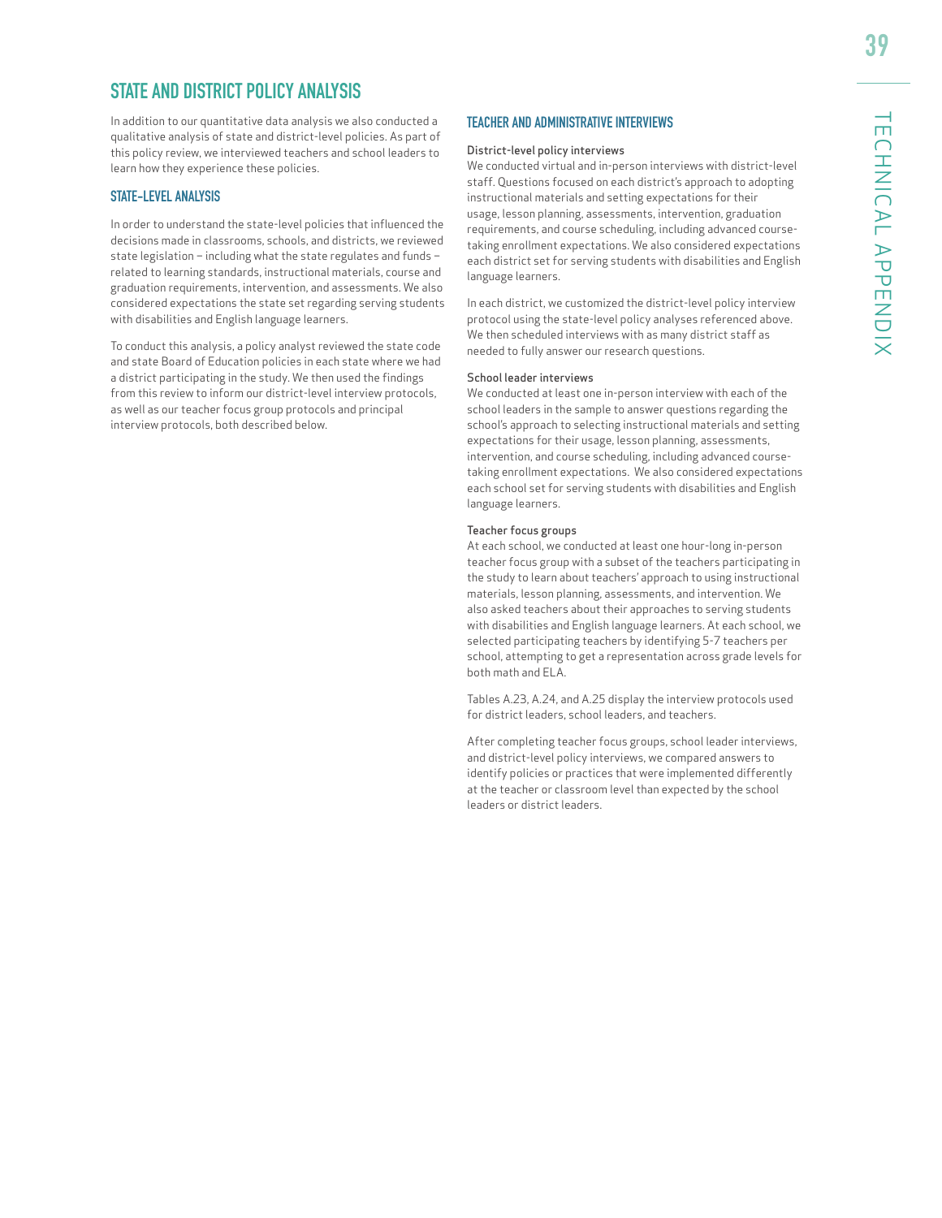## STATE AND DISTRICT POLICY ANALYSIS

In addition to our quantitative data analysis we also conducted a qualitative analysis of state and district-level policies. As part of this policy review, we interviewed teachers and school leaders to learn how they experience these policies.

### STATE-LEVEL ANALYSIS

In order to understand the state-level policies that influenced the decisions made in classrooms, schools, and districts, we reviewed state legislation – including what the state regulates and funds – related to learning standards, instructional materials, course and graduation requirements, intervention, and assessments. We also considered expectations the state set regarding serving students with disabilities and English language learners.

To conduct this analysis, a policy analyst reviewed the state code and state Board of Education policies in each state where we had a district participating in the study. We then used the findings from this review to inform our district-level interview protocols, as well as our teacher focus group protocols and principal interview protocols, both described below.

### TEACHER AND ADMINISTRATIVE INTERVIEWS

#### District-level policy interviews

We conducted virtual and in-person interviews with district-level staff. Questions focused on each district's approach to adopting instructional materials and setting expectations for their usage, lesson planning, assessments, intervention, graduation requirements, and course scheduling, including advanced course-taking enrollment expectations. We also considered expectations each district set for serving students with disabilities and English language learners.

In each district, we customized the district-level policy interview protocol using the state-level policy analyses referenced above. We then scheduled interviews with as many district staff as needed to fully answer our research questions.

#### School leader interviews

We conducted at least one in-person interview with each of the school leaders in the sample to answer questions regarding the school's approach to selecting instructional materials and setting expectations for their usage, lesson planning, assessments, intervention, and course scheduling, including advanced course-taking enrollment expectations. We also considered expectations each school set for serving students with disabilities and English language learners.

#### Teacher focus groups

At each school, we conducted at least one hour-long in-person teacher focus group with a subset of the teachers participating in the study to learn about teachers' approach to using instructional materials, lesson planning, assessments, and intervention. We also asked teachers about their approaches to serving students with disabilities and English language learners. At each school, we selected participating teachers by identifying 5-7 teachers per school, attempting to get a representation across grade levels for both math and ELA.

Tables A.23, A.24, and A.25 display the interview protocols used for district leaders, school leaders, and teachers.

After completing teacher focus groups, school leader interviews, and district-level policy interviews, we compared answers to identify policies or practices that were implemented differently at the teacher or classroom level than expected by the school leaders or district leaders.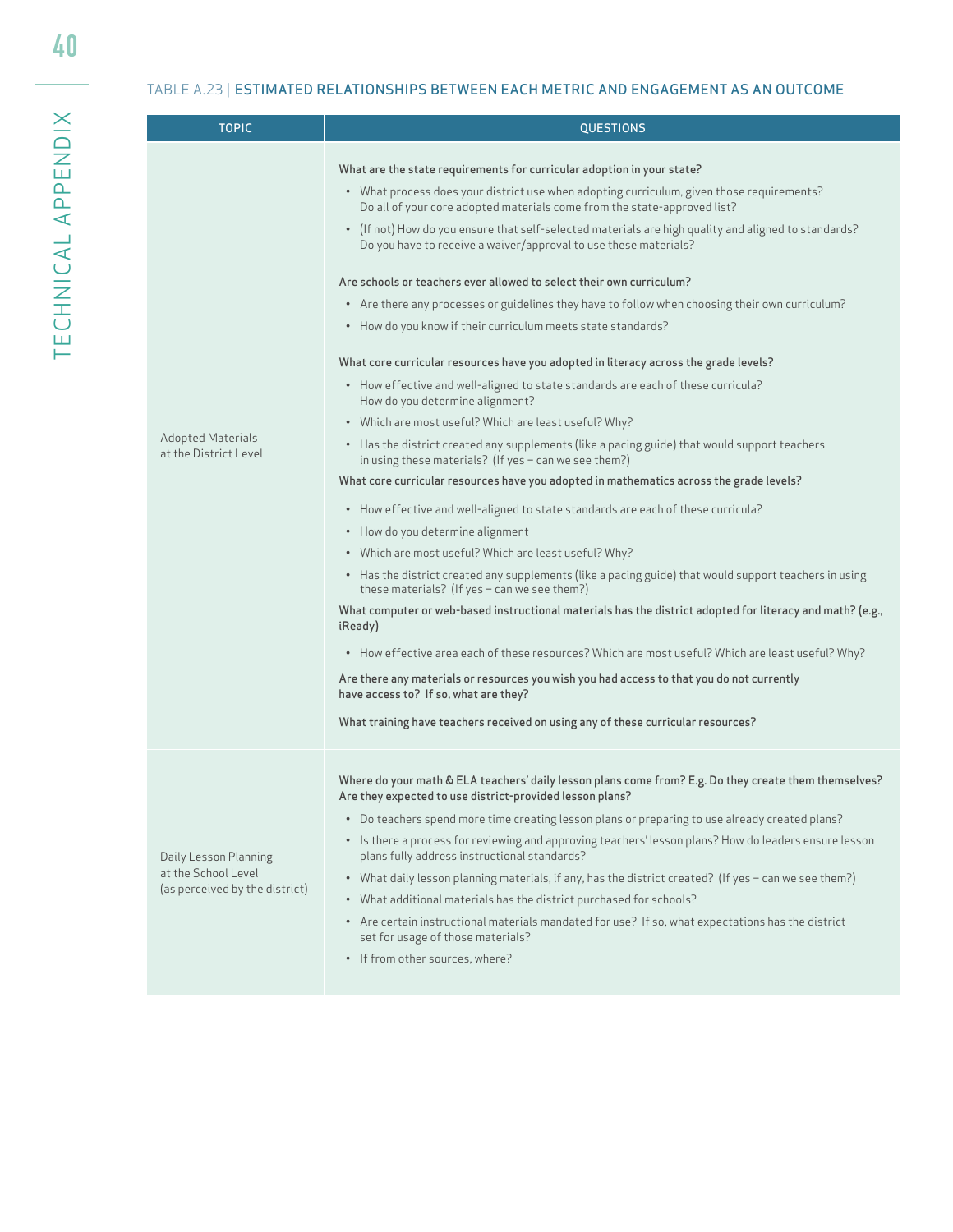TABLE A.23 | **ESTIMATED RELATIONSHIPS BETWEEN EACH METRIC AND ENGAGEMENT AS AN OUTCOME**

| TOPIC | QUESTIONS |
|---|---|
| Adopted Materials at the District Level | **What are the state requirements for curricular adoption in your state?**<br>• What process does your district use when adopting curriculum, given those requirements? Do all of your core adopted materials come from the state-approved list?<br>• (If not) How do you ensure that self-selected materials are high quality and aligned to standards? Do you have to receive a waiver/approval to use these materials?<br><br>**Are schools or teachers ever allowed to select their own curriculum?**<br>• Are there any processes or guidelines they have to follow when choosing their own curriculum?<br>• How do you know if their curriculum meets state standards?<br><br>**What core curricular resources have you adopted in literacy across the grade levels?**<br>• How effective and well-aligned to state standards are each of these curricula? How do you determine alignment?<br>• Which are most useful? Which are least useful? Why?<br>• Has the district created any supplements (like a pacing guide) that would support teachers in using these materials? (If yes – can we see them?)<br><br>**What core curricular resources have you adopted in mathematics across the grade levels?**<br>• How effective and well-aligned to state standards are each of these curricula?<br>• How do you determine alignment<br>• Which are most useful? Which are least useful? Why?<br>• Has the district created any supplements (like a pacing guide) that would support teachers in using these materials? (If yes – can we see them?)<br><br>**What computer or web-based instructional materials has the district adopted for literacy and math? (e.g., iReady)**<br>• How effective area each of these resources? Which are most useful? Which are least useful? Why?<br><br>**Are there any materials or resources you wish you had access to that you do not currently have access to? If so, what are they?**<br><br>**What training have teachers received on using any of these curricular resources?** |
| Daily Lesson Planning at the School Level (as perceived by the district) | **Where do your math & ELA teachers' daily lesson plans come from? E.g. Do they create them themselves? Are they expected to use district-provided lesson plans?**<br>• Do teachers spend more time creating lesson plans or preparing to use already created plans?<br>• Is there a process for reviewing and approving teachers' lesson plans? How do leaders ensure lesson plans fully address instructional standards?<br>• What daily lesson planning materials, if any, has the district created? (If yes – can we see them?)<br>• What additional materials has the district purchased for schools?<br>• Are certain instructional materials mandated for use? If so, what expectations has the district set for usage of those materials?<br>• If from other sources, where? |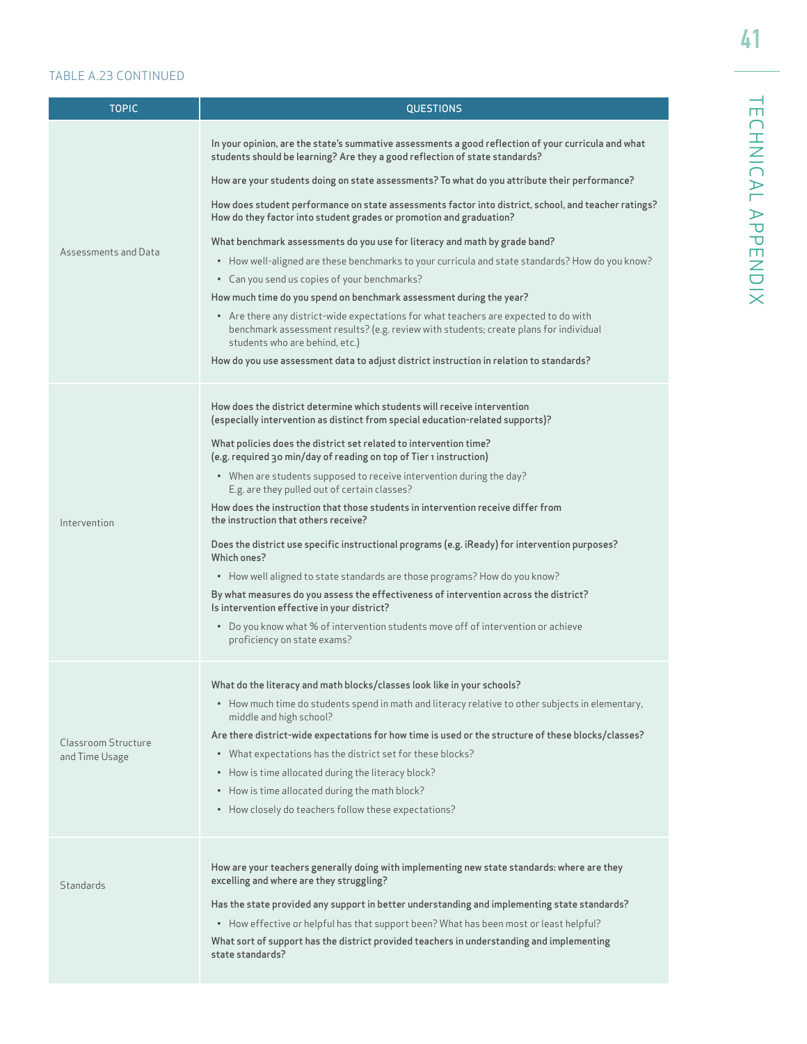TABLE A.23 CONTINUED

| TOPIC | QUESTIONS |
|---|---|
| Assessments and Data | In your opinion, are the state's summative assessments a good reflection of your curricula and what students should be learning? Are they a good reflection of state standards?<br><br>How are your students doing on state assessments? To what do you attribute their performance?<br><br>How does student performance on state assessments factor into district, school, and teacher ratings? How do they factor into student grades or promotion and graduation?<br><br>What benchmark assessments do you use for literacy and math by grade band?<br>• How well-aligned are these benchmarks to your curricula and state standards? How do you know?<br>• Can you send us copies of your benchmarks?<br><br>How much time do you spend on benchmark assessment during the year?<br>• Are there any district-wide expectations for what teachers are expected to do with benchmark assessment results? (e.g. review with students; create plans for individual students who are behind, etc.)<br><br>How do you use assessment data to adjust district instruction in relation to standards? |
| Intervention | How does the district determine which students will receive intervention (especially intervention as distinct from special education-related supports)?<br><br>What policies does the district set related to intervention time? (e.g. required 30 min/day of reading on top of Tier 1 instruction)<br>• When are students supposed to receive intervention during the day? E.g. are they pulled out of certain classes?<br><br>How does the instruction that those students in intervention receive differ from the instruction that others receive?<br><br>Does the district use specific instructional programs (e.g. iReady) for intervention purposes? Which ones?<br>• How well aligned to state standards are those programs? How do you know?<br><br>By what measures do you assess the effectiveness of intervention across the district? Is intervention effective in your district?<br>• Do you know what % of intervention students move off of intervention or achieve proficiency on state exams? |
| Classroom Structure and Time Usage | What do the literacy and math blocks/classes look like in your schools?<br>• How much time do students spend in math and literacy relative to other subjects in elementary, middle and high school?<br><br>Are there district-wide expectations for how time is used or the structure of these blocks/classes?<br>• What expectations has the district set for these blocks?<br>• How is time allocated during the literacy block?<br>• How is time allocated during the math block?<br>• How closely do teachers follow these expectations? |
| Standards | How are your teachers generally doing with implementing new state standards: where are they excelling and where are they struggling?<br><br>Has the state provided any support in better understanding and implementing state standards?<br>• How effective or helpful has that support been? What has been most or least helpful?<br><br>What sort of support has the district provided teachers in understanding and implementing state standards? |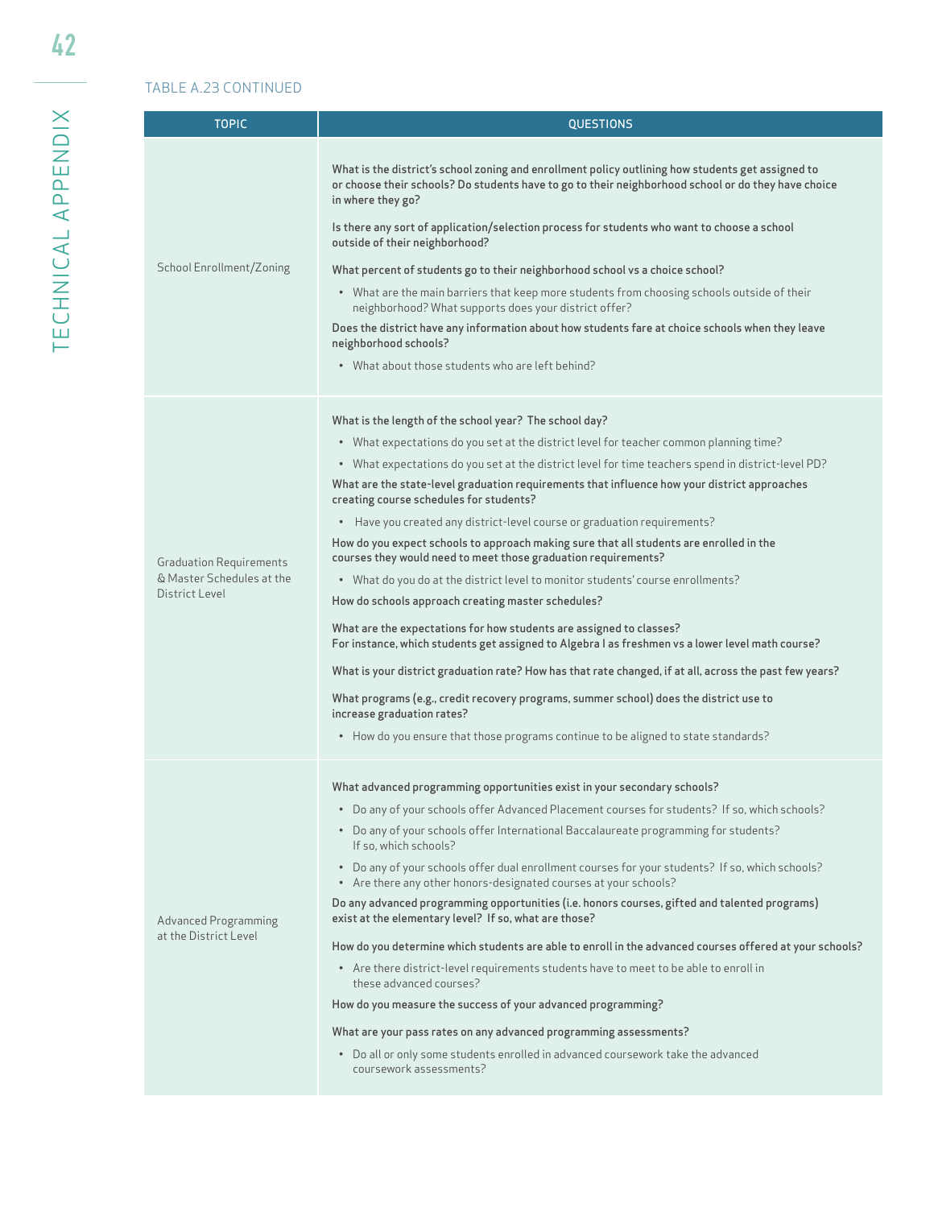TABLE A.23 CONTINUED

| TOPIC | QUESTIONS |
|---|---|
| School Enrollment/Zoning | **What is the district's school zoning and enrollment policy outlining how students get assigned to or choose their schools? Do students have to go to their neighborhood school or do they have choice in where they go?**<br><br>**Is there any sort of application/selection process for students who want to choose a school outside of their neighborhood?**<br><br>**What percent of students go to their neighborhood school vs a choice school?**<br>• What are the main barriers that keep more students from choosing schools outside of their neighborhood? What supports does your district offer?<br><br>**Does the district have any information about how students fare at choice schools when they leave neighborhood schools?**<br>• What about those students who are left behind? |
| Graduation Requirements & Master Schedules at the District Level | **What is the length of the school year? The school day?**<br>• What expectations do you set at the district level for teacher common planning time?<br>• What expectations do you set at the district level for time teachers spend in district-level PD?<br><br>**What are the state-level graduation requirements that influence how your district approaches creating course schedules for students?**<br>• Have you created any district-level course or graduation requirements?<br><br>**How do you expect schools to approach making sure that all students are enrolled in the courses they would need to meet those graduation requirements?**<br>• What do you do at the district level to monitor students' course enrollments?<br><br>**How do schools approach creating master schedules?**<br><br>**What are the expectations for how students are assigned to classes? For instance, which students get assigned to Algebra I as freshmen vs a lower level math course?**<br><br>**What is your district graduation rate? How has that rate changed, if at all, across the past few years?**<br><br>**What programs (e.g., credit recovery programs, summer school) does the district use to increase graduation rates?**<br>• How do you ensure that those programs continue to be aligned to state standards? |
| Advanced Programming at the District Level | **What advanced programming opportunities exist in your secondary schools?**<br>• Do any of your schools offer Advanced Placement courses for students? If so, which schools?<br>• Do any of your schools offer International Baccalaureate programming for students? If so, which schools?<br>• Do any of your schools offer dual enrollment courses for your students? If so, which schools?<br>• Are there any other honors-designated courses at your schools?<br><br>**Do any advanced programming opportunities (i.e. honors courses, gifted and talented programs) exist at the elementary level? If so, what are those?**<br><br>**How do you determine which students are able to enroll in the advanced courses offered at your schools?**<br>• Are there district-level requirements students have to meet to be able to enroll in these advanced courses?<br><br>**How do you measure the success of your advanced programming?**<br><br>**What are your pass rates on any advanced programming assessments?**<br>• Do all or only some students enrolled in advanced coursework take the advanced coursework assessments? |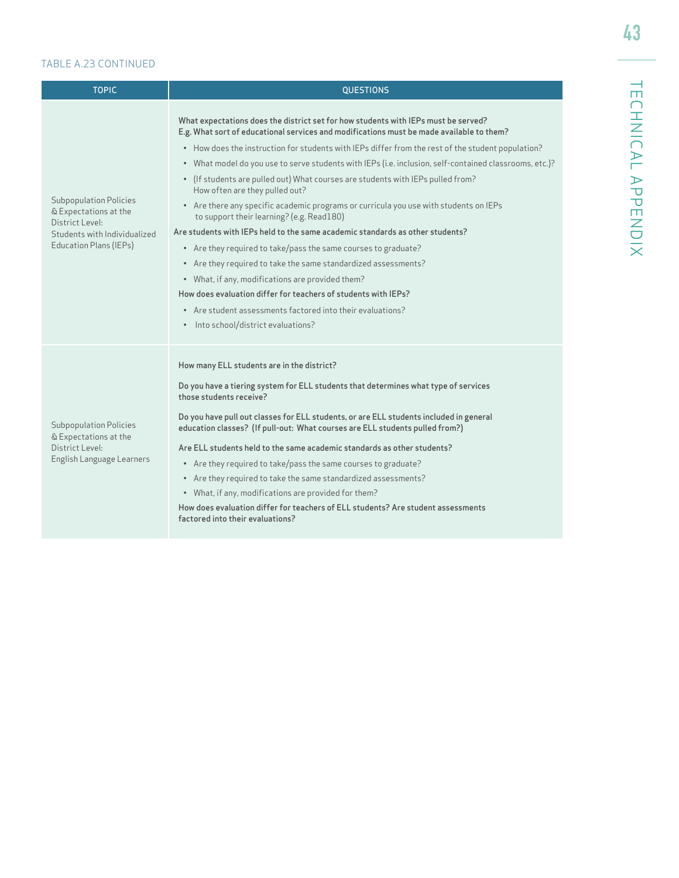TABLE A.23 CONTINUED

| TOPIC | QUESTIONS |
|---|---|
| Subpopulation Policies & Expectations at the District Level: Students with Individualized Education Plans (IEPs) | **What expectations does the district set for how students with IEPs must be served? E.g. What sort of educational services and modifications must be made available to them?**<br>• How does the instruction for students with IEPs differ from the rest of the student population?<br>• What model do you use to serve students with IEPs (i.e. inclusion, self-contained classrooms, etc.)?<br>• (If students are pulled out) What courses are students with IEPs pulled from? How often are they pulled out?<br>• Are there any specific academic programs or curricula you use with students on IEPs to support their learning? (e.g. Read180)<br>**Are students with IEPs held to the same academic standards as other students?**<br>• Are they required to take/pass the same courses to graduate?<br>• Are they required to take the same standardized assessments?<br>• What, if any, modifications are provided them?<br>**How does evaluation differ for teachers of students with IEPs?**<br>• Are student assessments factored into their evaluations?<br>• Into school/district evaluations? |
| Subpopulation Policies & Expectations at the District Level: English Language Learners | **How many ELL students are in the district?**<br>**Do you have a tiering system for ELL students that determines what type of services those students receive?**<br>**Do you have pull out classes for ELL students, or are ELL students included in general education classes? (If pull-out: What courses are ELL students pulled from?)**<br>**Are ELL students held to the same academic standards as other students?**<br>• Are they required to take/pass the same courses to graduate?<br>• Are they required to take the same standardized assessments?<br>• What, if any, modifications are provided for them?<br>**How does evaluation differ for teachers of ELL students? Are student assessments factored into their evaluations?** |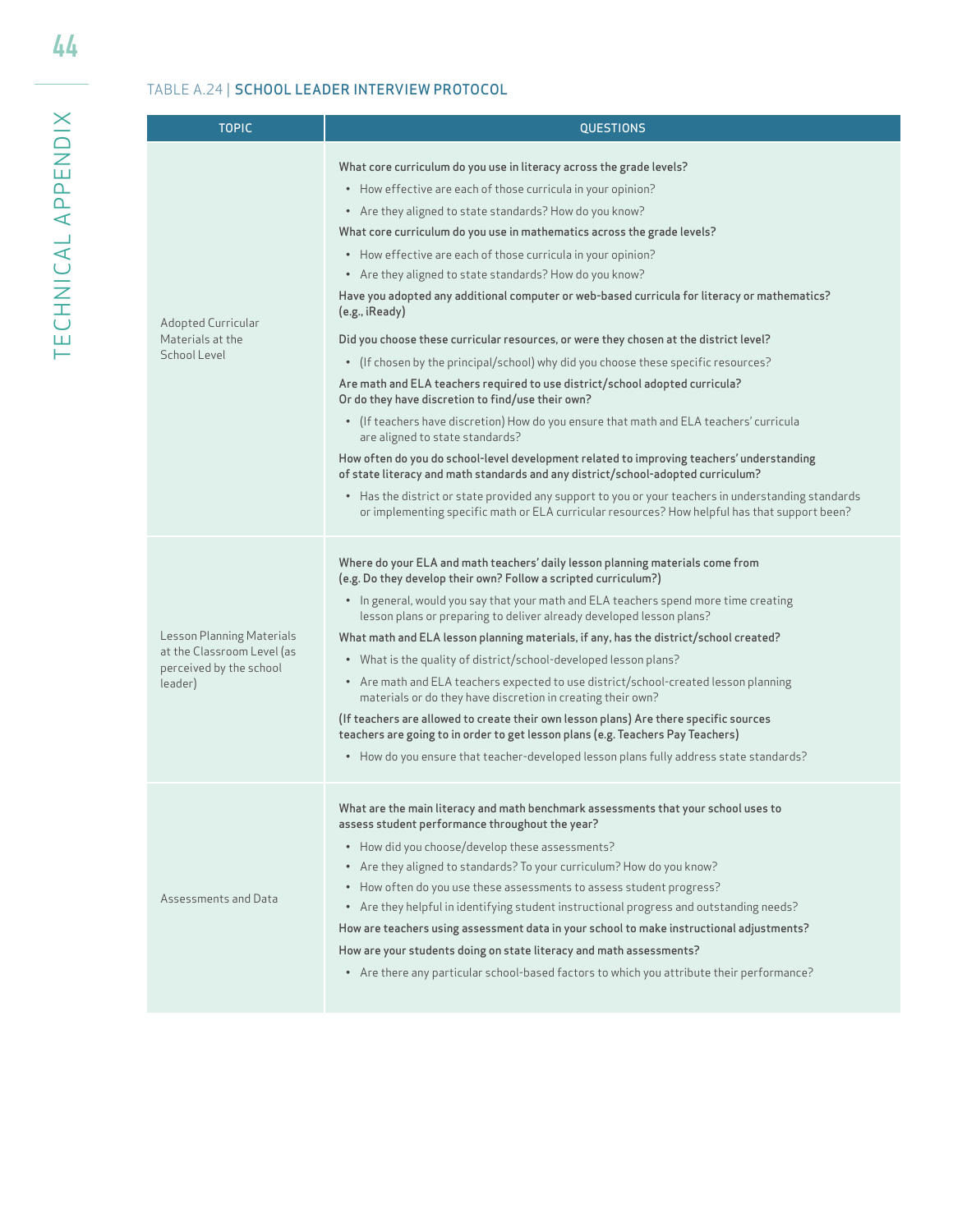TABLE A.24 | **SCHOOL LEADER INTERVIEW PROTOCOL**

| TOPIC | QUESTIONS |
|---|---|
| Adopted Curricular Materials at the School Level | **What core curriculum do you use in literacy across the grade levels?**<br>• How effective are each of those curricula in your opinion?<br>• Are they aligned to state standards? How do you know?<br>**What core curriculum do you use in mathematics across the grade levels?**<br>• How effective are each of those curricula in your opinion?<br>• Are they aligned to state standards? How do you know?<br>**Have you adopted any additional computer or web-based curricula for literacy or mathematics? (e.g., iReady)**<br>**Did you choose these curricular resources, or were they chosen at the district level?**<br>• (If chosen by the principal/school) why did you choose these specific resources?<br>**Are math and ELA teachers required to use district/school adopted curricula? Or do they have discretion to find/use their own?**<br>• (If teachers have discretion) How do you ensure that math and ELA teachers' curricula are aligned to state standards?<br>**How often do you do school-level development related to improving teachers' understanding of state literacy and math standards and any district/school-adopted curriculum?**<br>• Has the district or state provided any support to you or your teachers in understanding standards or implementing specific math or ELA curricular resources? How helpful has that support been? |
| Lesson Planning Materials at the Classroom Level (as perceived by the school leader) | **Where do your ELA and math teachers' daily lesson planning materials come from (e.g. Do they develop their own? Follow a scripted curriculum?)**<br>• In general, would you say that your math and ELA teachers spend more time creating lesson plans or preparing to deliver already developed lesson plans?<br>**What math and ELA lesson planning materials, if any, has the district/school created?**<br>• What is the quality of district/school-developed lesson plans?<br>• Are math and ELA teachers expected to use district/school-created lesson planning materials or do they have discretion in creating their own?<br>**(If teachers are allowed to create their own lesson plans) Are there specific sources teachers are going to in order to get lesson plans (e.g. Teachers Pay Teachers)**<br>• How do you ensure that teacher-developed lesson plans fully address state standards? |
| Assessments and Data | **What are the main literacy and math benchmark assessments that your school uses to assess student performance throughout the year?**<br>• How did you choose/develop these assessments?<br>• Are they aligned to standards? To your curriculum? How do you know?<br>• How often do you use these assessments to assess student progress?<br>• Are they helpful in identifying student instructional progress and outstanding needs?<br>**How are teachers using assessment data in your school to make instructional adjustments?**<br>**How are your students doing on state literacy and math assessments?**<br>• Are there any particular school-based factors to which you attribute their performance? |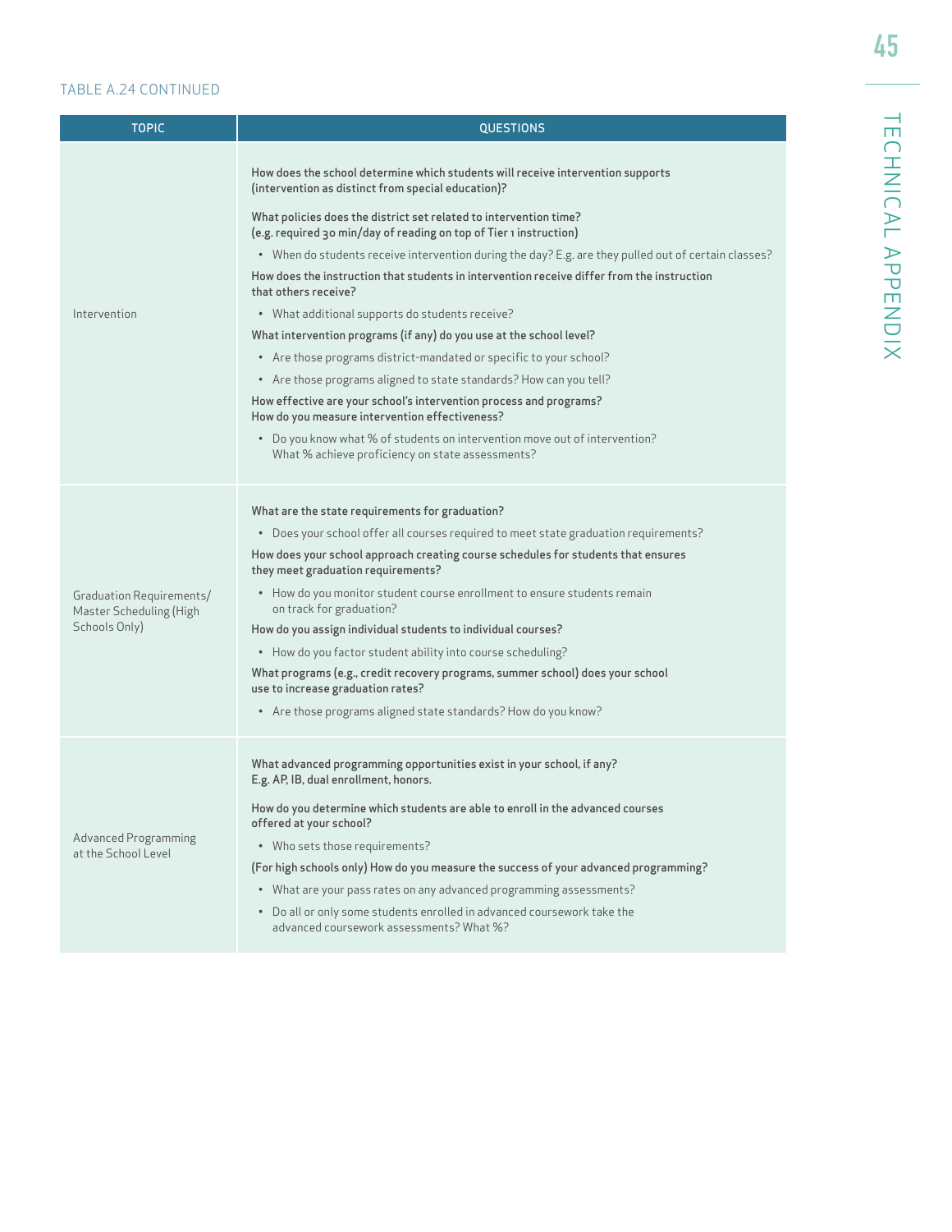TABLE A.24 CONTINUED

| TOPIC | QUESTIONS |
|---|---|
| Intervention | **How does the school determine which students will receive intervention supports (intervention as distinct from special education)?**<br><br>**What policies does the district set related to intervention time? (e.g. required 30 min/day of reading on top of Tier 1 instruction)**<br>• When do students receive intervention during the day? E.g. are they pulled out of certain classes?<br><br>**How does the instruction that students in intervention receive differ from the instruction that others receive?**<br>• What additional supports do students receive?<br><br>**What intervention programs (if any) do you use at the school level?**<br>• Are those programs district-mandated or specific to your school?<br>• Are those programs aligned to state standards? How can you tell?<br><br>**How effective are your school's intervention process and programs? How do you measure intervention effectiveness?**<br>• Do you know what % of students on intervention move out of intervention? What % achieve proficiency on state assessments? |
| Graduation Requirements/ Master Scheduling (High Schools Only) | **What are the state requirements for graduation?**<br>• Does your school offer all courses required to meet state graduation requirements?<br><br>**How does your school approach creating course schedules for students that ensures they meet graduation requirements?**<br>• How do you monitor student course enrollment to ensure students remain on track for graduation?<br><br>**How do you assign individual students to individual courses?**<br>• How do you factor student ability into course scheduling?<br><br>**What programs (e.g., credit recovery programs, summer school) does your school use to increase graduation rates?**<br>• Are those programs aligned state standards? How do you know? |
| Advanced Programming at the School Level | **What advanced programming opportunities exist in your school, if any? E.g. AP, IB, dual enrollment, honors.**<br><br>**How do you determine which students are able to enroll in the advanced courses offered at your school?**<br>• Who sets those requirements?<br><br>**(For high schools only) How do you measure the success of your advanced programming?**<br>• What are your pass rates on any advanced programming assessments?<br>• Do all or only some students enrolled in advanced coursework take the advanced coursework assessments? What %? |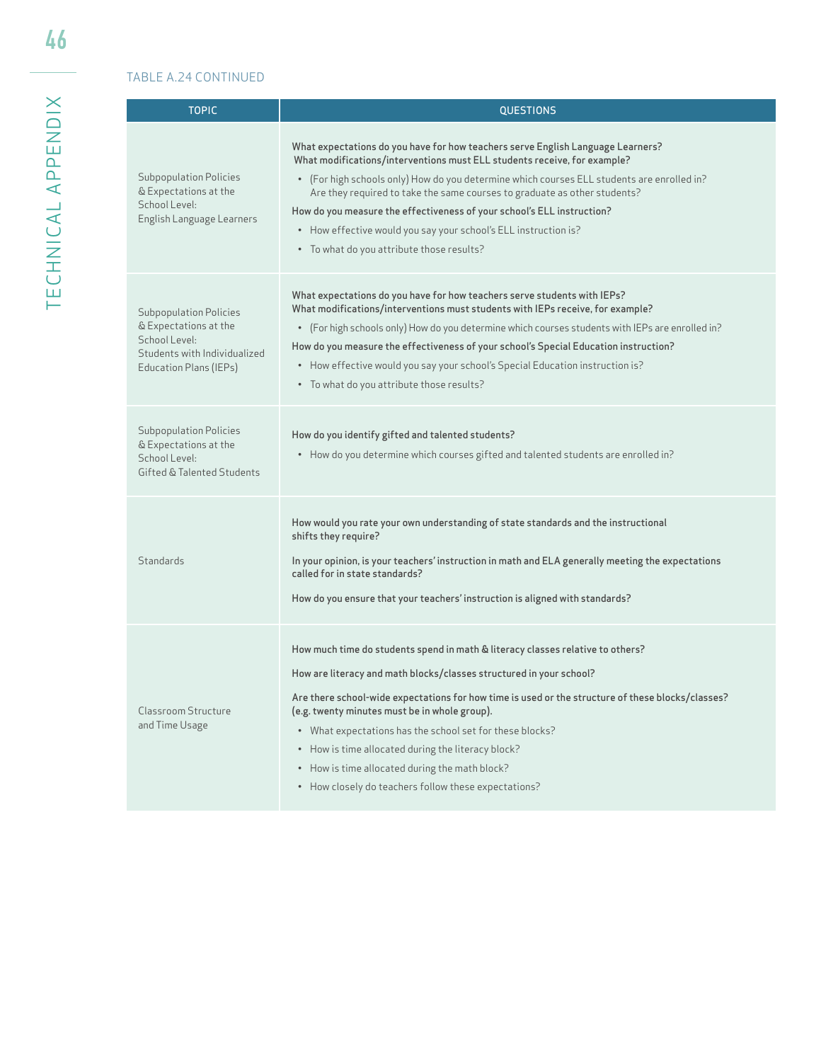TABLE A.24 CONTINUED

| TOPIC | QUESTIONS |
|---|---|
| Subpopulation Policies & Expectations at the School Level: English Language Learners | **What expectations do you have for how teachers serve English Language Learners? What modifications/interventions must ELL students receive, for example?**<br>• (For high schools only) How do you determine which courses ELL students are enrolled in? Are they required to take the same courses to graduate as other students?<br>**How do you measure the effectiveness of your school's ELL instruction?**<br>• How effective would you say your school's ELL instruction is?<br>• To what do you attribute those results? |
| Subpopulation Policies & Expectations at the School Level: Students with Individualized Education Plans (IEPs) | **What expectations do you have for how teachers serve students with IEPs? What modifications/interventions must students with IEPs receive, for example?**<br>• (For high schools only) How do you determine which courses students with IEPs are enrolled in?<br>**How do you measure the effectiveness of your school's Special Education instruction?**<br>• How effective would you say your school's Special Education instruction is?<br>• To what do you attribute those results? |
| Subpopulation Policies & Expectations at the School Level: Gifted & Talented Students | **How do you identify gifted and talented students?**<br>• How do you determine which courses gifted and talented students are enrolled in? |
| Standards | **How would you rate your own understanding of state standards and the instructional shifts they require?**<br>**In your opinion, is your teachers' instruction in math and ELA generally meeting the expectations called for in state standards?**<br>**How do you ensure that your teachers' instruction is aligned with standards?** |
| Classroom Structure and Time Usage | **How much time do students spend in math & literacy classes relative to others?**<br>**How are literacy and math blocks/classes structured in your school?**<br>**Are there school-wide expectations for how time is used or the structure of these blocks/classes? (e.g. twenty minutes must be in whole group).**<br>• What expectations has the school set for these blocks?<br>• How is time allocated during the literacy block?<br>• How is time allocated during the math block?<br>• How closely do teachers follow these expectations? |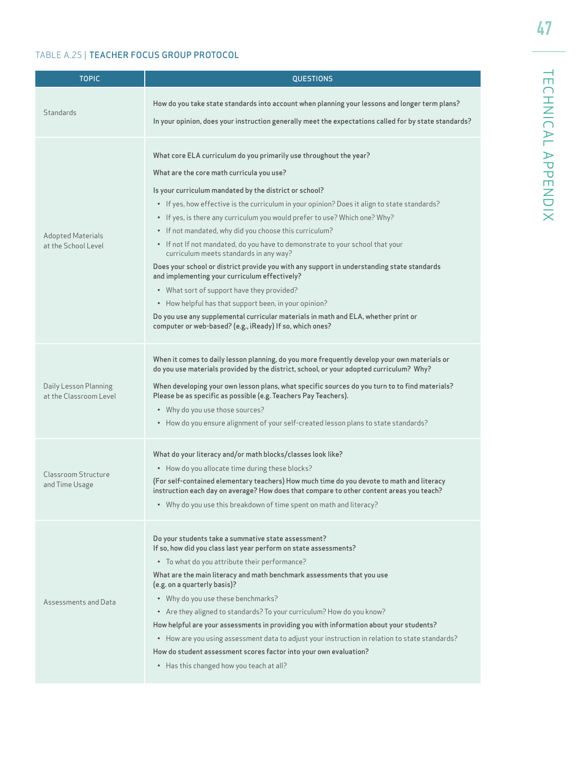TABLE A.25 | **TEACHER FOCUS GROUP PROTOCOL**

| TOPIC | QUESTIONS |
|---|---|
| Standards | How do you take state standards into account when planning your lessons and longer term plans?<br><br>In your opinion, does your instruction generally meet the expectations called for by state standards? |
| Adopted Materials at the School Level | What core ELA curriculum do you primarily use throughout the year?<br><br>What are the core math curricula you use?<br><br>Is your curriculum mandated by the district or school?<br>• If yes, how effective is the curriculum in your opinion? Does it align to state standards?<br>• If yes, is there any curriculum you would prefer to use? Which one? Why?<br>• If not mandated, why did you choose this curriculum?<br>• If not If not mandated, do you have to demonstrate to your school that your curriculum meets standards in any way?<br><br>Does your school or district provide you with any support in understanding state standards and implementing your curriculum effectively?<br>• What sort of support have they provided?<br>• How helpful has that support been, in your opinion?<br><br>Do you use any supplemental curricular materials in math and ELA, whether print or computer or web-based? (e.g., iReady) If so, which ones? |
| Daily Lesson Planning at the Classroom Level | When it comes to daily lesson planning, do you more frequently develop your own materials or do you use materials provided by the district, school, or your adopted curriculum? Why?<br><br>When developing your own lesson plans, what specific sources do you turn to to find materials? Please be as specific as possible (e.g. Teachers Pay Teachers).<br>• Why do you use those sources?<br>• How do you ensure alignment of your self-created lesson plans to state standards? |
| Classroom Structure and Time Usage | What do your literacy and/or math blocks/classes look like?<br>• How do you allocate time during these blocks?<br><br>(For self-contained elementary teachers) How much time do you devote to math and literacy instruction each day on average? How does that compare to other content areas you teach?<br>• Why do you use this breakdown of time spent on math and literacy? |
| Assessments and Data | Do your students take a summative state assessment?<br>If so, how did you class last year perform on state assessments?<br>• To what do you attribute their performance?<br><br>What are the main literacy and math benchmark assessments that you use (e.g. on a quarterly basis)?<br>• Why do you use these benchmarks?<br>• Are they aligned to standards? To your curriculum? How do you know?<br><br>How helpful are your assessments in providing you with information about your students?<br>• How are you using assessment data to adjust your instruction in relation to state standards?<br><br>How do student assessment scores factor into your own evaluation?<br>• Has this changed how you teach at all? |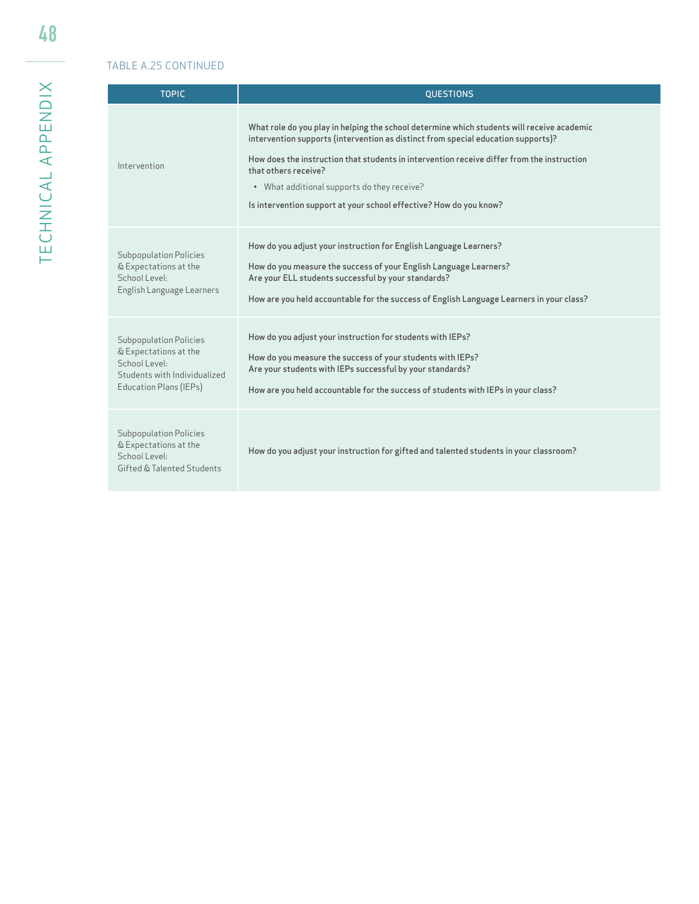TABLE A.25 CONTINUED

| TOPIC | QUESTIONS |
|---|---|
| Intervention | What role do you play in helping the school determine which students will receive academic intervention supports (intervention as distinct from special education supports)?<br><br>How does the instruction that students in intervention receive differ from the instruction that others receive?<br>• What additional supports do they receive?<br><br>Is intervention support at your school effective? How do you know? |
| Subpopulation Policies & Expectations at the School Level: English Language Learners | How do you adjust your instruction for English Language Learners?<br><br>How do you measure the success of your English Language Learners? Are your ELL students successful by your standards?<br><br>How are you held accountable for the success of English Language Learners in your class? |
| Subpopulation Policies & Expectations at the School Level: Students with Individualized Education Plans (IEPs) | How do you adjust your instruction for students with IEPs?<br><br>How do you measure the success of your students with IEPs? Are your students with IEPs successful by your standards?<br><br>How are you held accountable for the success of students with IEPs in your class? |
| Subpopulation Policies & Expectations at the School Level: Gifted & Talented Students | How do you adjust your instruction for gifted and talented students in your classroom? |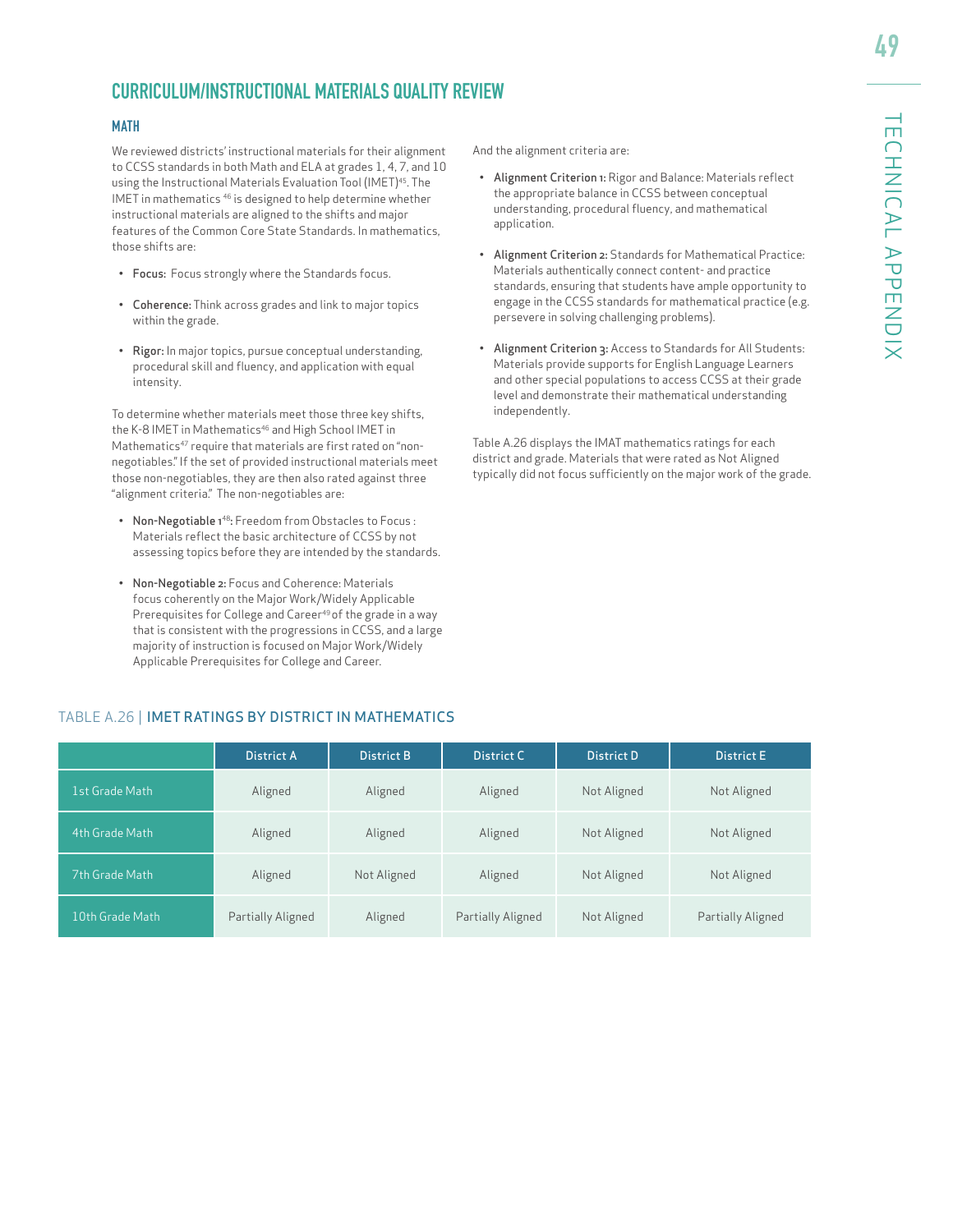## CURRICULUM/INSTRUCTIONAL MATERIALS QUALITY REVIEW

### MATH

We reviewed districts' instructional materials for their alignment to CCSS standards in both Math and ELA at grades 1, 4, 7, and 10 using the Instructional Materials Evaluation Tool (IMET)[45]. The IMET in mathematics [46] is designed to help determine whether instructional materials are aligned to the shifts and major features of the Common Core State Standards. In mathematics, those shifts are:

- **Focus:** Focus strongly where the Standards focus.
- **Coherence:** Think across grades and link to major topics within the grade.
- **Rigor:** In major topics, pursue conceptual understanding, procedural skill and fluency, and application with equal intensity.

To determine whether materials meet those three key shifts, the K-8 IMET in Mathematics[46] and High School IMET in Mathematics[47] require that materials are first rated on "non-negotiables." If the set of provided instructional materials meet those non-negotiables, they are then also rated against three "alignment criteria." The non-negotiables are:

- **Non-Negotiable 1**[48]**:** Freedom from Obstacles to Focus : Materials reflect the basic architecture of CCSS by not assessing topics before they are intended by the standards.
- **Non-Negotiable 2:** Focus and Coherence: Materials focus coherently on the Major Work/Widely Applicable Prerequisites for College and Career[49] of the grade in a way that is consistent with the progressions in CCSS, and a large majority of instruction is focused on Major Work/Widely Applicable Prerequisites for College and Career.

And the alignment criteria are:

- **Alignment Criterion 1:** Rigor and Balance: Materials reflect the appropriate balance in CCSS between conceptual understanding, procedural fluency, and mathematical application.
- **Alignment Criterion 2:** Standards for Mathematical Practice: Materials authentically connect content- and practice standards, ensuring that students have ample opportunity to engage in the CCSS standards for mathematical practice (e.g. persevere in solving challenging problems).
- **Alignment Criterion 3:** Access to Standards for All Students: Materials provide supports for English Language Learners and other special populations to access CCSS at their grade level and demonstrate their mathematical understanding independently.

Table A.26 displays the IMAT mathematics ratings for each district and grade. Materials that were rated as Not Aligned typically did not focus sufficiently on the major work of the grade.

TABLE A.26 | IMET RATINGS BY DISTRICT IN MATHEMATICS

| | District A | District B | District C | District D | District E |
|---|---|---|---|---|---|
| 1st Grade Math | Aligned | Aligned | Aligned | Not Aligned | Not Aligned |
| 4th Grade Math | Aligned | Aligned | Aligned | Not Aligned | Not Aligned |
| 7th Grade Math | Aligned | Not Aligned | Aligned | Not Aligned | Not Aligned |
| 10th Grade Math | Partially Aligned | Aligned | Partially Aligned | Not Aligned | Partially Aligned |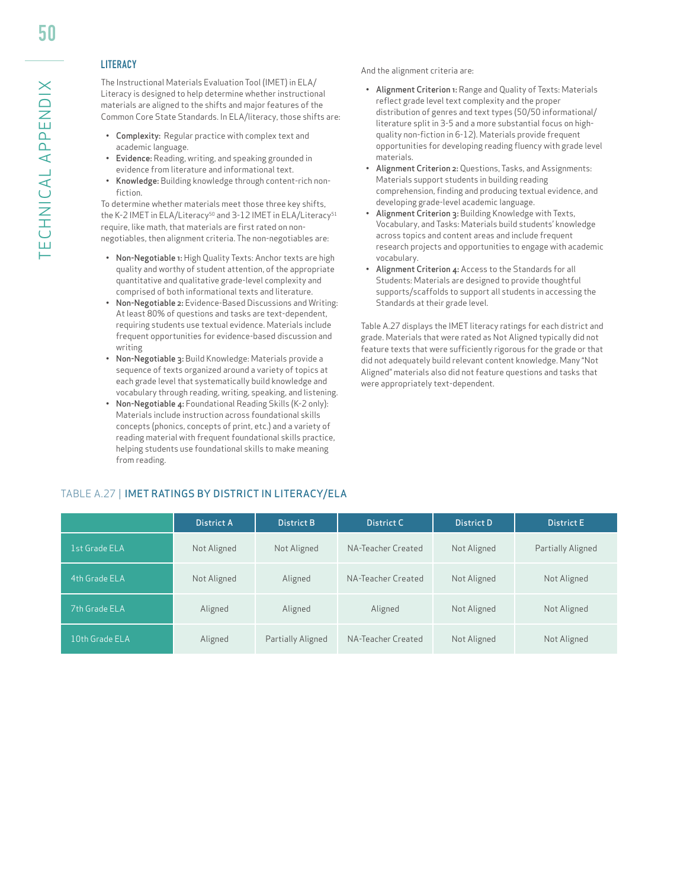### LITERACY

The Instructional Materials Evaluation Tool (IMET) in ELA/Literacy is designed to help determine whether instructional materials are aligned to the shifts and major features of the Common Core State Standards. In ELA/literacy, those shifts are:

- **Complexity:** Regular practice with complex text and academic language.
- **Evidence:** Reading, writing, and speaking grounded in evidence from literature and informational text.
- **Knowledge:** Building knowledge through content-rich non-fiction.

To determine whether materials meet those three key shifts, the K-2 IMET in ELA/Literacy[50] and 3-12 IMET in ELA/Literacy[51] require, like math, that materials are first rated on non-negotiables, then alignment criteria. The non-negotiables are:

- **Non-Negotiable 1:** High Quality Texts: Anchor texts are high quality and worthy of student attention, of the appropriate quantitative and qualitative grade-level complexity and comprised of both informational texts and literature.
- **Non-Negotiable 2:** Evidence-Based Discussions and Writing: At least 80% of questions and tasks are text-dependent, requiring students use textual evidence. Materials include frequent opportunities for evidence-based discussion and writing
- **Non-Negotiable 3:** Build Knowledge: Materials provide a sequence of texts organized around a variety of topics at each grade level that systematically build knowledge and vocabulary through reading, writing, speaking, and listening.
- **Non-Negotiable 4:** Foundational Reading Skills (K-2 only): Materials include instruction across foundational skills concepts (phonics, concepts of print, etc.) and a variety of reading material with frequent foundational skills practice, helping students use foundational skills to make meaning from reading.

And the alignment criteria are:

- **Alignment Criterion 1:** Range and Quality of Texts: Materials reflect grade level text complexity and the proper distribution of genres and text types (50/50 informational/literature split in 3-5 and a more substantial focus on high-quality non-fiction in 6-12). Materials provide frequent opportunities for developing reading fluency with grade level materials.
- **Alignment Criterion 2:** Questions, Tasks, and Assignments: Materials support students in building reading comprehension, finding and producing textual evidence, and developing grade-level academic language.
- **Alignment Criterion 3:** Building Knowledge with Texts, Vocabulary, and Tasks: Materials build students' knowledge across topics and content areas and include frequent research projects and opportunities to engage with academic vocabulary.
- **Alignment Criterion 4:** Access to the Standards for all Students: Materials are designed to provide thoughtful supports/scaffolds to support all students in accessing the Standards at their grade level.

Table A.27 displays the IMET literacy ratings for each district and grade. Materials that were rated as Not Aligned typically did not feature texts that were sufficiently rigorous for the grade or that did not adequately build relevant content knowledge. Many "Not Aligned" materials also did not feature questions and tasks that were appropriately text-dependent.

TABLE A.27 | **IMET RATINGS BY DISTRICT IN LITERACY/ELA**

| | District A | District B | District C | District D | District E |
|---|---|---|---|---|---|
| 1st Grade ELA | Not Aligned | Not Aligned | NA-Teacher Created | Not Aligned | Partially Aligned |
| 4th Grade ELA | Not Aligned | Aligned | NA-Teacher Created | Not Aligned | Not Aligned |
| 7th Grade ELA | Aligned | Aligned | Aligned | Not Aligned | Not Aligned |
| 10th Grade ELA | Aligned | Partially Aligned | NA-Teacher Created | Not Aligned | Not Aligned |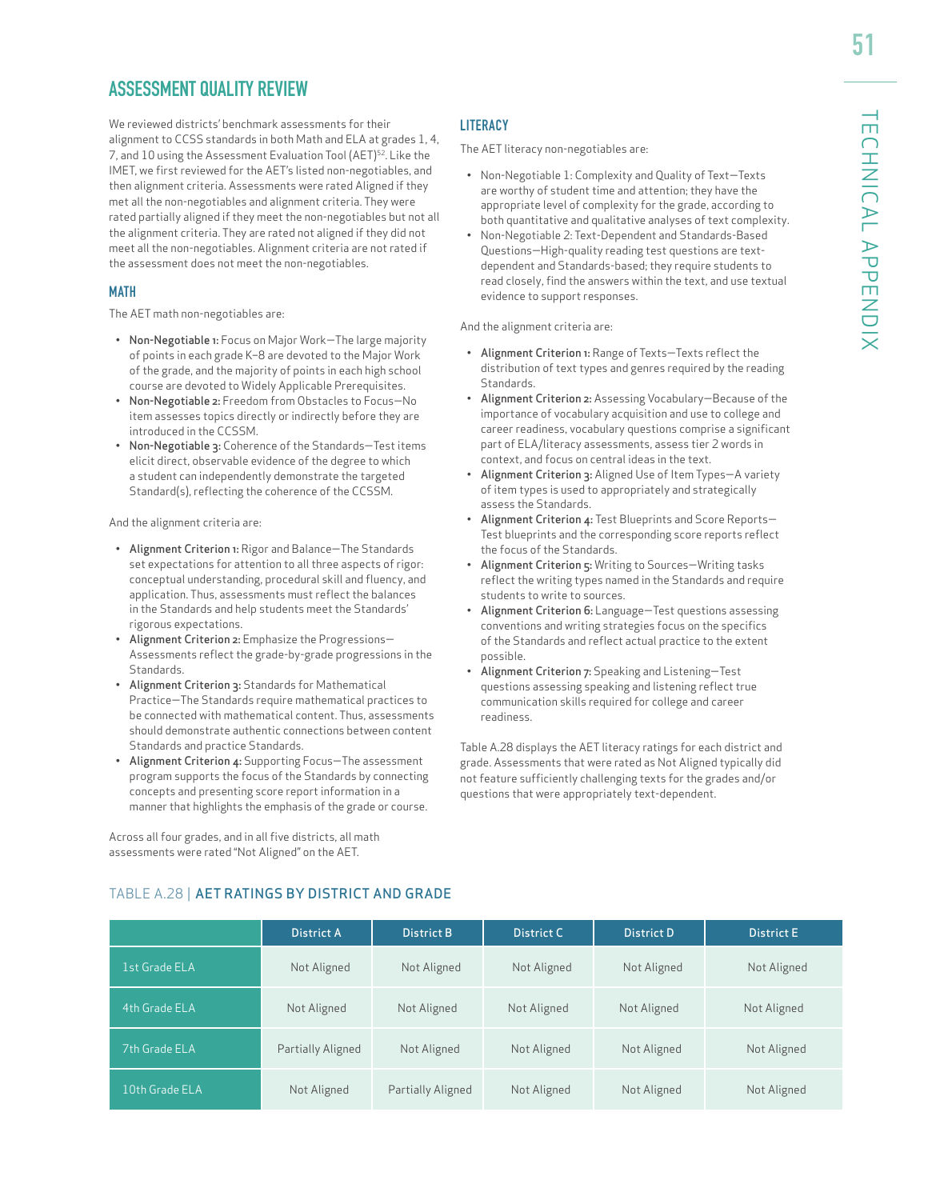## ASSESSMENT QUALITY REVIEW

We reviewed districts' benchmark assessments for their alignment to CCSS standards in both Math and ELA at grades 1, 4, 7, and 10 using the Assessment Evaluation Tool (AET)[52]. Like the IMET, we first reviewed for the AET's listed non-negotiables, and then alignment criteria. Assessments were rated Aligned if they met all the non-negotiables and alignment criteria. They were rated partially aligned if they meet the non-negotiables but not all the alignment criteria. They are rated not aligned if they did not meet all the non-negotiables. Alignment criteria are not rated if the assessment does not meet the non-negotiables.

### MATH

The AET math non-negotiables are:

- **Non-Negotiable 1:** Focus on Major Work—The large majority of points in each grade K–8 are devoted to the Major Work of the grade, and the majority of points in each high school course are devoted to Widely Applicable Prerequisites.
- **Non-Negotiable 2:** Freedom from Obstacles to Focus—No item assesses topics directly or indirectly before they are introduced in the CCSSM.
- **Non-Negotiable 3:** Coherence of the Standards—Test items elicit direct, observable evidence of the degree to which a student can independently demonstrate the targeted Standard(s), reflecting the coherence of the CCSSM.

And the alignment criteria are:

- **Alignment Criterion 1:** Rigor and Balance—The Standards set expectations for attention to all three aspects of rigor: conceptual understanding, procedural skill and fluency, and application. Thus, assessments must reflect the balances in the Standards and help students meet the Standards' rigorous expectations.
- **Alignment Criterion 2:** Emphasize the Progressions—Assessments reflect the grade-by-grade progressions in the Standards.
- **Alignment Criterion 3:** Standards for Mathematical Practice—The Standards require mathematical practices to be connected with mathematical content. Thus, assessments should demonstrate authentic connections between content Standards and practice Standards.
- **Alignment Criterion 4:** Supporting Focus—The assessment program supports the focus of the Standards by connecting concepts and presenting score report information in a manner that highlights the emphasis of the grade or course.

Across all four grades, and in all five districts, all math assessments were rated "Not Aligned" on the AET.

### LITERACY

The AET literacy non-negotiables are:

- Non-Negotiable 1: Complexity and Quality of Text—Texts are worthy of student time and attention; they have the appropriate level of complexity for the grade, according to both quantitative and qualitative analyses of text complexity.
- Non-Negotiable 2: Text-Dependent and Standards-Based Questions—High-quality reading test questions are text-dependent and Standards-based; they require students to read closely, find the answers within the text, and use textual evidence to support responses.

And the alignment criteria are:

- **Alignment Criterion 1:** Range of Texts—Texts reflect the distribution of text types and genres required by the reading Standards.
- **Alignment Criterion 2:** Assessing Vocabulary—Because of the importance of vocabulary acquisition and use to college and career readiness, vocabulary questions comprise a significant part of ELA/literacy assessments, assess tier 2 words in context, and focus on central ideas in the text.
- **Alignment Criterion 3:** Aligned Use of Item Types—A variety of item types is used to appropriately and strategically assess the Standards.
- **Alignment Criterion 4:** Test Blueprints and Score Reports—Test blueprints and the corresponding score reports reflect the focus of the Standards.
- **Alignment Criterion 5:** Writing to Sources—Writing tasks reflect the writing types named in the Standards and require students to write to sources.
- **Alignment Criterion 6:** Language—Test questions assessing conventions and writing strategies focus on the specifics of the Standards and reflect actual practice to the extent possible.
- **Alignment Criterion 7:** Speaking and Listening—Test questions assessing speaking and listening reflect true communication skills required for college and career readiness.

Table A.28 displays the AET literacy ratings for each district and grade. Assessments that were rated as Not Aligned typically did not feature sufficiently challenging texts for the grades and/or questions that were appropriately text-dependent.

TABLE A.28 | **AET RATINGS BY DISTRICT AND GRADE**

| | District A | District B | District C | District D | District E |
|---|---|---|---|---|---|
| 1st Grade ELA | Not Aligned | Not Aligned | Not Aligned | Not Aligned | Not Aligned |
| 4th Grade ELA | Not Aligned | Not Aligned | Not Aligned | Not Aligned | Not Aligned |
| 7th Grade ELA | Partially Aligned | Not Aligned | Not Aligned | Not Aligned | Not Aligned |
| 10th Grade ELA | Not Aligned | Partially Aligned | Not Aligned | Not Aligned | Not Aligned |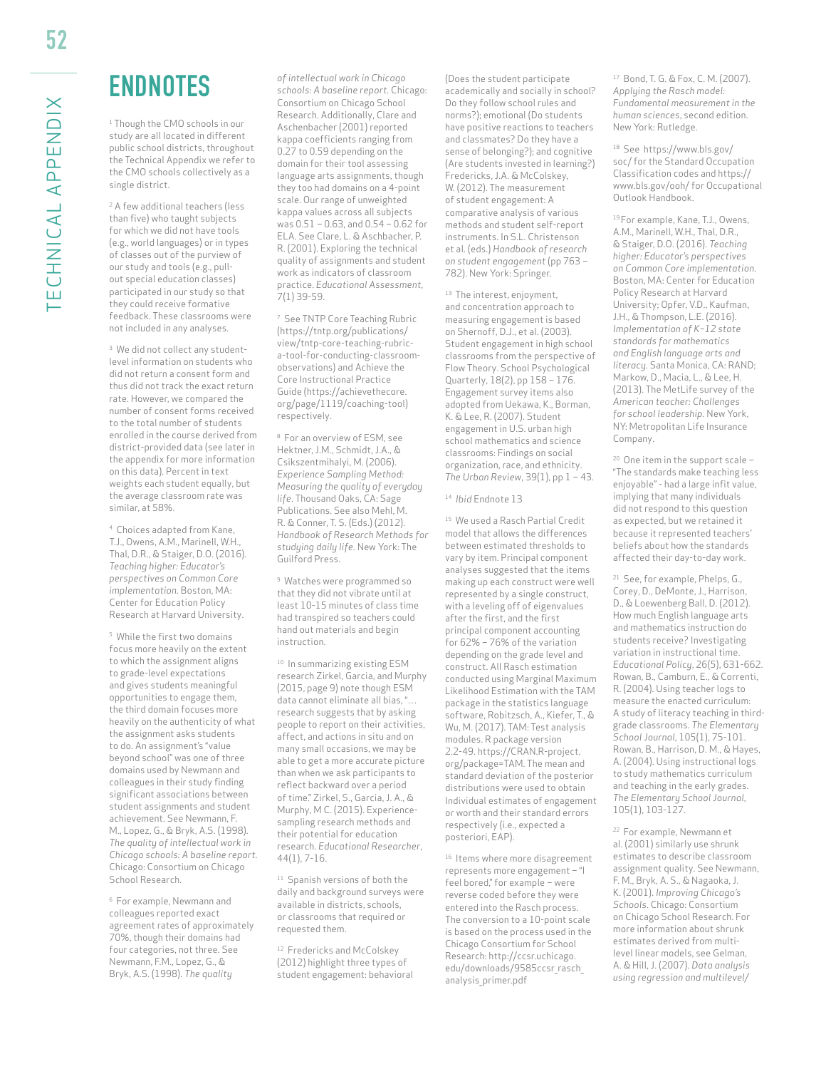# ENDNOTES

[1] Though the CMO schools in our study are all located in different public school districts, throughout the Technical Appendix we refer to the CMO schools collectively as a single district.

[2] A few additional teachers (less than five) who taught subjects for which we did not have tools (e.g., world languages) or in types of classes out of the purview of our study and tools (e.g., pull-out special education classes) participated in our study so that they could receive formative feedback. These classrooms were not included in any analyses.

[3] We did not collect any student-level information on students who did not return a consent form and thus did not track the exact return rate. However, we compared the number of consent forms received to the total number of students enrolled in the course derived from district-provided data (see later in the appendix for more information on this data). Percent in text weights each student equally, but the average classroom rate was similar, at 58%.

[4] Choices adapted from Kane, T.J., Owens, A.M., Marinell, W.H., Thal, D.R., & Staiger, D.O. (2016). *Teaching higher: Educator's perspectives on Common Core implementation.* Boston, MA: Center for Education Policy Research at Harvard University.

[5] While the first two domains focus more heavily on the extent to which the assignment aligns to grade-level expectations and gives students meaningful opportunities to engage them, the third domain focuses more heavily on the authenticity of what the assignment asks students to do. An assignment's "value beyond school" was one of three domains used by Newmann and colleagues in their study finding significant associations between student assignments and student achievement. See Newmann, F. M., Lopez, G., & Bryk, A.S. (1998). *The quality of intellectual work in Chicago schools: A baseline report.* Chicago: Consortium on Chicago School Research.

[6] For example, Newmann and colleagues reported exact agreement rates of approximately 70%, though their domains had four categories, not three. See Newmann, F.M., Lopez, G., & Bryk, A.S. (1998). *The quality of intellectual work in Chicago schools: A baseline report.* Chicago: Consortium on Chicago School Research. Additionally, Clare and Aschenbacher (2001) reported kappa coefficients ranging from 0.27 to 0.59 depending on the domain for their tool assessing language arts assignments, though they too had domains on a 4-point scale. Our range of unweighted kappa values across all subjects was 0.51 – 0.63, and 0.54 – 0.62 for ELA. See Clare, L. & Aschbacher, P. R. (2001). Exploring the technical quality of assignments and student work as indicators of classroom practice. *Educational Assessment,* 7(1) 39-59.

[7] See TNTP Core Teaching Rubric (https://tntp.org/publications/view/tntp-core-teaching-rubric-a-tool-for-conducting-classroom-observations) and Achieve the Core Instructional Practice Guide (https://achievethecore.org/page/1119/coaching-tool) respectively.

[8] For an overview of ESM, see Hektner, J.M., Schmidt, J.A., & Csikszentmihalyi, M. (2006). *Experience Sampling Method: Measuring the quality of everyday life.* Thousand Oaks, CA: Sage Publications. See also Mehl, M. R. & Conner, T. S. (Eds.) (2012). *Handbook of Research Methods for studying daily life.* New York: The Guilford Press.

[9] Watches were programmed so that they did not vibrate until at least 10-15 minutes of class time had transpired so teachers could hand out materials and begin instruction.

[10] In summarizing existing ESM research Zirkel, Garcia, and Murphy (2015, page 9) note though ESM data cannot eliminate all bias, "…research suggests that by asking people to report on their activities, affect, and actions in situ and on many small occasions, we may be able to get a more accurate picture than when we ask participants to reflect backward over a period of time." Zirkel, S., Garcia, J. A., & Murphy, M C. (2015). Experience-sampling research methods and their potential for education research. *Educational Researcher*, 44(1), 7-16.

[11] Spanish versions of both the daily and background surveys were available in districts, schools, or classrooms that required or requested them.

[12] Fredericks and McColskey (2012) highlight three types of student engagement: behavioral (Does the student participate academically and socially in school? Do they follow school rules and norms?); emotional (Do students have positive reactions to teachers and classmates? Do they have a sense of belonging?); and cognitive (Are students invested in learning?) Fredericks, J.A. & McColskey, W. (2012). The measurement of student engagement: A comparative analysis of various methods and student self-report instruments. In S.L. Christenson et al. (eds.) *Handbook of research on student engagement* (pp 763 – 782). New York: Springer.

[13] The interest, enjoyment, and concentration approach to measuring engagement is based on Shernoff, D.J., et al. (2003). Student engagement in high school classrooms from the perspective of Flow Theory. School Psychological Quarterly, 18(2), pp 158 – 176. Engagement survey items also adopted from Uekawa, K., Borman, K. & Lee, R. (2007). Student engagement in U.S. urban high school mathematics and science classrooms: Findings on social organization, race, and ethnicity. *The Urban Review*, 39(1), pp 1 – 43.

[14] *Ibid* Endnote 13

[15] We used a Rasch Partial Credit model that allows the differences between estimated thresholds to vary by item. Principal component analyses suggested that the items making up each construct were well represented by a single construct, with a leveling off of eigenvalues after the first, and the first principal component accounting for 62% – 76% of the variation depending on the grade level and construct. All Rasch estimation conducted using Marginal Maximum Likelihood Estimation with the TAM package in the statistics language software, Robitzsch, A., Kiefer, T., & Wu, M. (2017). TAM: Test analysis modules. R package version 2.2-49. https://CRAN.R-project.org/package=TAM. The mean and standard deviation of the posterior distributions were used to obtain Individual estimates of engagement or worth and their standard errors respectively (i.e., expected a posteriori, EAP).

[16] Items where more disagreement represents more engagement – "I feel bored," for example – were reverse coded before they were entered into the Rasch process. The conversion to a 10-point scale is based on the process used in the Chicago Consortium for School Research: http://ccsr.uchicago.edu/downloads/9585ccsr_rasch_analysis_primer.pdf

[17] Bond, T. G. & Fox, C. M. (2007). *Applying the Rasch model: Fundamental measurement in the human sciences*, second edition. New York: Rutledge.

[18] See https://www.bls.gov/soc/ for the Standard Occupation Classification codes and https://www.bls.gov/ooh/ for Occupational Outlook Handbook.

[19] For example, Kane, T.J., Owens, A.M., Marinell, W.H., Thal, D.R., & Staiger, D.O. (2016). *Teaching higher: Educator's perspectives on Common Core implementation.* Boston, MA: Center for Education Policy Research at Harvard University; Opfer, V.D., Kaufman, J.H., & Thompson, L.E. (2016). *Implementation of K–12 state standards for mathematics and English language arts and literacy.* Santa Monica, CA: RAND; Markow, D., Macia, L., & Lee, H. (2013). The MetLife survey of the *American teacher: Challenges for school leadership.* New York, NY: Metropolitan Life Insurance Company.

[20] One item in the support scale – "The standards make teaching less enjoyable" - had a large infit value, implying that many individuals did not respond to this question as expected, but we retained it because it represented teachers' beliefs about how the standards affected their day-to-day work.

[21] See, for example, Phelps, G., Corey, D., DeMonte, J., Harrison, D., & Loewenberg Ball, D. (2012). How much English language arts and mathematics instruction do students receive? Investigating variation in instructional time. *Educational Policy*, 26(5), 631-662. Rowan, B., Camburn, E., & Correnti, R. (2004). Using teacher logs to measure the enacted curriculum: A study of literacy teaching in third-grade classrooms. *The Elementary School Journal*, 105(1), 75-101. Rowan, B., Harrison, D. M., & Hayes, A. (2004). Using instructional logs to study mathematics curriculum and teaching in the early grades. *The Elementary School Journal*, 105(1), 103-127.

[22] For example, Newmann et al. (2001) similarly use shrunk estimates to describe classroom assignment quality. See Newmann, F. M., Bryk, A. S., & Nagaoka, J. K. (2001). *Improving Chicago's Schools.* Chicago: Consortium on Chicago School Research. For more information about shrunk estimates derived from multi-level linear models, see Gelman, A. & Hill, J. (2007). *Data analysis using regression and multilevel/*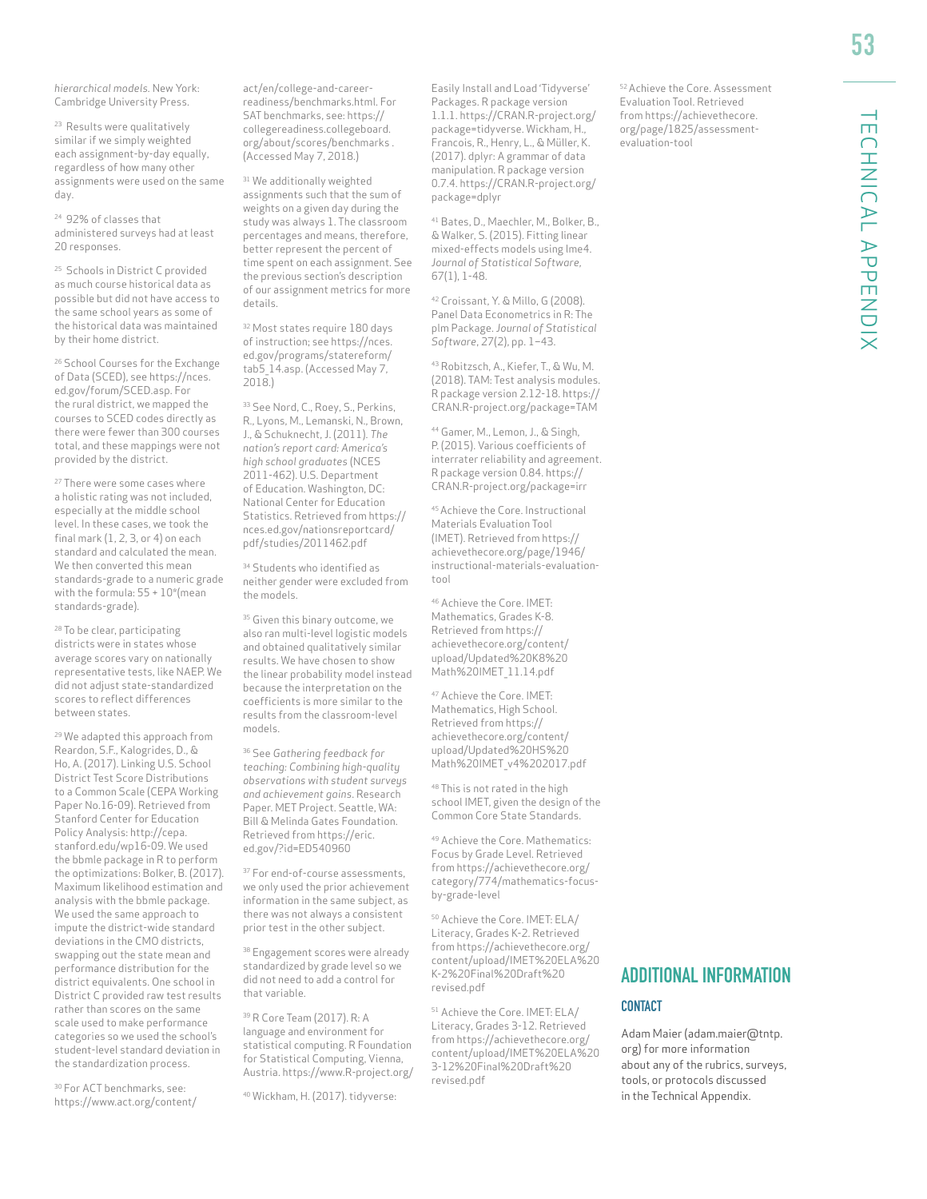hierarchical models. New York: Cambridge University Press.

[23] Results were qualitatively similar if we simply weighted each assignment-by-day equally, regardless of how many other assignments were used on the same day.

[24] 92% of classes that administered surveys had at least 20 responses.

[25] Schools in District C provided as much course historical data as possible but did not have access to the same school years as some of the historical data was maintained by their home district.

[26] School Courses for the Exchange of Data (SCED), see https://nces.ed.gov/forum/SCED.asp. For the rural district, we mapped the courses to SCED codes directly as there were fewer than 300 courses total, and these mappings were not provided by the district.

[27] There were some cases where a holistic rating was not included, especially at the middle school level. In these cases, we took the final mark (1, 2, 3, or 4) on each standard and calculated the mean. We then converted this mean standards-grade to a numeric grade with the formula: 55 + 10*(mean standards-grade).

[28] To be clear, participating districts were in states whose average scores vary on nationally representative tests, like NAEP. We did not adjust state-standardized scores to reflect differences between states.

[29] We adapted this approach from Reardon, S.F., Kalogrides, D., & Ho, A. (2017). Linking U.S. School District Test Score Distributions to a Common Scale (CEPA Working Paper No.16-09). Retrieved from Stanford Center for Education Policy Analysis: http://cepa.stanford.edu/wp16-09. We used the bbmle package in R to perform the optimizations: Bolker, B. (2017). Maximum likelihood estimation and analysis with the bbmle package. We used the same approach to impute the district-wide standard deviations in the CMO districts, swapping out the state mean and performance distribution for the district equivalents. One school in District C provided raw test results rather than scores on the same scale used to make performance categories so we used the school's student-level standard deviation in the standardization process.

[30] For ACT benchmarks, see: https://www.act.org/content/act/en/college-and-career-readiness/benchmarks.html. For SAT benchmarks, see: https://collegereadiness.collegeboard.org/about/scores/benchmarks. (Accessed May 7, 2018.)

[31] We additionally weighted assignments such that the sum of weights on a given day during the study was always 1. The classroom percentages and means, therefore, better represent the percent of time spent on each assignment. See the previous section's description of our assignment metrics for more details.

[32] Most states require 180 days of instruction; see https://nces.ed.gov/programs/statereform/tab5_14.asp. (Accessed May 7, 2018.)

[33] See Nord, C., Roey, S., Perkins, R., Lyons, M., Lemanski, N., Brown, J., & Schuknecht, J. (2011). *The nation's report card: America's high school graduates* (NCES 2011-462). U.S. Department of Education. Washington, DC: National Center for Education Statistics. Retrieved from https://nces.ed.gov/nationsreportcard/pdf/studies/2011462.pdf

[34] Students who identified as neither gender were excluded from the models.

[35] Given this binary outcome, we also ran multi-level logistic models and obtained qualitatively similar results. We have chosen to show the linear probability model instead because the interpretation on the coefficients is more similar to the results from the classroom-level models.

[36] See *Gathering feedback for teaching: Combining high-quality observations with student surveys and achievement gains*. Research Paper. MET Project. Seattle, WA: Bill & Melinda Gates Foundation. Retrieved from https://eric.ed.gov/?id=ED540960

[37] For end-of-course assessments, we only used the prior achievement information in the same subject, as there was not always a consistent prior test in the other subject.

[38] Engagement scores were already standardized by grade level so we did not need to add a control for that variable.

[39] R Core Team (2017). R: A language and environment for statistical computing. R Foundation for Statistical Computing, Vienna, Austria. https://www.R-project.org/

[40] Wickham, H. (2017). tidyverse: Easily Install and Load 'Tidyverse' Packages. R package version 1.1.1. https://CRAN.R-project.org/package=tidyverse. Wickham, H., Francois, R., Henry, L., & Müller, K. (2017). dplyr: A grammar of data manipulation. R package version 0.7.4. https://CRAN.R-project.org/package=dplyr

[41] Bates, D., Maechler, M., Bolker, B., & Walker, S. (2015). Fitting linear mixed-effects models using lme4. *Journal of Statistical Software*, 67(1), 1-48.

[42] Croissant, Y. & Millo, G (2008). Panel Data Econometrics in R: The plm Package. *Journal of Statistical Software*, 27(2), pp. 1–43.

[43] Robitzsch, A., Kiefer, T., & Wu, M. (2018). TAM: Test analysis modules. R package version 2.12-18. https://CRAN.R-project.org/package=TAM

[44] Gamer, M., Lemon, J., & Singh, P. (2015). Various coefficients of interrater reliability and agreement. R package version 0.84. https://CRAN.R-project.org/package=irr

[45] Achieve the Core. Instructional Materials Evaluation Tool (IMET). Retrieved from https://achievethecore.org/page/1946/instructional-materials-evaluation-tool

[46] Achieve the Core. IMET: Mathematics, Grades K-8. Retrieved from https://achievethecore.org/content/upload/Updated%20K8%20Math%20IMET_11.14.pdf

[47] Achieve the Core. IMET: Mathematics, High School. Retrieved from https://achievethecore.org/content/upload/Updated%20HS%20Math%20IMET_v4%202017.pdf

[48] This is not rated in the high school IMET, given the design of the Common Core State Standards.

[49] Achieve the Core. Mathematics: Focus by Grade Level. Retrieved from https://achievethecore.org/category/774/mathematics-focus-by-grade-level

[50] Achieve the Core. IMET: ELA/Literacy, Grades K-2. Retrieved from https://achievethecore.org/content/upload/IMET%20ELA%20K-2%20Final%20Draft%20revised.pdf

[51] Achieve the Core. IMET: ELA/Literacy, Grades 3-12. Retrieved from https://achievethecore.org/content/upload/IMET%20ELA%203-12%20Final%20Draft%20revised.pdf

[52] Achieve the Core. Assessment Evaluation Tool. Retrieved from https://achievethecore.org/page/1825/assessment-evaluation-tool

## ADDITIONAL INFORMATION

### CONTACT

Adam Maier (adam.maier@tntp.org) for more information about any of the rubrics, surveys, tools, or protocols discussed in the Technical Appendix.